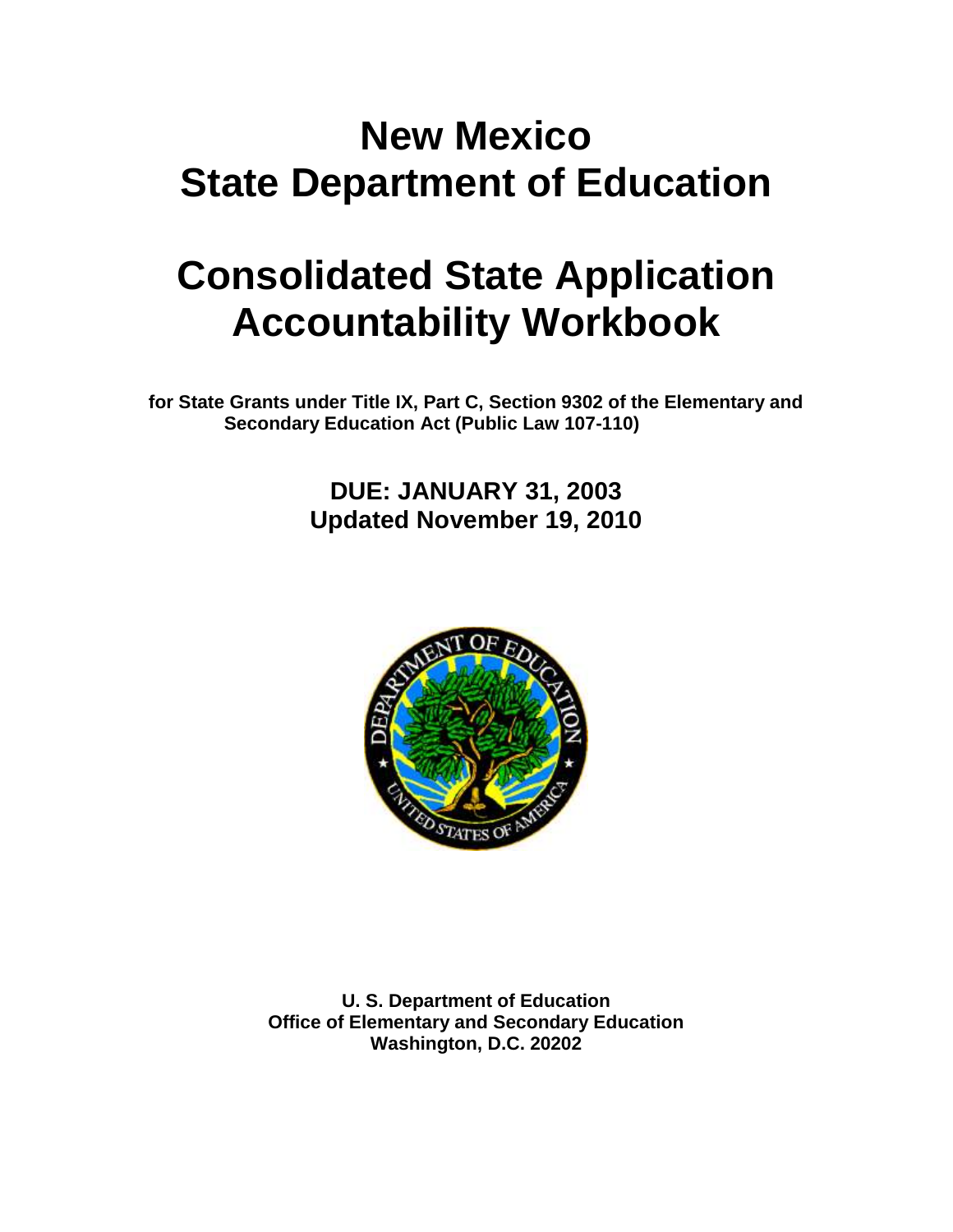# New Mexico
# State Department of Education

# Consolidated State Application Accountability Workbook

**for State Grants under Title IX, Part C, Section 9302 of the Elementary and Secondary Education Act (Public Law 107-110)**

**DUE: JANUARY 31, 2003**
**Updated November 19, 2010**

**U. S. Department of Education**
**Office of Elementary and Secondary Education**
**Washington, D.C. 20202**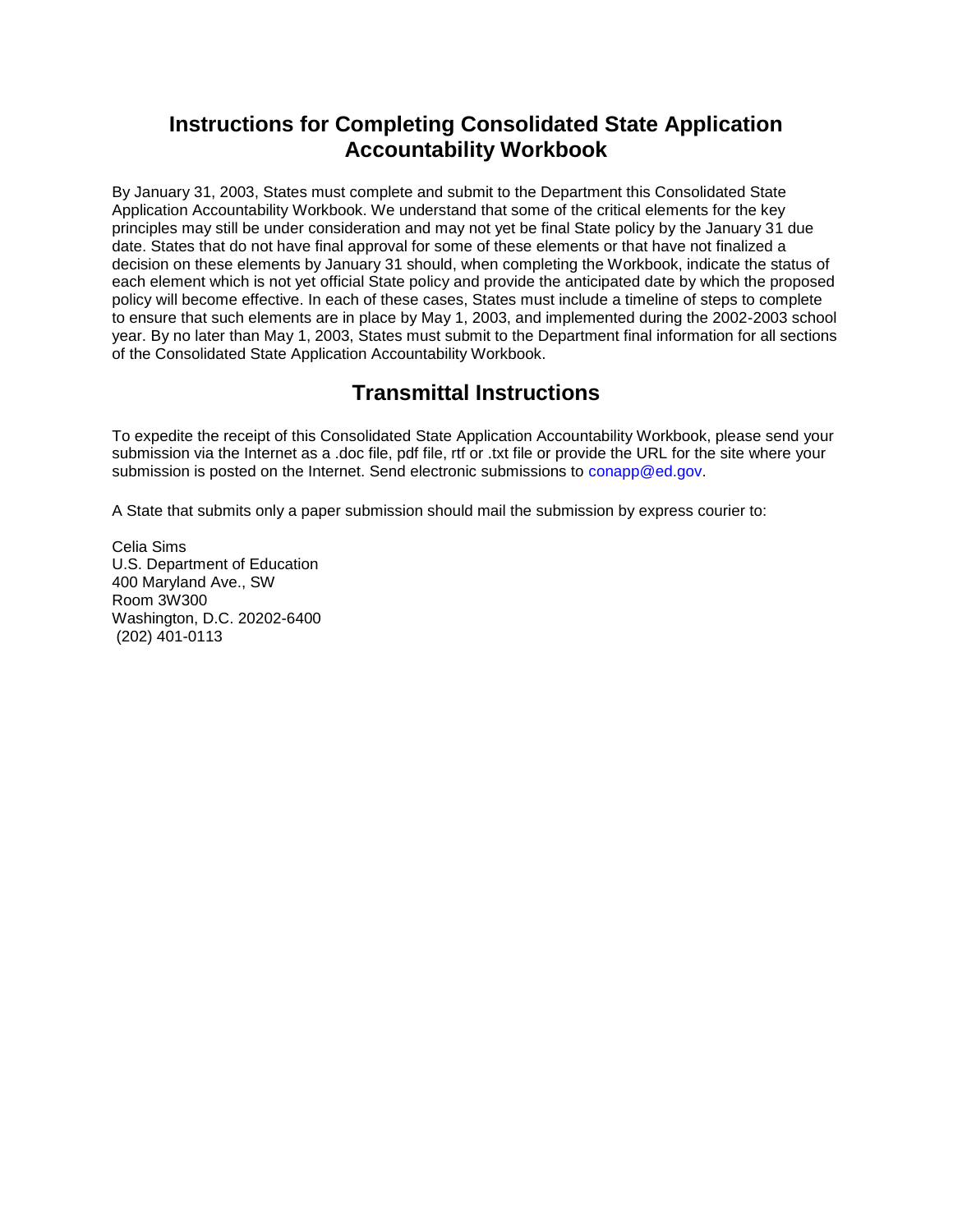# Instructions for Completing Consolidated State Application Accountability Workbook

By January 31, 2003, States must complete and submit to the Department this Consolidated State Application Accountability Workbook. We understand that some of the critical elements for the key principles may still be under consideration and may not yet be final State policy by the January 31 due date. States that do not have final approval for some of these elements or that have not finalized a decision on these elements by January 31 should, when completing the Workbook, indicate the status of each element which is not yet official State policy and provide the anticipated date by which the proposed policy will become effective. In each of these cases, States must include a timeline of steps to complete to ensure that such elements are in place by May 1, 2003, and implemented during the 2002-2003 school year. By no later than May 1, 2003, States must submit to the Department final information for all sections of the Consolidated State Application Accountability Workbook.

# Transmittal Instructions

To expedite the receipt of this Consolidated State Application Accountability Workbook, please send your submission via the Internet as a .doc file, pdf file, rtf or .txt file or provide the URL for the site where your submission is posted on the Internet. Send electronic submissions to conapp@ed.gov.

A State that submits only a paper submission should mail the submission by express courier to:

Celia Sims
U.S. Department of Education
400 Maryland Ave., SW
Room 3W300
Washington, D.C. 20202-6400
(202) 401-0113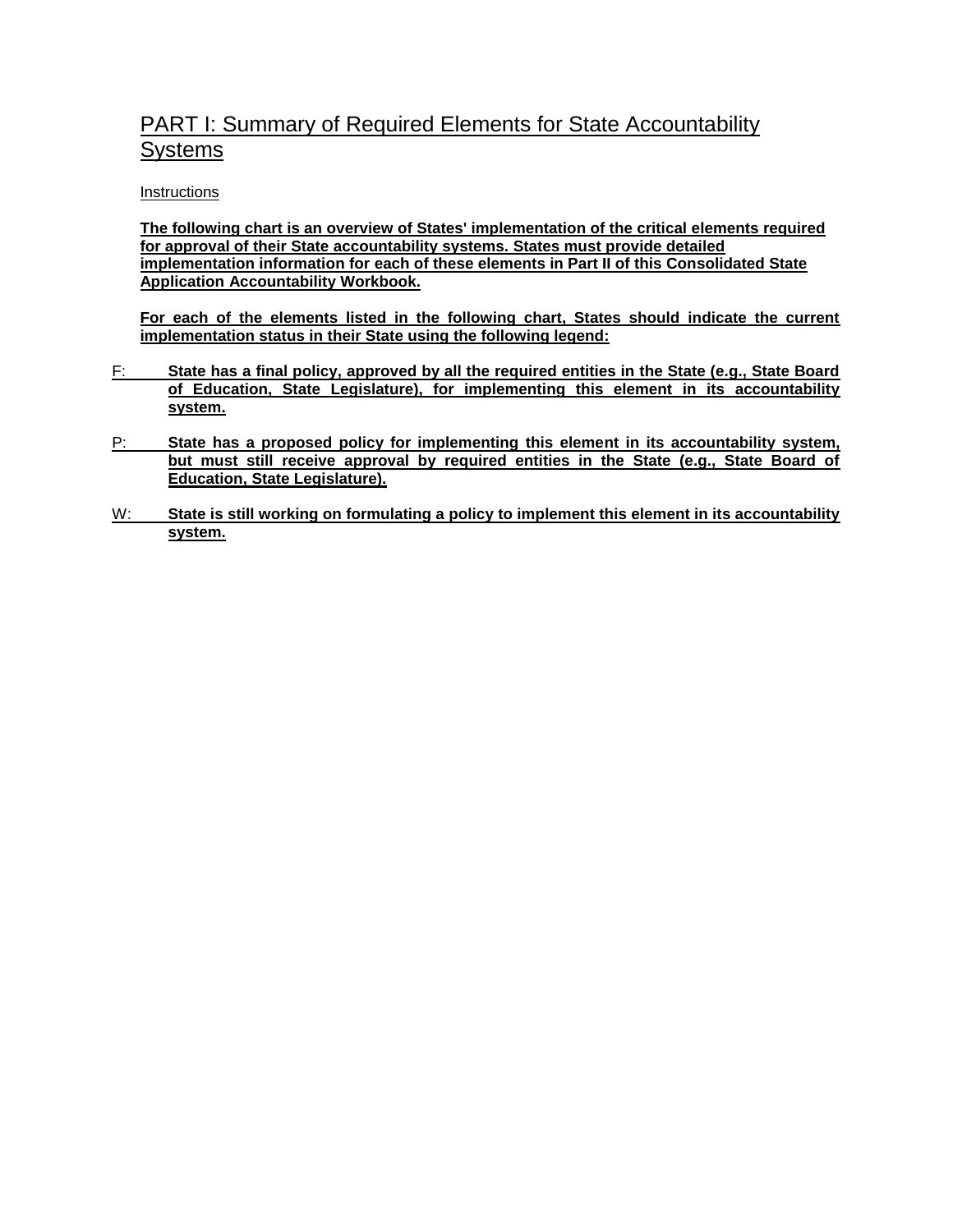# PART I: Summary of Required Elements for State Accountability Systems

Instructions

**The following chart is an overview of States' implementation of the critical elements required for approval of their State accountability systems. States must provide detailed implementation information for each of these elements in Part II of this Consolidated State Application Accountability Workbook.**

**For each of the elements listed in the following chart, States should indicate the current implementation status in their State using the following legend:**

F: **State has a final policy, approved by all the required entities in the State (e.g., State Board of Education, State Legislature), for implementing this element in its accountability system.**

P: **State has a proposed policy for implementing this element in its accountability system, but must still receive approval by required entities in the State (e.g., State Board of Education, State Legislature).**

W: **State is still working on formulating a policy to implement this element in its accountability system.**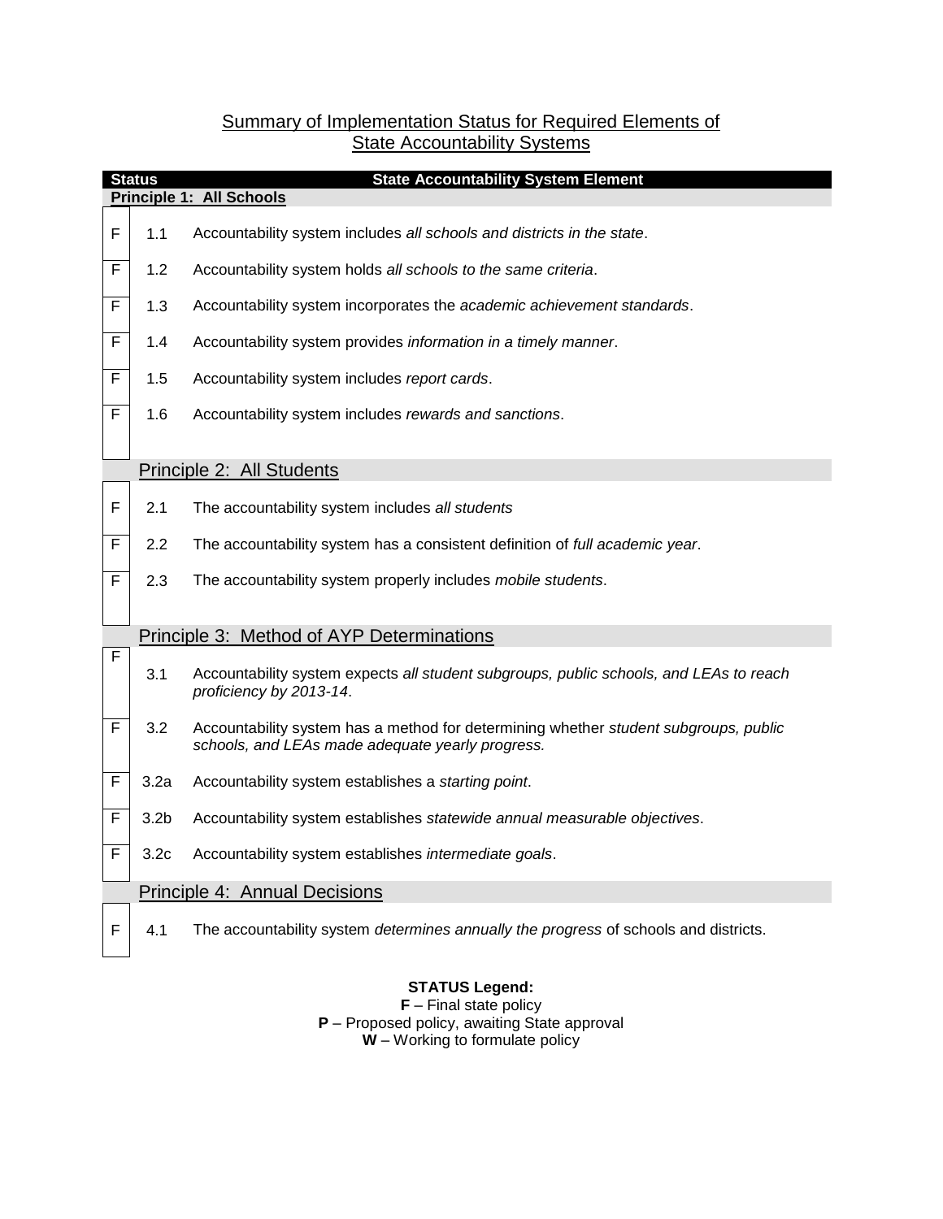## Summary of Implementation Status for Required Elements of State Accountability Systems

| Status | | State Accountability System Element |
|---|---|---|
| **Principle 1: All Schools** | | |
| F | 1.1 | Accountability system includes *all schools and districts in the state*. |
| F | 1.2 | Accountability system holds *all schools to the same criteria*. |
| F | 1.3 | Accountability system incorporates the *academic achievement standards*. |
| F | 1.4 | Accountability system provides *information in a timely manner*. |
| F | 1.5 | Accountability system includes *report cards*. |
| F | 1.6 | Accountability system includes *rewards and sanctions*. |
| **Principle 2: All Students** | | |
| F | 2.1 | The accountability system includes *all students* |
| F | 2.2 | The accountability system has a consistent definition of *full academic year*. |
| F | 2.3 | The accountability system properly includes *mobile students*. |
| **Principle 3: Method of AYP Determinations** | | |
| F | 3.1 | Accountability system expects *all student subgroups, public schools, and LEAs to reach proficiency by 2013-14*. |
| F | 3.2 | Accountability system has a method for determining whether *student subgroups, public schools, and LEAs made adequate yearly progress.* |
| F | 3.2a | Accountability system establishes a *starting point*. |
| F | 3.2b | Accountability system establishes *statewide annual measurable objectives*. |
| F | 3.2c | Accountability system establishes *intermediate goals*. |
| **Principle 4: Annual Decisions** | | |
| F | 4.1 | The accountability system *determines annually the progress* of schools and districts. |

**STATUS Legend:**

**F** – Final state policy

**P** – Proposed policy, awaiting State approval

**W** – Working to formulate policy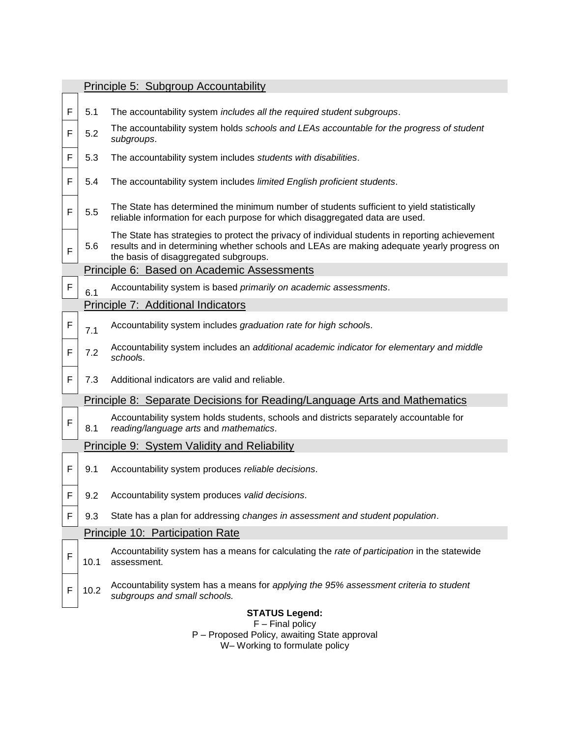| Status | # | Principle / Critical Element |
|---|---|---|
| | | **Principle 5: Subgroup Accountability** |
| F | 5.1 | The accountability system *includes all the required student subgroups*. |
| F | 5.2 | The accountability system holds *schools and LEAs accountable for the progress of student subgroups*. |
| F | 5.3 | The accountability system includes *students with disabilities*. |
| F | 5.4 | The accountability system includes *limited English proficient students*. |
| F | 5.5 | The State has determined the minimum number of students sufficient to yield statistically reliable information for each purpose for which disaggregated data are used. |
| F | 5.6 | The State has strategies to protect the privacy of individual students in reporting achievement results and in determining whether schools and LEAs are making adequate yearly progress on the basis of disaggregated subgroups. |
| | | **Principle 6: Based on Academic Assessments** |
| F | 6.1 | Accountability system is based *primarily on academic assessments*. |
| | | **Principle 7: Additional Indicators** |
| F | 7.1 | Accountability system includes *graduation rate for high schools*. |
| F | 7.2 | Accountability system includes an *additional academic indicator for elementary and middle schools*. |
| F | 7.3 | Additional indicators are valid and reliable. |
| | | **Principle 8: Separate Decisions for Reading/Language Arts and Mathematics** |
| F | 8.1 | Accountability system holds students, schools and districts separately accountable for *reading/language arts* and *mathematics*. |
| | | **Principle 9: System Validity and Reliability** |
| F | 9.1 | Accountability system produces *reliable decisions*. |
| F | 9.2 | Accountability system produces *valid decisions*. |
| F | 9.3 | State has a plan for addressing *changes in assessment and student population*. |
| | | **Principle 10: Participation Rate** |
| F | 10.1 | Accountability system has a means for calculating the *rate of participation* in the statewide assessment. |
| F | 10.2 | Accountability system has a means for *applying the 95% assessment criteria to student subgroups and small schools.* |

**STATUS Legend:**
F – Final policy
P – Proposed Policy, awaiting State approval
W– Working to formulate policy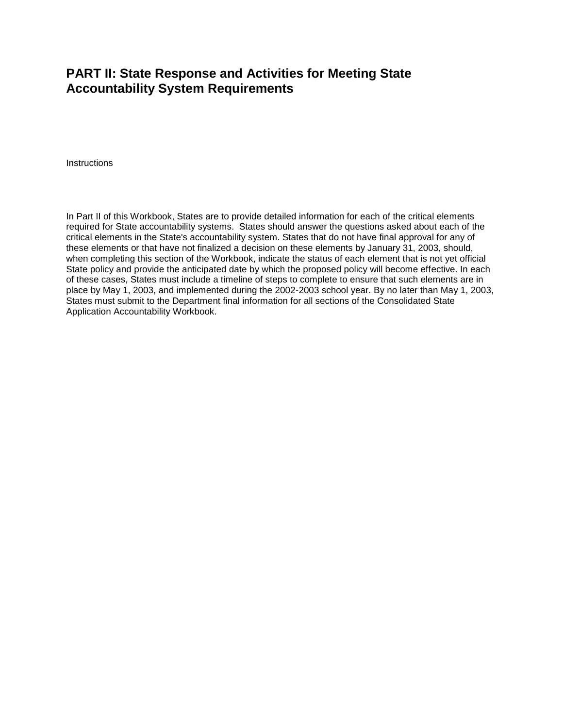# PART II: State Response and Activities for Meeting State Accountability System Requirements

Instructions

In Part II of this Workbook, States are to provide detailed information for each of the critical elements required for State accountability systems. States should answer the questions asked about each of the critical elements in the State's accountability system. States that do not have final approval for any of these elements or that have not finalized a decision on these elements by January 31, 2003, should, when completing this section of the Workbook, indicate the status of each element that is not yet official State policy and provide the anticipated date by which the proposed policy will become effective. In each of these cases, States must include a timeline of steps to complete to ensure that such elements are in place by May 1, 2003, and implemented during the 2002-2003 school year. By no later than May 1, 2003, States must submit to the Department final information for all sections of the Consolidated State Application Accountability Workbook.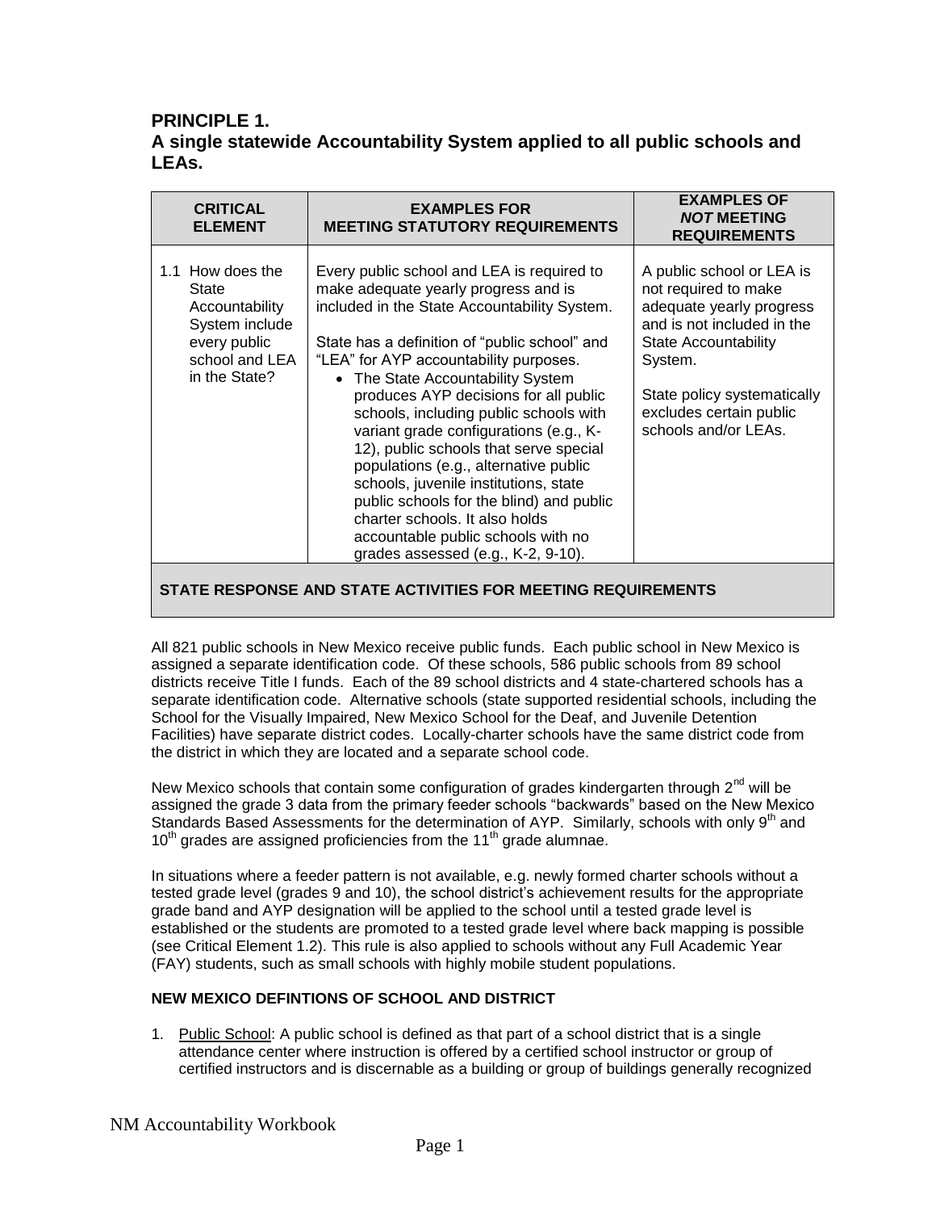## PRINCIPLE 1.
## A single statewide Accountability System applied to all public schools and LEAs.

| CRITICAL ELEMENT | EXAMPLES FOR MEETING STATUTORY REQUIREMENTS | EXAMPLES OF *NOT* MEETING REQUIREMENTS |
|---|---|---|
| 1.1 How does the State Accountability System include every public school and LEA in the State? | Every public school and LEA is required to make adequate yearly progress and is included in the State Accountability System.<br><br>State has a definition of "public school" and "LEA" for AYP accountability purposes.<br>• The State Accountability System produces AYP decisions for all public schools, including public schools with variant grade configurations (e.g., K-12), public schools that serve special populations (e.g., alternative public schools, juvenile institutions, state public schools for the blind) and public charter schools. It also holds accountable public schools with no grades assessed (e.g., K-2, 9-10). | A public school or LEA is not required to make adequate yearly progress and is not included in the State Accountability System.<br><br>State policy systematically excludes certain public schools and/or LEAs. |

**STATE RESPONSE AND STATE ACTIVITIES FOR MEETING REQUIREMENTS**

All 821 public schools in New Mexico receive public funds. Each public school in New Mexico is assigned a separate identification code. Of these schools, 586 public schools from 89 school districts receive Title I funds. Each of the 89 school districts and 4 state-chartered schools has a separate identification code. Alternative schools (state supported residential schools, including the School for the Visually Impaired, New Mexico School for the Deaf, and Juvenile Detention Facilities) have separate district codes. Locally-charter schools have the same district code from the district in which they are located and a separate school code.

New Mexico schools that contain some configuration of grades kindergarten through 2nd will be assigned the grade 3 data from the primary feeder schools "backwards" based on the New Mexico Standards Based Assessments for the determination of AYP. Similarly, schools with only 9th and 10th grades are assigned proficiencies from the 11th grade alumnae.

In situations where a feeder pattern is not available, e.g. newly formed charter schools without a tested grade level (grades 9 and 10), the school district's achievement results for the appropriate grade band and AYP designation will be applied to the school until a tested grade level is established or the students are promoted to a tested grade level where back mapping is possible (see Critical Element 1.2). This rule is also applied to schools without any Full Academic Year (FAY) students, such as small schools with highly mobile student populations.

**NEW MEXICO DEFINTIONS OF SCHOOL AND DISTRICT**

1. Public School: A public school is defined as that part of a school district that is a single attendance center where instruction is offered by a certified school instructor or group of certified instructors and is discernable as a building or group of buildings generally recognized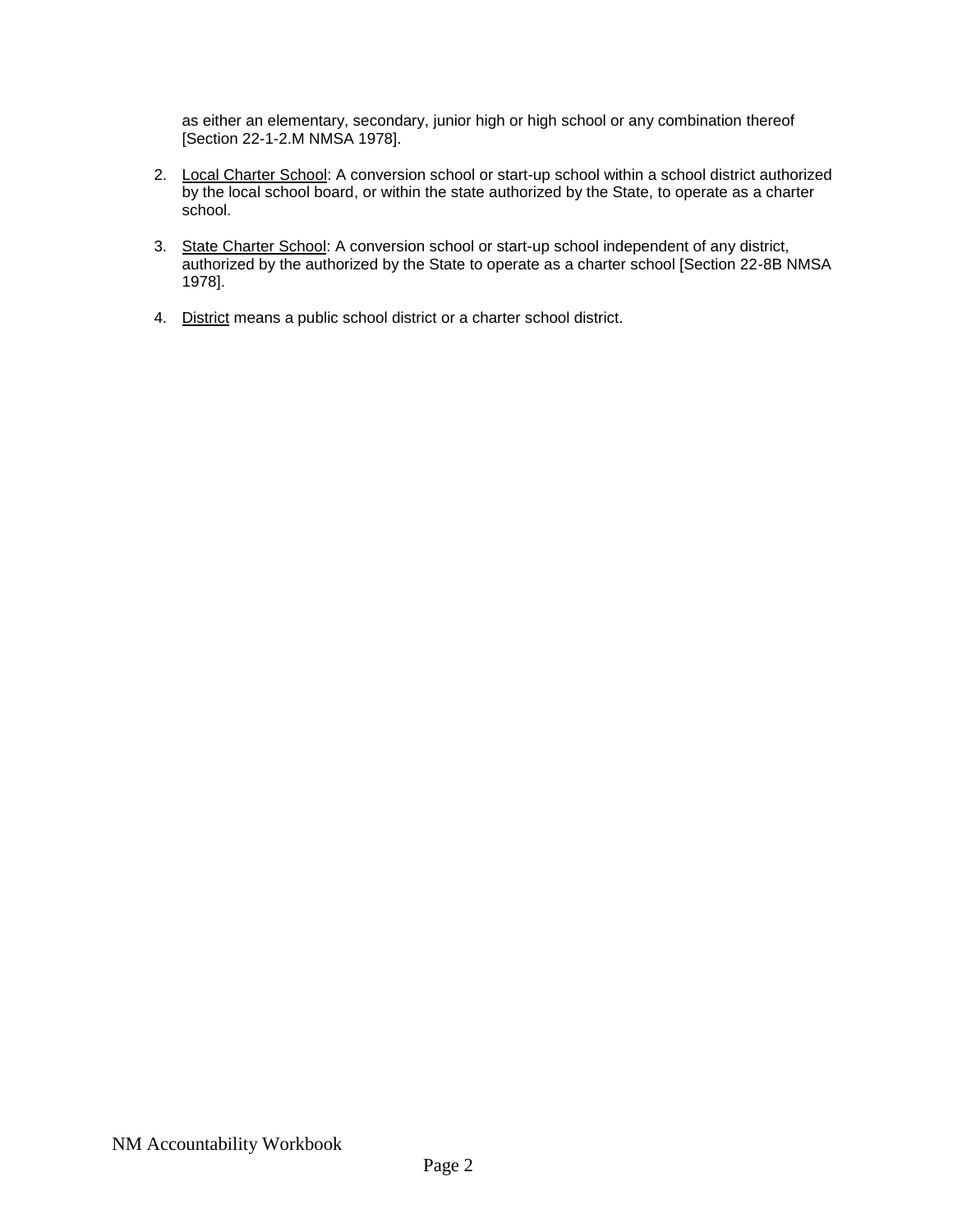as either an elementary, secondary, junior high or high school or any combination thereof [Section 22-1-2.M NMSA 1978].

2. Local Charter School: A conversion school or start-up school within a school district authorized by the local school board, or within the state authorized by the State, to operate as a charter school.

3. State Charter School: A conversion school or start-up school independent of any district, authorized by the authorized by the State to operate as a charter school [Section 22-8B NMSA 1978].

4. District means a public school district or a charter school district.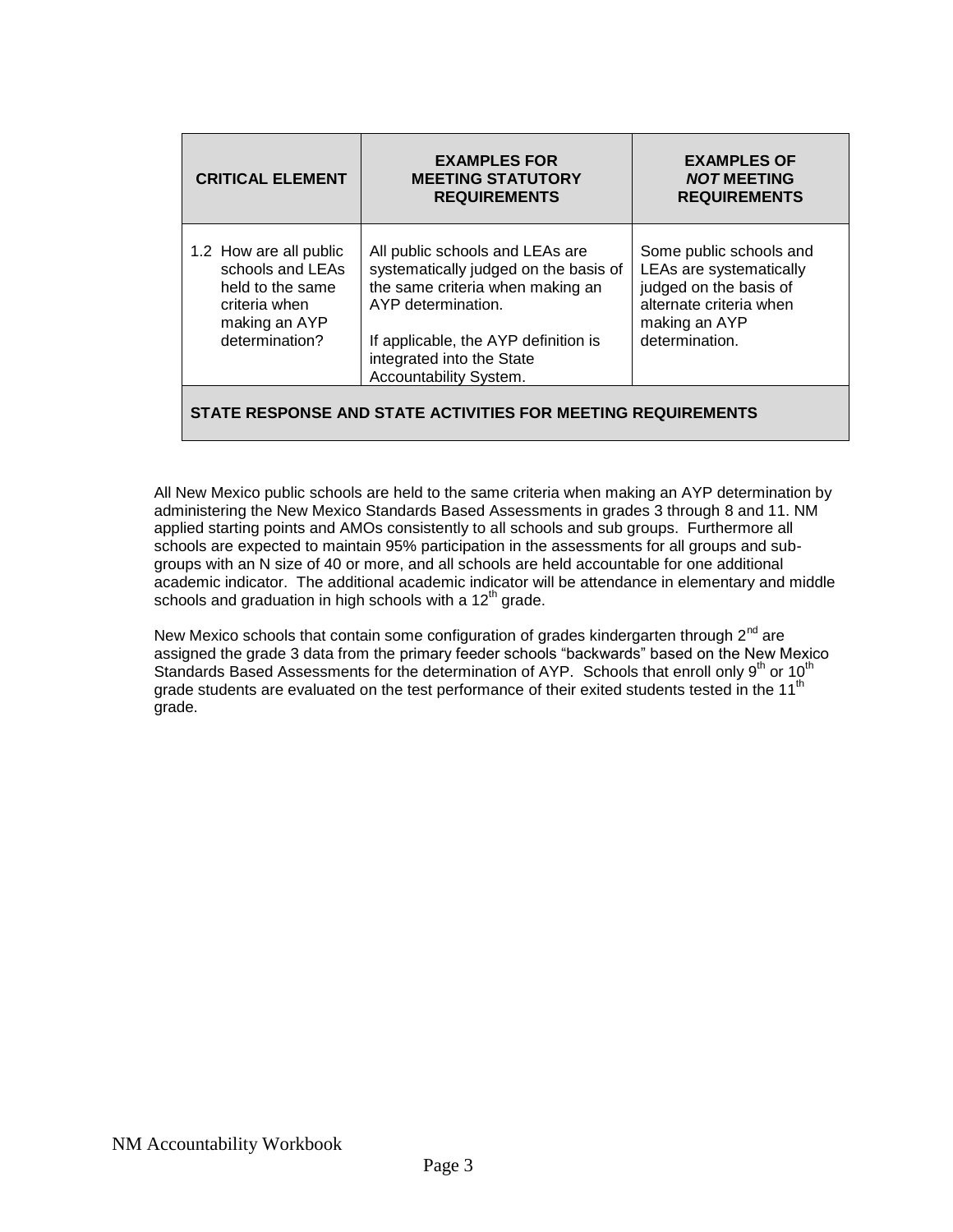| CRITICAL ELEMENT | EXAMPLES FOR MEETING STATUTORY REQUIREMENTS | EXAMPLES OF *NOT* MEETING REQUIREMENTS |
|---|---|---|
| 1.2 How are all public schools and LEAs held to the same criteria when making an AYP determination? | All public schools and LEAs are systematically judged on the basis of the same criteria when making an AYP determination.<br><br>If applicable, the AYP definition is integrated into the State Accountability System. | Some public schools and LEAs are systematically judged on the basis of alternate criteria when making an AYP determination. |
| **STATE RESPONSE AND STATE ACTIVITIES FOR MEETING REQUIREMENTS** | | |

All New Mexico public schools are held to the same criteria when making an AYP determination by administering the New Mexico Standards Based Assessments in grades 3 through 8 and 11. NM applied starting points and AMOs consistently to all schools and sub groups. Furthermore all schools are expected to maintain 95% participation in the assessments for all groups and sub-groups with an N size of 40 or more, and all schools are held accountable for one additional academic indicator. The additional academic indicator will be attendance in elementary and middle schools and graduation in high schools with a 12th grade.

New Mexico schools that contain some configuration of grades kindergarten through 2nd are assigned the grade 3 data from the primary feeder schools "backwards" based on the New Mexico Standards Based Assessments for the determination of AYP. Schools that enroll only 9th or 10th grade students are evaluated on the test performance of their exited students tested in the 11th grade.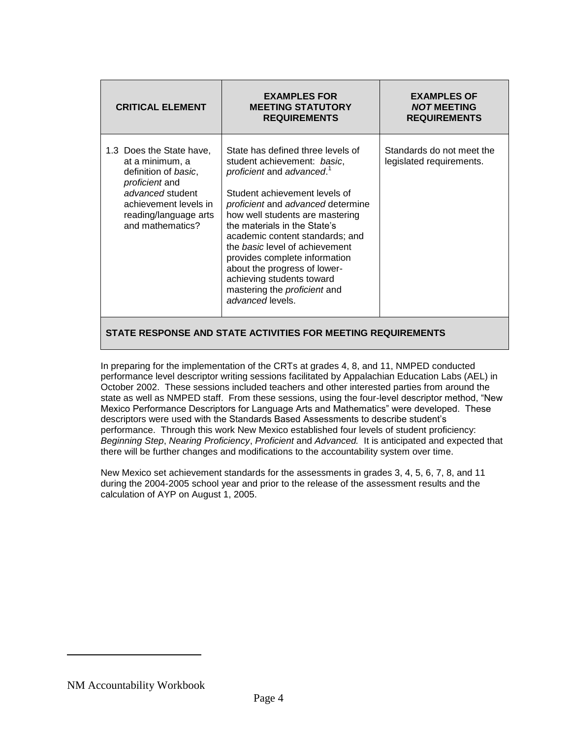| CRITICAL ELEMENT | EXAMPLES FOR MEETING STATUTORY REQUIREMENTS | EXAMPLES OF *NOT* MEETING REQUIREMENTS |
|---|---|---|
| 1.3 Does the State have, at a minimum, a definition of *basic*, *proficient* and *advanced* student achievement levels in reading/language arts and mathematics? | State has defined three levels of student achievement: *basic*, *proficient* and *advanced*.[1]<br><br>Student achievement levels of *proficient* and *advanced* determine how well students are mastering the materials in the State's academic content standards; and the *basic* level of achievement provides complete information about the progress of lower-achieving students toward mastering the *proficient* and *advanced* levels. | Standards do not meet the legislated requirements. |

**STATE RESPONSE AND STATE ACTIVITIES FOR MEETING REQUIREMENTS**

In preparing for the implementation of the CRTs at grades 4, 8, and 11, NMPED conducted performance level descriptor writing sessions facilitated by Appalachian Education Labs (AEL) in October 2002. These sessions included teachers and other interested parties from around the state as well as NMPED staff. From these sessions, using the four-level descriptor method, "New Mexico Performance Descriptors for Language Arts and Mathematics" were developed. These descriptors were used with the Standards Based Assessments to describe student's performance. Through this work New Mexico established four levels of student proficiency: *Beginning Step*, *Nearing Proficiency*, *Proficient* and *Advanced.* It is anticipated and expected that there will be further changes and modifications to the accountability system over time.

New Mexico set achievement standards for the assessments in grades 3, 4, 5, 6, 7, 8, and 11 during the 2004-2005 school year and prior to the release of the assessment results and the calculation of AYP on August 1, 2005.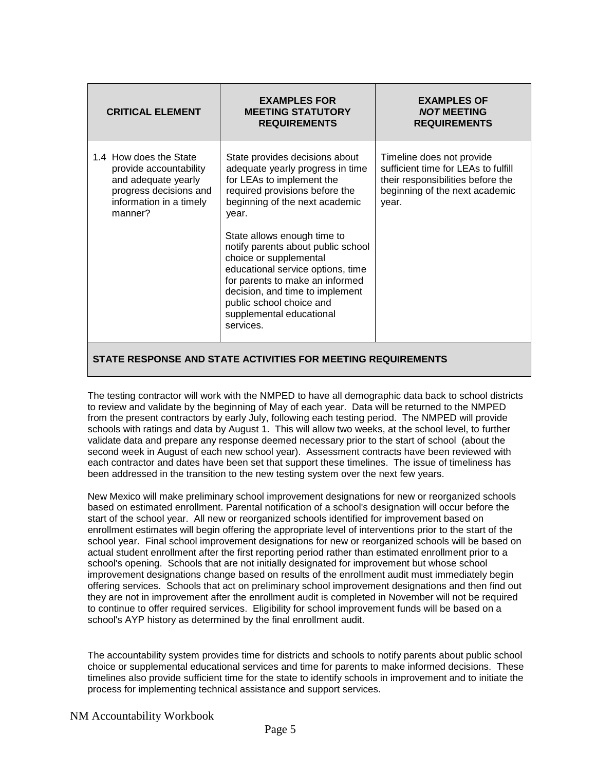| CRITICAL ELEMENT | EXAMPLES FOR MEETING STATUTORY REQUIREMENTS | EXAMPLES OF ***NOT*** MEETING REQUIREMENTS |
|---|---|---|
| 1.4 How does the State provide accountability and adequate yearly progress decisions and information in a timely manner? | State provides decisions about adequate yearly progress in time for LEAs to implement the required provisions before the beginning of the next academic year.<br><br>State allows enough time to notify parents about public school choice or supplemental educational service options, time for parents to make an informed decision, and time to implement public school choice and supplemental educational services. | Timeline does not provide sufficient time for LEAs to fulfill their responsibilities before the beginning of the next academic year. |

**STATE RESPONSE AND STATE ACTIVITIES FOR MEETING REQUIREMENTS**

The testing contractor will work with the NMPED to have all demographic data back to school districts to review and validate by the beginning of May of each year. Data will be returned to the NMPED from the present contractors by early July, following each testing period. The NMPED will provide schools with ratings and data by August 1. This will allow two weeks, at the school level, to further validate data and prepare any response deemed necessary prior to the start of school (about the second week in August of each new school year). Assessment contracts have been reviewed with each contractor and dates have been set that support these timelines. The issue of timeliness has been addressed in the transition to the new testing system over the next few years.

New Mexico will make preliminary school improvement designations for new or reorganized schools based on estimated enrollment. Parental notification of a school's designation will occur before the start of the school year. All new or reorganized schools identified for improvement based on enrollment estimates will begin offering the appropriate level of interventions prior to the start of the school year. Final school improvement designations for new or reorganized schools will be based on actual student enrollment after the first reporting period rather than estimated enrollment prior to a school's opening. Schools that are not initially designated for improvement but whose school improvement designations change based on results of the enrollment audit must immediately begin offering services. Schools that act on preliminary school improvement designations and then find out they are not in improvement after the enrollment audit is completed in November will not be required to continue to offer required services. Eligibility for school improvement funds will be based on a school's AYP history as determined by the final enrollment audit.

The accountability system provides time for districts and schools to notify parents about public school choice or supplemental educational services and time for parents to make informed decisions. These timelines also provide sufficient time for the state to identify schools in improvement and to initiate the process for implementing technical assistance and support services.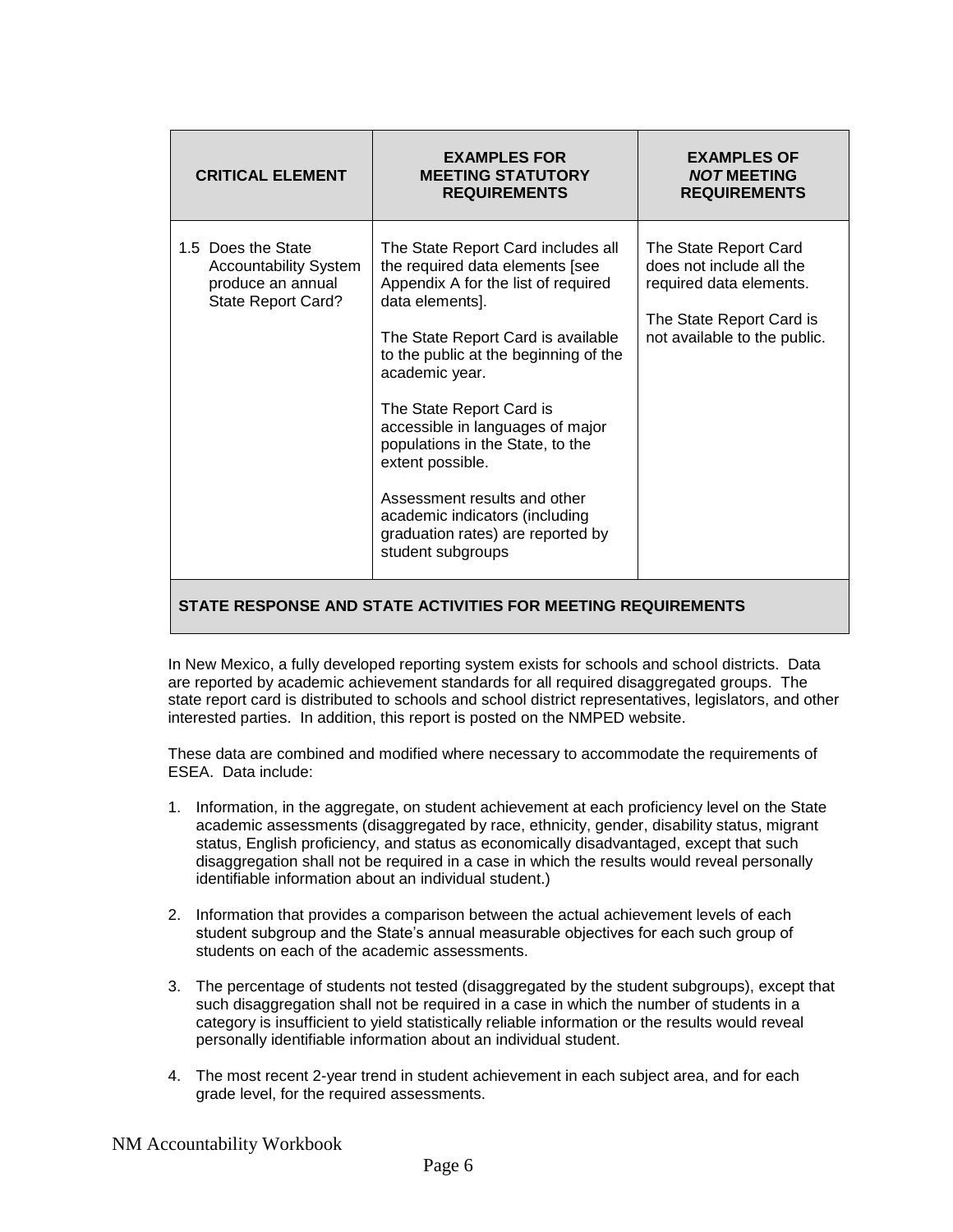| CRITICAL ELEMENT | EXAMPLES FOR MEETING STATUTORY REQUIREMENTS | EXAMPLES OF *NOT* MEETING REQUIREMENTS |
|---|---|---|
| 1.5 Does the State Accountability System produce an annual State Report Card? | The State Report Card includes all the required data elements [see Appendix A for the list of required data elements].<br><br>The State Report Card is available to the public at the beginning of the academic year.<br><br>The State Report Card is accessible in languages of major populations in the State, to the extent possible.<br><br>Assessment results and other academic indicators (including graduation rates) are reported by student subgroups | The State Report Card does not include all the required data elements.<br><br>The State Report Card is not available to the public. |

**STATE RESPONSE AND STATE ACTIVITIES FOR MEETING REQUIREMENTS**

In New Mexico, a fully developed reporting system exists for schools and school districts. Data are reported by academic achievement standards for all required disaggregated groups. The state report card is distributed to schools and school district representatives, legislators, and other interested parties. In addition, this report is posted on the NMPED website.

These data are combined and modified where necessary to accommodate the requirements of ESEA. Data include:

1. Information, in the aggregate, on student achievement at each proficiency level on the State academic assessments (disaggregated by race, ethnicity, gender, disability status, migrant status, English proficiency, and status as economically disadvantaged, except that such disaggregation shall not be required in a case in which the results would reveal personally identifiable information about an individual student.)

2. Information that provides a comparison between the actual achievement levels of each student subgroup and the State's annual measurable objectives for each such group of students on each of the academic assessments.

3. The percentage of students not tested (disaggregated by the student subgroups), except that such disaggregation shall not be required in a case in which the number of students in a category is insufficient to yield statistically reliable information or the results would reveal personally identifiable information about an individual student.

4. The most recent 2-year trend in student achievement in each subject area, and for each grade level, for the required assessments.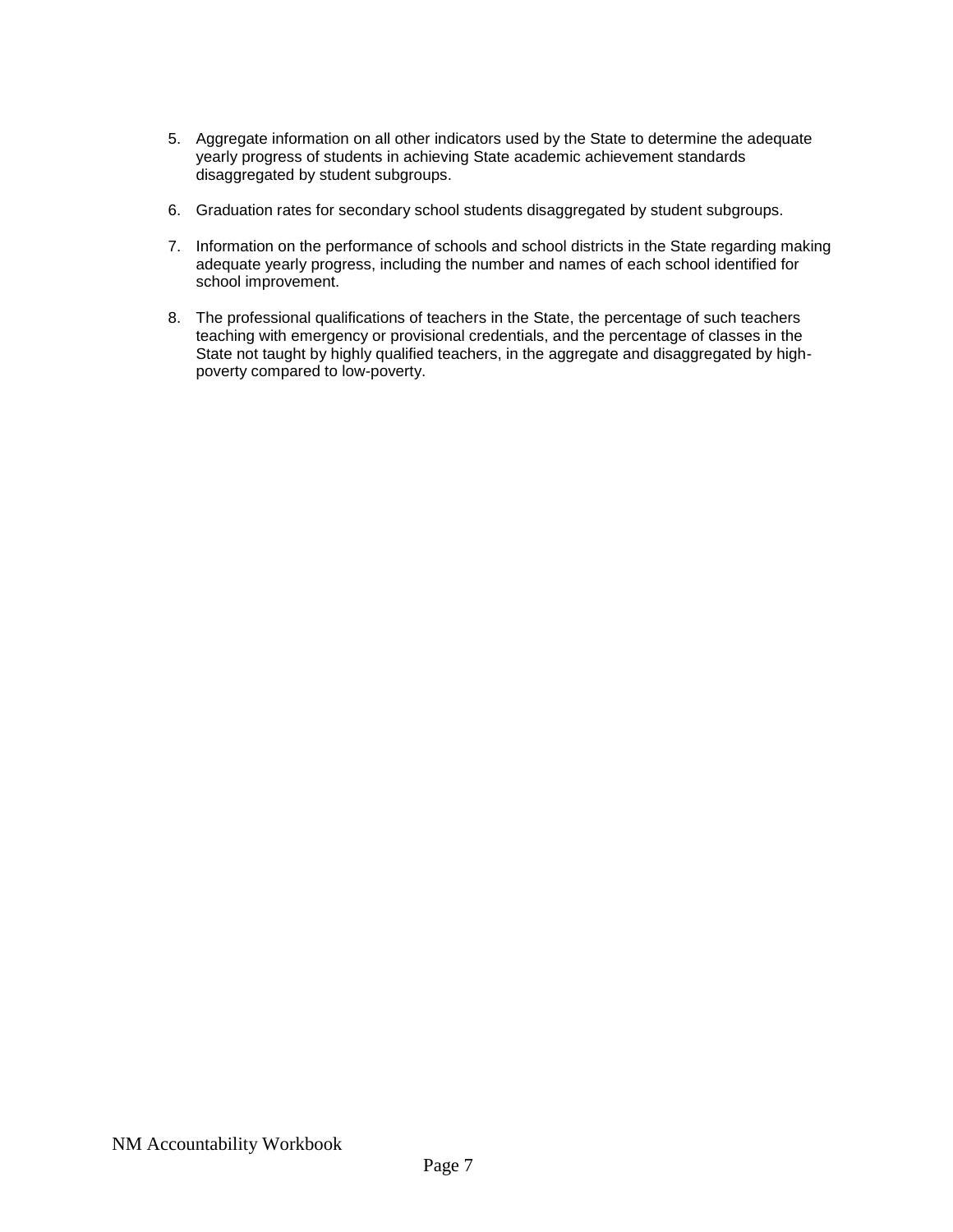5. Aggregate information on all other indicators used by the State to determine the adequate yearly progress of students in achieving State academic achievement standards disaggregated by student subgroups.

6. Graduation rates for secondary school students disaggregated by student subgroups.

7. Information on the performance of schools and school districts in the State regarding making adequate yearly progress, including the number and names of each school identified for school improvement.

8. The professional qualifications of teachers in the State, the percentage of such teachers teaching with emergency or provisional credentials, and the percentage of classes in the State not taught by highly qualified teachers, in the aggregate and disaggregated by high-poverty compared to low-poverty.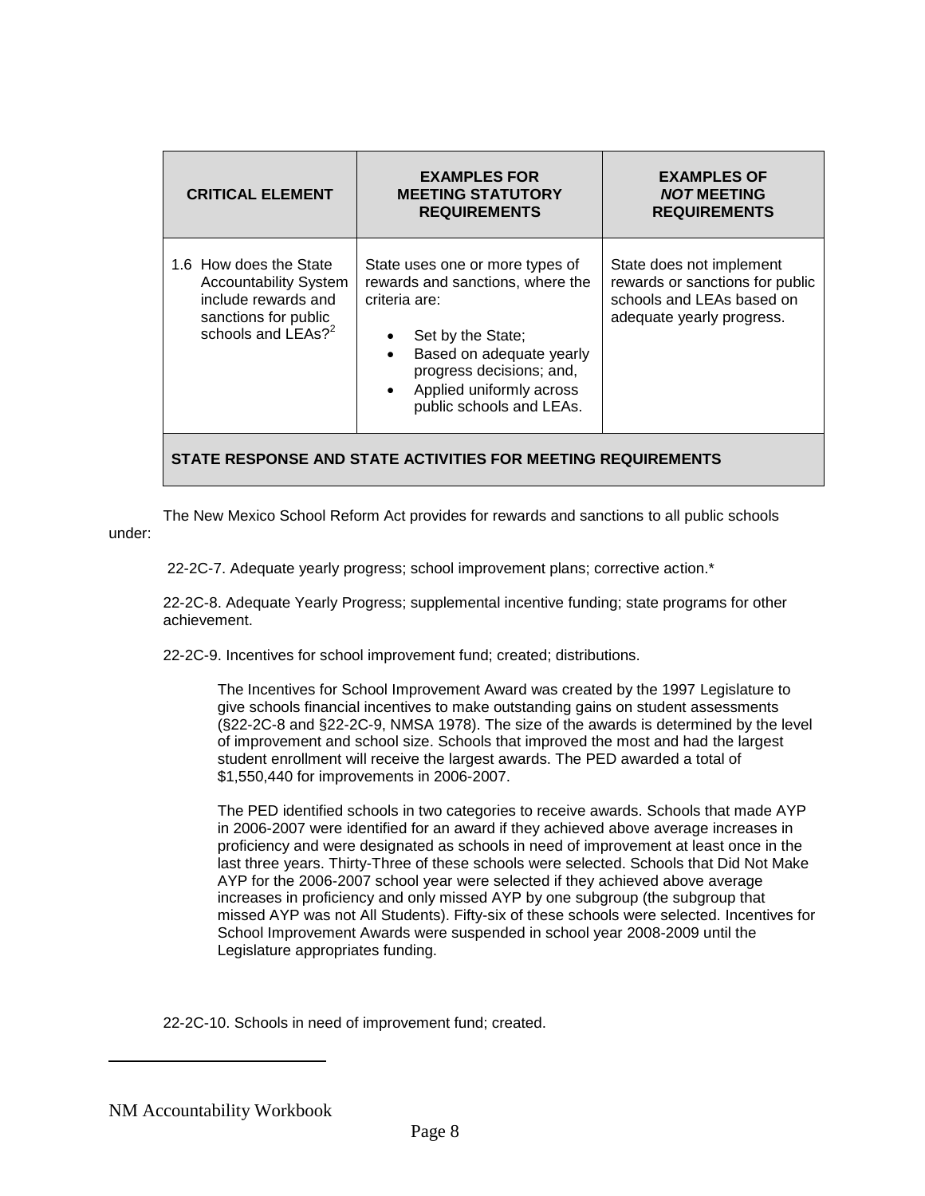| CRITICAL ELEMENT | EXAMPLES FOR MEETING STATUTORY REQUIREMENTS | EXAMPLES OF *NOT* MEETING REQUIREMENTS |
|---|---|---|
| 1.6 How does the State Accountability System include rewards and sanctions for public schools and LEAs?[2] | State uses one or more types of rewards and sanctions, where the criteria are:<br>• Set by the State;<br>• Based on adequate yearly progress decisions; and,<br>• Applied uniformly across public schools and LEAs. | State does not implement rewards or sanctions for public schools and LEAs based on adequate yearly progress. |
| **STATE RESPONSE AND STATE ACTIVITIES FOR MEETING REQUIREMENTS** | | |

The New Mexico School Reform Act provides for rewards and sanctions to all public schools under:

22-2C-7. Adequate yearly progress; school improvement plans; corrective action.*

22-2C-8. Adequate Yearly Progress; supplemental incentive funding; state programs for other achievement.

22-2C-9. Incentives for school improvement fund; created; distributions.

> The Incentives for School Improvement Award was created by the 1997 Legislature to give schools financial incentives to make outstanding gains on student assessments (§22-2C-8 and §22-2C-9, NMSA 1978). The size of the awards is determined by the level of improvement and school size. Schools that improved the most and had the largest student enrollment will receive the largest awards. The PED awarded a total of $1,550,440 for improvements in 2006-2007.
>
> The PED identified schools in two categories to receive awards. Schools that made AYP in 2006-2007 were identified for an award if they achieved above average increases in proficiency and were designated as schools in need of improvement at least once in the last three years. Thirty-Three of these schools were selected. Schools that Did Not Make AYP for the 2006-2007 school year were selected if they achieved above average increases in proficiency and only missed AYP by one subgroup (the subgroup that missed AYP was not All Students). Fifty-six of these schools were selected. Incentives for School Improvement Awards were suspended in school year 2008-2009 until the Legislature appropriates funding.

22-2C-10. Schools in need of improvement fund; created.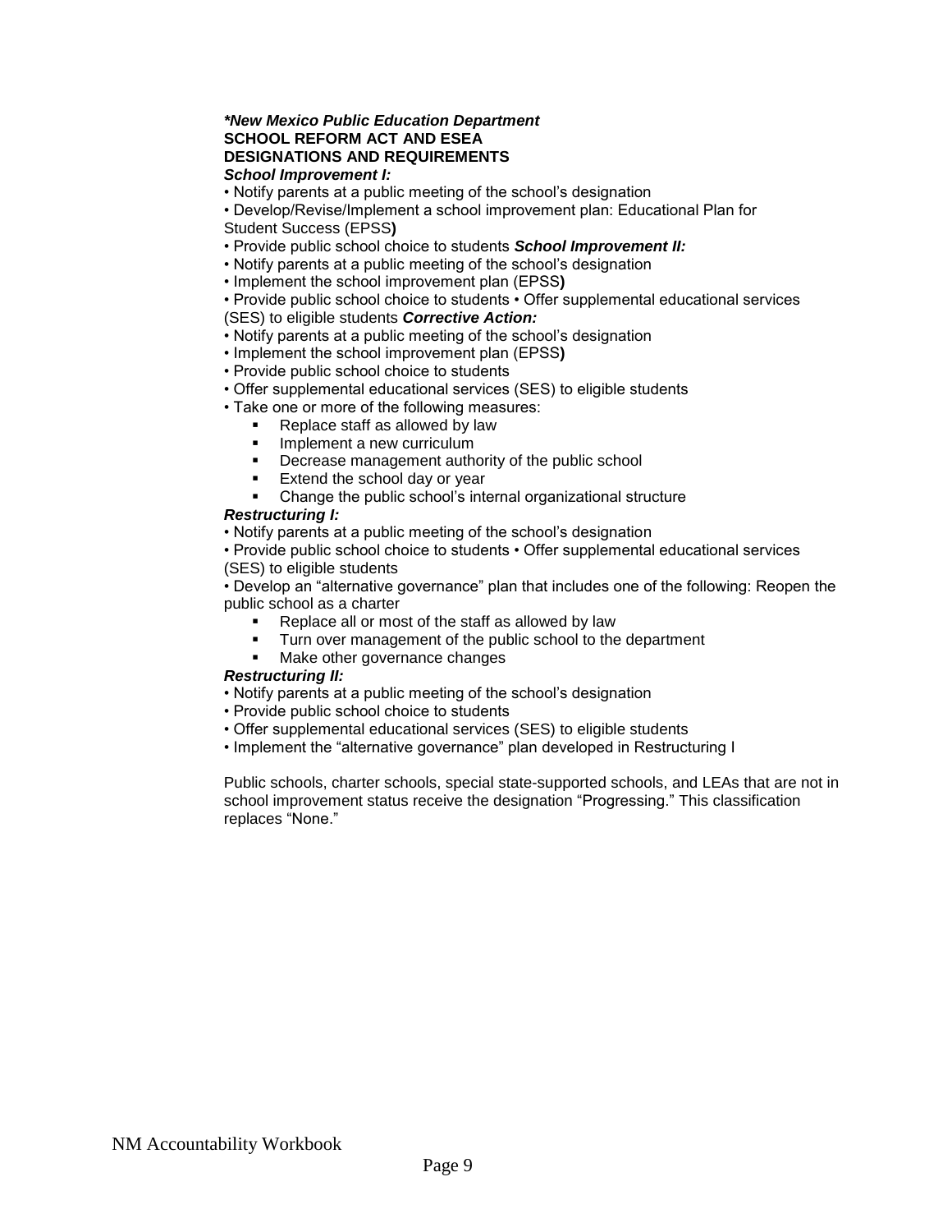***New Mexico Public Education Department***
**SCHOOL REFORM ACT AND ESEA**
**DESIGNATIONS AND REQUIREMENTS**

***School Improvement I:***

- Notify parents at a public meeting of the school's designation
- Develop/Revise/Implement a school improvement plan: Educational Plan for Student Success (EPSS**)**
- Provide public school choice to students

***School Improvement II:***

- Notify parents at a public meeting of the school's designation
- Implement the school improvement plan (EPSS**)**
- Provide public school choice to students
- Offer supplemental educational services (SES) to eligible students

***Corrective Action:***

- Notify parents at a public meeting of the school's designation
- Implement the school improvement plan (EPSS**)**
- Provide public school choice to students
- Offer supplemental educational services (SES) to eligible students
- Take one or more of the following measures:
  - Replace staff as allowed by law
  - Implement a new curriculum
  - Decrease management authority of the public school
  - Extend the school day or year
  - Change the public school's internal organizational structure

***Restructuring I:***

- Notify parents at a public meeting of the school's designation
- Provide public school choice to students
- Offer supplemental educational services (SES) to eligible students
- Develop an "alternative governance" plan that includes one of the following: Reopen the public school as a charter
  - Replace all or most of the staff as allowed by law
  - Turn over management of the public school to the department
  - Make other governance changes

***Restructuring II:***

- Notify parents at a public meeting of the school's designation
- Provide public school choice to students
- Offer supplemental educational services (SES) to eligible students
- Implement the "alternative governance" plan developed in Restructuring I

Public schools, charter schools, special state-supported schools, and LEAs that are not in school improvement status receive the designation "Progressing." This classification replaces "None."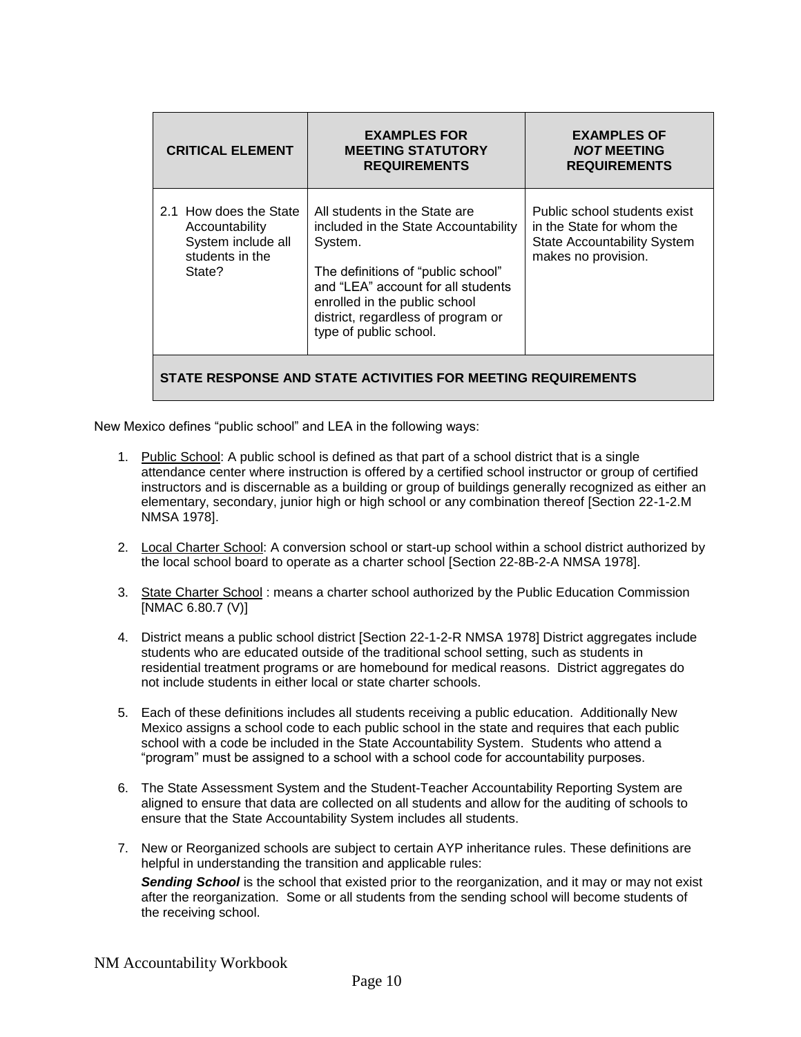| CRITICAL ELEMENT | EXAMPLES FOR MEETING STATUTORY REQUIREMENTS | EXAMPLES OF *NOT* MEETING REQUIREMENTS |
|---|---|---|
| 2.1 How does the State Accountability System include all students in the State? | All students in the State are included in the State Accountability System.<br><br>The definitions of "public school" and "LEA" account for all students enrolled in the public school district, regardless of program or type of public school. | Public school students exist in the State for whom the State Accountability System makes no provision. |
| **STATE RESPONSE AND STATE ACTIVITIES FOR MEETING REQUIREMENTS** | | |

New Mexico defines "public school" and LEA in the following ways:

1. Public School: A public school is defined as that part of a school district that is a single attendance center where instruction is offered by a certified school instructor or group of certified instructors and is discernable as a building or group of buildings generally recognized as either an elementary, secondary, junior high or high school or any combination thereof [Section 22-1-2.M NMSA 1978].

2. Local Charter School: A conversion school or start-up school within a school district authorized by the local school board to operate as a charter school [Section 22-8B-2-A NMSA 1978].

3. State Charter School : means a charter school authorized by the Public Education Commission [NMAC 6.80.7 (V)]

4. District means a public school district [Section 22-1-2-R NMSA 1978] District aggregates include students who are educated outside of the traditional school setting, such as students in residential treatment programs or are homebound for medical reasons. District aggregates do not include students in either local or state charter schools.

5. Each of these definitions includes all students receiving a public education. Additionally New Mexico assigns a school code to each public school in the state and requires that each public school with a code be included in the State Accountability System. Students who attend a "program" must be assigned to a school with a school code for accountability purposes.

6. The State Assessment System and the Student-Teacher Accountability Reporting System are aligned to ensure that data are collected on all students and allow for the auditing of schools to ensure that the State Accountability System includes all students.

7. New or Reorganized schools are subject to certain AYP inheritance rules. These definitions are helpful in understanding the transition and applicable rules:

   ***Sending School*** is the school that existed prior to the reorganization, and it may or may not exist after the reorganization. Some or all students from the sending school will become students of the receiving school.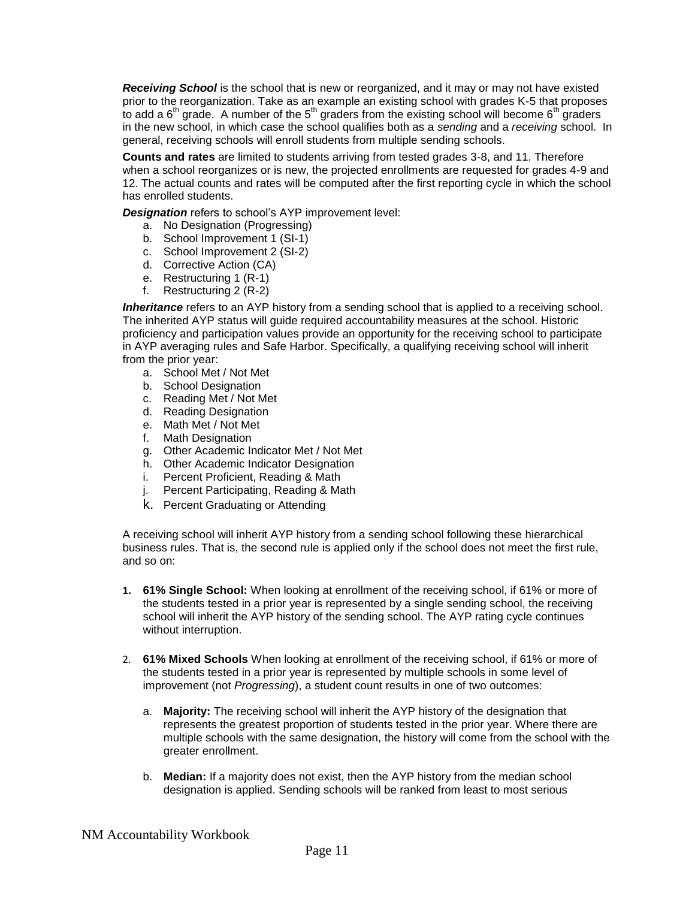***Receiving School*** is the school that is new or reorganized, and it may or may not have existed prior to the reorganization. Take as an example an existing school with grades K-5 that proposes to add a 6th grade. A number of the 5th graders from the existing school will become 6th graders in the new school, in which case the school qualifies both as a *sending* and a *receiving* school. In general, receiving schools will enroll students from multiple sending schools.

**Counts and rates** are limited to students arriving from tested grades 3-8, and 11. Therefore when a school reorganizes or is new, the projected enrollments are requested for grades 4-9 and 12. The actual counts and rates will be computed after the first reporting cycle in which the school has enrolled students.

***Designation*** refers to school's AYP improvement level:

a. No Designation (Progressing)
b. School Improvement 1 (SI-1)
c. School Improvement 2 (SI-2)
d. Corrective Action (CA)
e. Restructuring 1 (R-1)
f. Restructuring 2 (R-2)

***Inheritance*** refers to an AYP history from a sending school that is applied to a receiving school. The inherited AYP status will guide required accountability measures at the school. Historic proficiency and participation values provide an opportunity for the receiving school to participate in AYP averaging rules and Safe Harbor. Specifically, a qualifying receiving school will inherit from the prior year:

a. School Met / Not Met
b. School Designation
c. Reading Met / Not Met
d. Reading Designation
e. Math Met / Not Met
f. Math Designation
g. Other Academic Indicator Met / Not Met
h. Other Academic Indicator Designation
i. Percent Proficient, Reading & Math
j. Percent Participating, Reading & Math
k. Percent Graduating or Attending

A receiving school will inherit AYP history from a sending school following these hierarchical business rules. That is, the second rule is applied only if the school does not meet the first rule, and so on:

1. **61% Single School:** When looking at enrollment of the receiving school, if 61% or more of the students tested in a prior year is represented by a single sending school, the receiving school will inherit the AYP history of the sending school. The AYP rating cycle continues without interruption.

2. **61% Mixed Schools** When looking at enrollment of the receiving school, if 61% or more of the students tested in a prior year is represented by multiple schools in some level of improvement (not *Progressing*), a student count results in one of two outcomes:

   a. **Majority:** The receiving school will inherit the AYP history of the designation that represents the greatest proportion of students tested in the prior year. Where there are multiple schools with the same designation, the history will come from the school with the greater enrollment.

   b. **Median:** If a majority does not exist, then the AYP history from the median school designation is applied. Sending schools will be ranked from least to most serious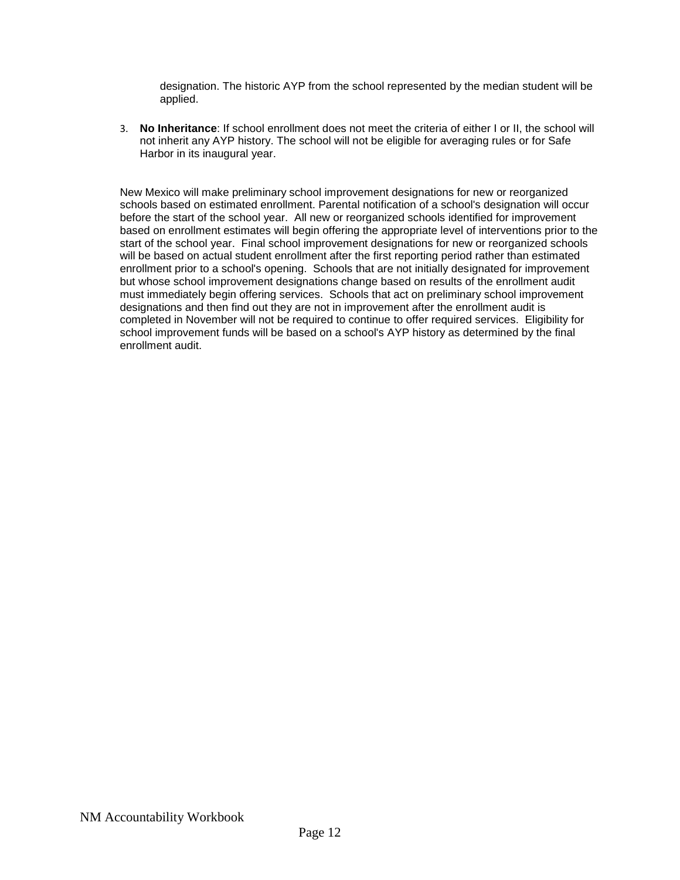designation. The historic AYP from the school represented by the median student will be applied.

3. **No Inheritance**: If school enrollment does not meet the criteria of either I or II, the school will not inherit any AYP history. The school will not be eligible for averaging rules or for Safe Harbor in its inaugural year.

New Mexico will make preliminary school improvement designations for new or reorganized schools based on estimated enrollment. Parental notification of a school's designation will occur before the start of the school year. All new or reorganized schools identified for improvement based on enrollment estimates will begin offering the appropriate level of interventions prior to the start of the school year. Final school improvement designations for new or reorganized schools will be based on actual student enrollment after the first reporting period rather than estimated enrollment prior to a school's opening. Schools that are not initially designated for improvement but whose school improvement designations change based on results of the enrollment audit must immediately begin offering services. Schools that act on preliminary school improvement designations and then find out they are not in improvement after the enrollment audit is completed in November will not be required to continue to offer required services. Eligibility for school improvement funds will be based on a school's AYP history as determined by the final enrollment audit.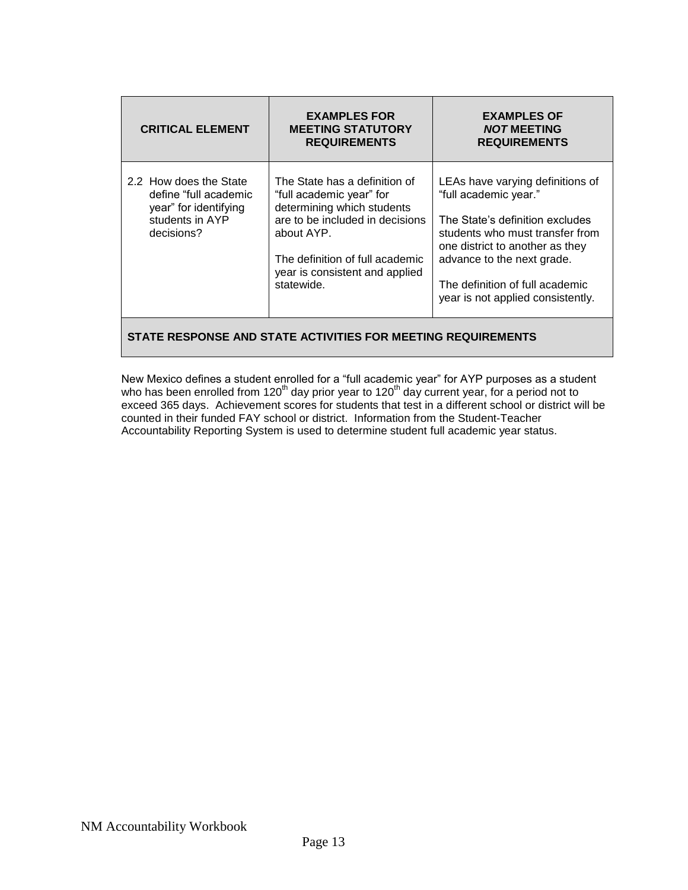| CRITICAL ELEMENT | EXAMPLES FOR MEETING STATUTORY REQUIREMENTS | EXAMPLES OF *NOT* MEETING REQUIREMENTS |
|---|---|---|
| 2.2 How does the State define "full academic year" for identifying students in AYP decisions? | The State has a definition of "full academic year" for determining which students are to be included in decisions about AYP.<br><br>The definition of full academic year is consistent and applied statewide. | LEAs have varying definitions of "full academic year."<br><br>The State's definition excludes students who must transfer from one district to another as they advance to the next grade.<br><br>The definition of full academic year is not applied consistently. |
| **STATE RESPONSE AND STATE ACTIVITIES FOR MEETING REQUIREMENTS** | | |

New Mexico defines a student enrolled for a "full academic year" for AYP purposes as a student who has been enrolled from 120th day prior year to 120th day current year, for a period not to exceed 365 days. Achievement scores for students that test in a different school or district will be counted in their funded FAY school or district. Information from the Student-Teacher Accountability Reporting System is used to determine student full academic year status.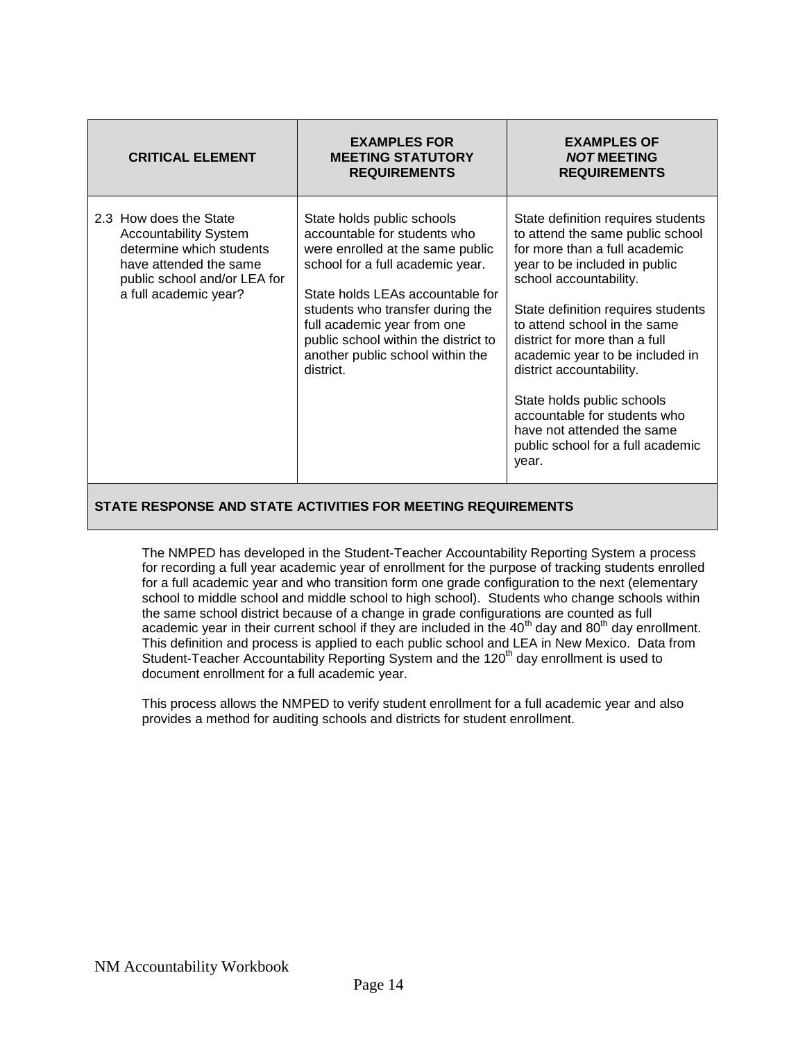| CRITICAL ELEMENT | EXAMPLES FOR MEETING STATUTORY REQUIREMENTS | EXAMPLES OF *NOT* MEETING REQUIREMENTS |
|---|---|---|
| 2.3 How does the State Accountability System determine which students have attended the same public school and/or LEA for a full academic year? | State holds public schools accountable for students who were enrolled at the same public school for a full academic year.<br><br>State holds LEAs accountable for students who transfer during the full academic year from one public school within the district to another public school within the district. | State definition requires students to attend the same public school for more than a full academic year to be included in public school accountability.<br><br>State definition requires students to attend school in the same district for more than a full academic year to be included in district accountability.<br><br>State holds public schools accountable for students who have not attended the same public school for a full academic year. |

**STATE RESPONSE AND STATE ACTIVITIES FOR MEETING REQUIREMENTS**

The NMPED has developed in the Student-Teacher Accountability Reporting System a process for recording a full year academic year of enrollment for the purpose of tracking students enrolled for a full academic year and who transition form one grade configuration to the next (elementary school to middle school and middle school to high school). Students who change schools within the same school district because of a change in grade configurations are counted as full academic year in their current school if they are included in the 40th day and 80th day enrollment. This definition and process is applied to each public school and LEA in New Mexico. Data from Student-Teacher Accountability Reporting System and the 120th day enrollment is used to document enrollment for a full academic year.

This process allows the NMPED to verify student enrollment for a full academic year and also provides a method for auditing schools and districts for student enrollment.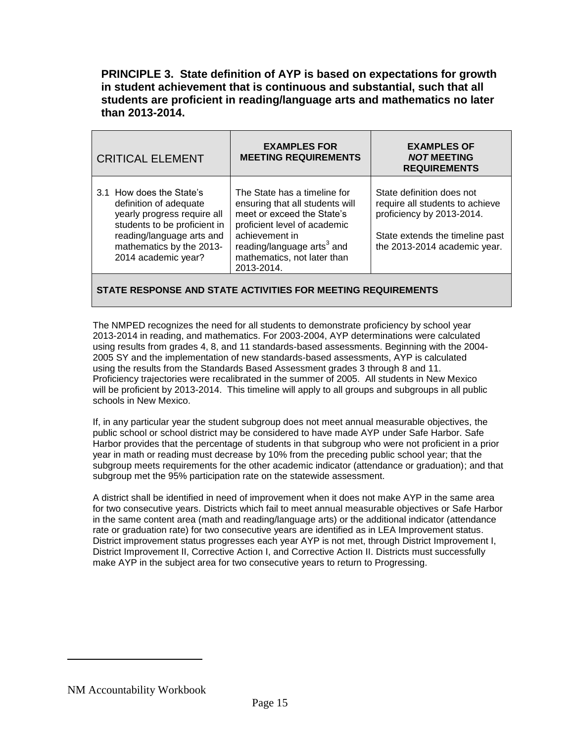**PRINCIPLE 3. State definition of AYP is based on expectations for growth in student achievement that is continuous and substantial, such that all students are proficient in reading/language arts and mathematics no later than 2013-2014.**

| CRITICAL ELEMENT | EXAMPLES FOR MEETING REQUIREMENTS | EXAMPLES OF *NOT* MEETING REQUIREMENTS |
|---|---|---|
| 3.1 How does the State's definition of adequate yearly progress require all students to be proficient in reading/language arts and mathematics by the 2013-2014 academic year? | The State has a timeline for ensuring that all students will meet or exceed the State's proficient level of academic achievement in reading/language arts[3] and mathematics, not later than 2013-2014. | State definition does not require all students to achieve proficiency by 2013-2014.<br><br>State extends the timeline past the 2013-2014 academic year. |
| **STATE RESPONSE AND STATE ACTIVITIES FOR MEETING REQUIREMENTS** | | |

The NMPED recognizes the need for all students to demonstrate proficiency by school year 2013-2014 in reading, and mathematics. For 2003-2004, AYP determinations were calculated using results from grades 4, 8, and 11 standards-based assessments. Beginning with the 2004-2005 SY and the implementation of new standards-based assessments, AYP is calculated using the results from the Standards Based Assessment grades 3 through 8 and 11. Proficiency trajectories were recalibrated in the summer of 2005. All students in New Mexico will be proficient by 2013-2014. This timeline will apply to all groups and subgroups in all public schools in New Mexico.

If, in any particular year the student subgroup does not meet annual measurable objectives, the public school or school district may be considered to have made AYP under Safe Harbor. Safe Harbor provides that the percentage of students in that subgroup who were not proficient in a prior year in math or reading must decrease by 10% from the preceding public school year; that the subgroup meets requirements for the other academic indicator (attendance or graduation); and that subgroup met the 95% participation rate on the statewide assessment.

A district shall be identified in need of improvement when it does not make AYP in the same area for two consecutive years. Districts which fail to meet annual measurable objectives or Safe Harbor in the same content area (math and reading/language arts) or the additional indicator (attendance rate or graduation rate) for two consecutive years are identified as in LEA Improvement status. District improvement status progresses each year AYP is not met, through District Improvement I, District Improvement II, Corrective Action I, and Corrective Action II. Districts must successfully make AYP in the subject area for two consecutive years to return to Progressing.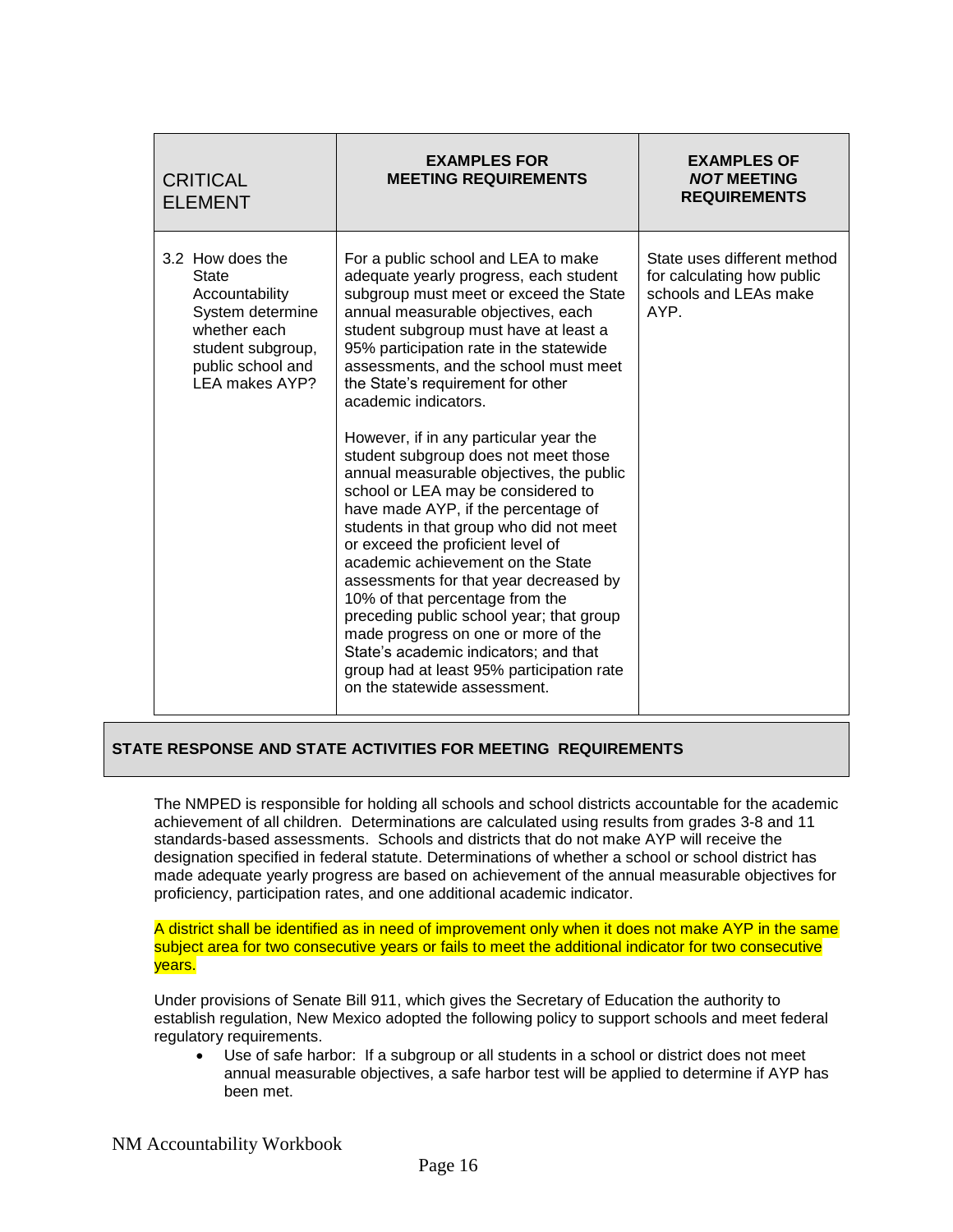| CRITICAL ELEMENT | EXAMPLES FOR MEETING REQUIREMENTS | EXAMPLES OF ***NOT*** MEETING REQUIREMENTS |
|---|---|---|
| 3.2 How does the State Accountability System determine whether each student subgroup, public school and LEA makes AYP? | For a public school and LEA to make adequate yearly progress, each student subgroup must meet or exceed the State annual measurable objectives, each student subgroup must have at least a 95% participation rate in the statewide assessments, and the school must meet the State's requirement for other academic indicators.<br><br>However, if in any particular year the student subgroup does not meet those annual measurable objectives, the public school or LEA may be considered to have made AYP, if the percentage of students in that group who did not meet or exceed the proficient level of academic achievement on the State assessments for that year decreased by 10% of that percentage from the preceding public school year; that group made progress on one or more of the State's academic indicators; and that group had at least 95% participation rate on the statewide assessment. | State uses different method for calculating how public schools and LEAs make AYP. |

**STATE RESPONSE AND STATE ACTIVITIES FOR MEETING REQUIREMENTS**

The NMPED is responsible for holding all schools and school districts accountable for the academic achievement of all children. Determinations are calculated using results from grades 3-8 and 11 standards-based assessments. Schools and districts that do not make AYP will receive the designation specified in federal statute. Determinations of whether a school or school district has made adequate yearly progress are based on achievement of the annual measurable objectives for proficiency, participation rates, and one additional academic indicator.

A district shall be identified as in need of improvement only when it does not make AYP in the same subject area for two consecutive years or fails to meet the additional indicator for two consecutive years.

Under provisions of Senate Bill 911, which gives the Secretary of Education the authority to establish regulation, New Mexico adopted the following policy to support schools and meet federal regulatory requirements.

- Use of safe harbor: If a subgroup or all students in a school or district does not meet annual measurable objectives, a safe harbor test will be applied to determine if AYP has been met.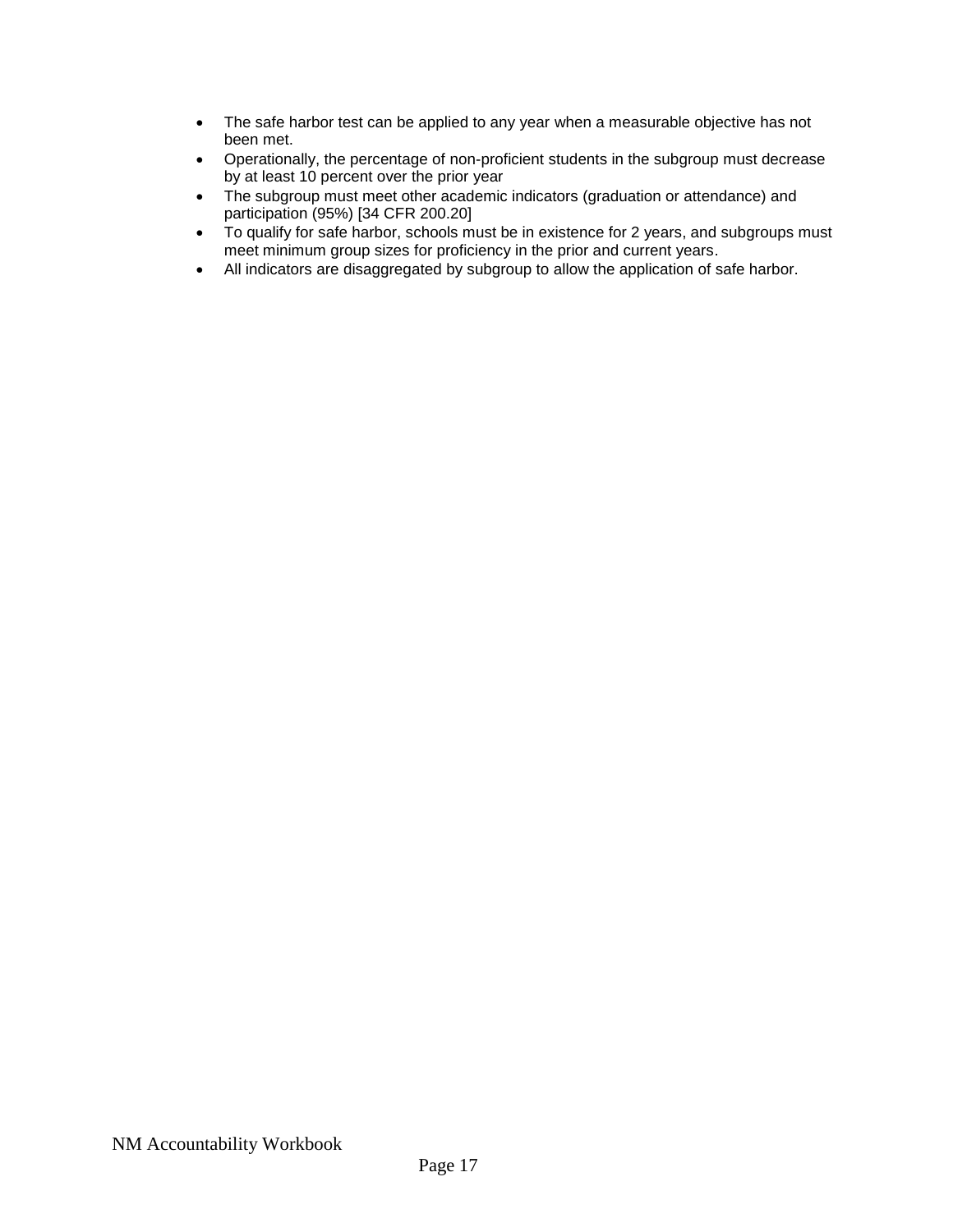- The safe harbor test can be applied to any year when a measurable objective has not been met.
- Operationally, the percentage of non-proficient students in the subgroup must decrease by at least 10 percent over the prior year
- The subgroup must meet other academic indicators (graduation or attendance) and participation (95%) [34 CFR 200.20]
- To qualify for safe harbor, schools must be in existence for 2 years, and subgroups must meet minimum group sizes for proficiency in the prior and current years.
- All indicators are disaggregated by subgroup to allow the application of safe harbor.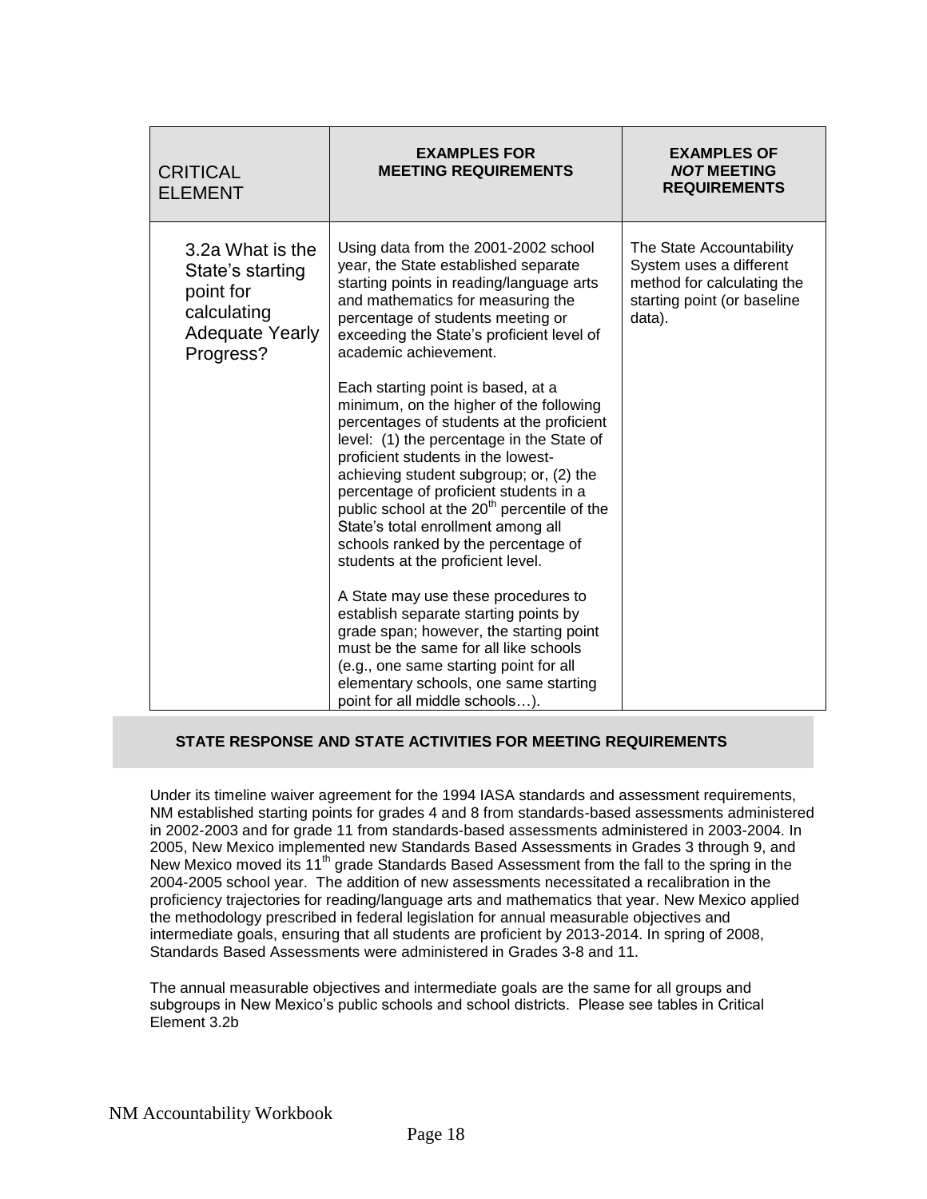| CRITICAL ELEMENT | EXAMPLES FOR MEETING REQUIREMENTS | EXAMPLES OF *NOT* MEETING REQUIREMENTS |
|---|---|---|
| 3.2a What is the State's starting point for calculating Adequate Yearly Progress? | Using data from the 2001-2002 school year, the State established separate starting points in reading/language arts and mathematics for measuring the percentage of students meeting or exceeding the State's proficient level of academic achievement.<br><br>Each starting point is based, at a minimum, on the higher of the following percentages of students at the proficient level: (1) the percentage in the State of proficient students in the lowest-achieving student subgroup; or, (2) the percentage of proficient students in a public school at the 20th percentile of the State's total enrollment among all schools ranked by the percentage of students at the proficient level.<br><br>A State may use these procedures to establish separate starting points by grade span; however, the starting point must be the same for all like schools (e.g., one same starting point for all elementary schools, one same starting point for all middle schools…). | The State Accountability System uses a different method for calculating the starting point (or baseline data). |

**STATE RESPONSE AND STATE ACTIVITIES FOR MEETING REQUIREMENTS**

Under its timeline waiver agreement for the 1994 IASA standards and assessment requirements, NM established starting points for grades 4 and 8 from standards-based assessments administered in 2002-2003 and for grade 11 from standards-based assessments administered in 2003-2004. In 2005, New Mexico implemented new Standards Based Assessments in Grades 3 through 9, and New Mexico moved its 11th grade Standards Based Assessment from the fall to the spring in the 2004-2005 school year. The addition of new assessments necessitated a recalibration in the proficiency trajectories for reading/language arts and mathematics that year. New Mexico applied the methodology prescribed in federal legislation for annual measurable objectives and intermediate goals, ensuring that all students are proficient by 2013-2014. In spring of 2008, Standards Based Assessments were administered in Grades 3-8 and 11.

The annual measurable objectives and intermediate goals are the same for all groups and subgroups in New Mexico's public schools and school districts. Please see tables in Critical Element 3.2b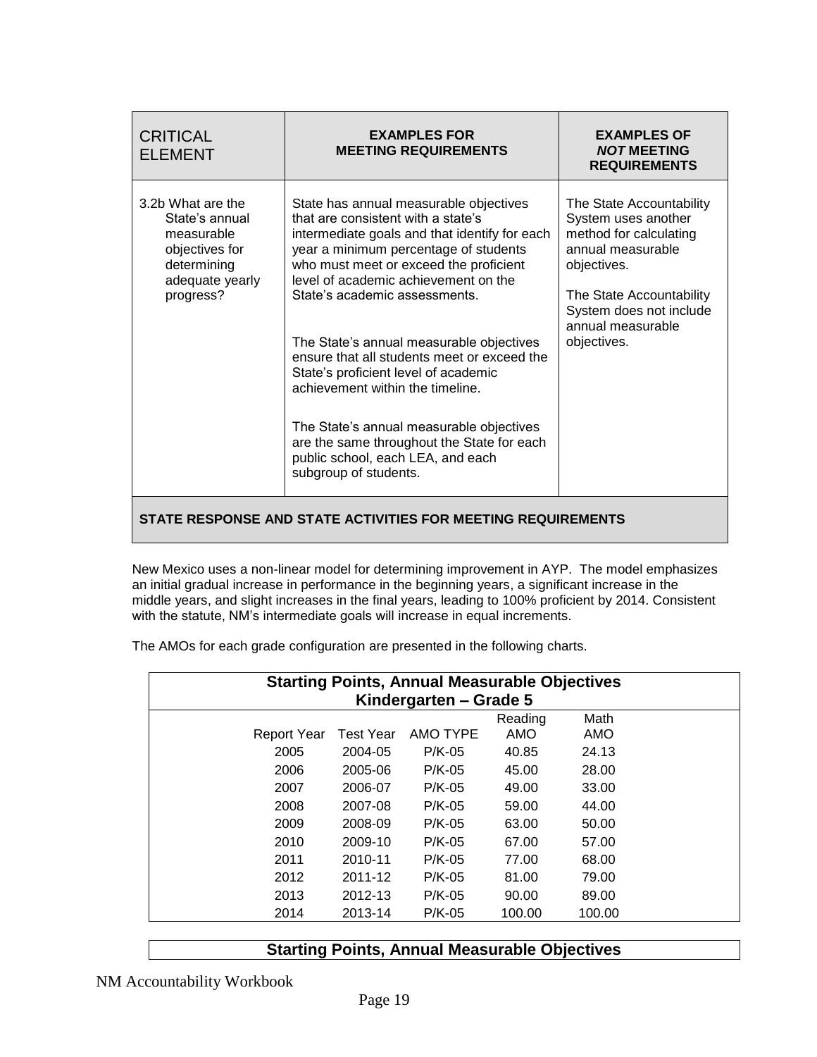| CRITICAL ELEMENT | EXAMPLES FOR MEETING REQUIREMENTS | EXAMPLES OF *NOT* MEETING REQUIREMENTS |
|---|---|---|
| 3.2b What are the State's annual measurable objectives for determining adequate yearly progress? | State has annual measurable objectives that are consistent with a state's intermediate goals and that identify for each year a minimum percentage of students who must meet or exceed the proficient level of academic achievement on the State's academic assessments.<br><br>The State's annual measurable objectives ensure that all students meet or exceed the State's proficient level of academic achievement within the timeline.<br><br>The State's annual measurable objectives are the same throughout the State for each public school, each LEA, and each subgroup of students. | The State Accountability System uses another method for calculating annual measurable objectives.<br><br>The State Accountability System does not include annual measurable objectives. |

**STATE RESPONSE AND STATE ACTIVITIES FOR MEETING REQUIREMENTS**

New Mexico uses a non-linear model for determining improvement in AYP. The model emphasizes an initial gradual increase in performance in the beginning years, a significant increase in the middle years, and slight increases in the final years, leading to 100% proficient by 2014. Consistent with the statute, NM's intermediate goals will increase in equal increments.

The AMOs for each grade configuration are presented in the following charts.

**Starting Points, Annual Measurable Objectives**
**Kindergarten – Grade 5**

| Report Year | Test Year | AMO TYPE | Reading AMO | Math AMO |
|---|---|---|---|---|
| 2005 | 2004-05 | P/K-05 | 40.85 | 24.13 |
| 2006 | 2005-06 | P/K-05 | 45.00 | 28.00 |
| 2007 | 2006-07 | P/K-05 | 49.00 | 33.00 |
| 2008 | 2007-08 | P/K-05 | 59.00 | 44.00 |
| 2009 | 2008-09 | P/K-05 | 63.00 | 50.00 |
| 2010 | 2009-10 | P/K-05 | 67.00 | 57.00 |
| 2011 | 2010-11 | P/K-05 | 77.00 | 68.00 |
| 2012 | 2011-12 | P/K-05 | 81.00 | 79.00 |
| 2013 | 2012-13 | P/K-05 | 90.00 | 89.00 |
| 2014 | 2013-14 | P/K-05 | 100.00 | 100.00 |

**Starting Points, Annual Measurable Objectives**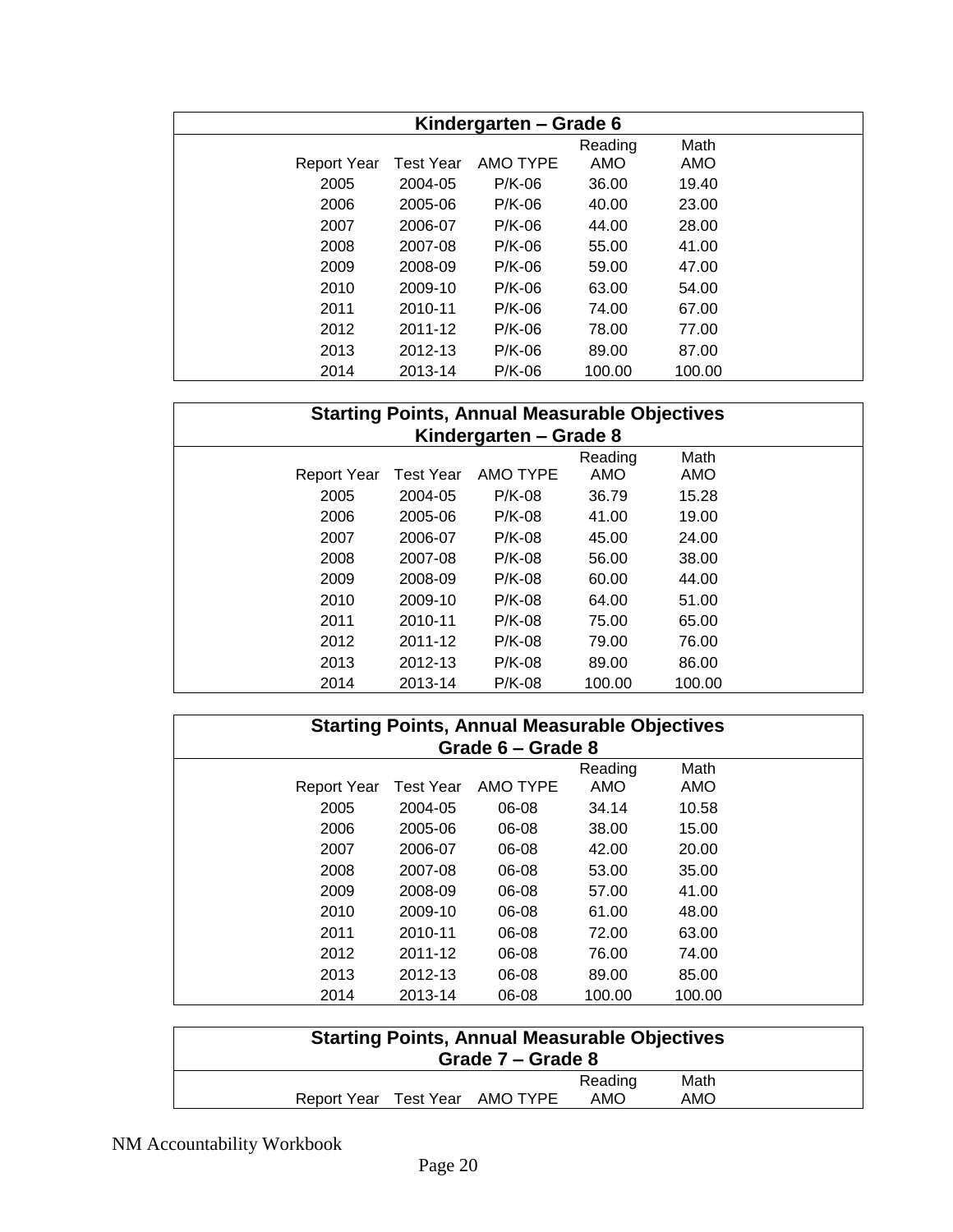| Kindergarten – Grade 6 | | | | |
|---|---|---|---|---|
| Report Year | Test Year | AMO TYPE | Reading AMO | Math AMO |
| 2005 | 2004-05 | P/K-06 | 36.00 | 19.40 |
| 2006 | 2005-06 | P/K-06 | 40.00 | 23.00 |
| 2007 | 2006-07 | P/K-06 | 44.00 | 28.00 |
| 2008 | 2007-08 | P/K-06 | 55.00 | 41.00 |
| 2009 | 2008-09 | P/K-06 | 59.00 | 47.00 |
| 2010 | 2009-10 | P/K-06 | 63.00 | 54.00 |
| 2011 | 2010-11 | P/K-06 | 74.00 | 67.00 |
| 2012 | 2011-12 | P/K-06 | 78.00 | 77.00 |
| 2013 | 2012-13 | P/K-06 | 89.00 | 87.00 |
| 2014 | 2013-14 | P/K-06 | 100.00 | 100.00 |

| Starting Points, Annual Measurable Objectives Kindergarten – Grade 8 | | | | |
|---|---|---|---|---|
| Report Year | Test Year | AMO TYPE | Reading AMO | Math AMO |
| 2005 | 2004-05 | P/K-08 | 36.79 | 15.28 |
| 2006 | 2005-06 | P/K-08 | 41.00 | 19.00 |
| 2007 | 2006-07 | P/K-08 | 45.00 | 24.00 |
| 2008 | 2007-08 | P/K-08 | 56.00 | 38.00 |
| 2009 | 2008-09 | P/K-08 | 60.00 | 44.00 |
| 2010 | 2009-10 | P/K-08 | 64.00 | 51.00 |
| 2011 | 2010-11 | P/K-08 | 75.00 | 65.00 |
| 2012 | 2011-12 | P/K-08 | 79.00 | 76.00 |
| 2013 | 2012-13 | P/K-08 | 89.00 | 86.00 |
| 2014 | 2013-14 | P/K-08 | 100.00 | 100.00 |

| Starting Points, Annual Measurable Objectives Grade 6 – Grade 8 | | | | |
|---|---|---|---|---|
| Report Year | Test Year | AMO TYPE | Reading AMO | Math AMO |
| 2005 | 2004-05 | 06-08 | 34.14 | 10.58 |
| 2006 | 2005-06 | 06-08 | 38.00 | 15.00 |
| 2007 | 2006-07 | 06-08 | 42.00 | 20.00 |
| 2008 | 2007-08 | 06-08 | 53.00 | 35.00 |
| 2009 | 2008-09 | 06-08 | 57.00 | 41.00 |
| 2010 | 2009-10 | 06-08 | 61.00 | 48.00 |
| 2011 | 2010-11 | 06-08 | 72.00 | 63.00 |
| 2012 | 2011-12 | 06-08 | 76.00 | 74.00 |
| 2013 | 2012-13 | 06-08 | 89.00 | 85.00 |
| 2014 | 2013-14 | 06-08 | 100.00 | 100.00 |

| Starting Points, Annual Measurable Objectives Grade 7 – Grade 8 | | | | |
|---|---|---|---|---|
| Report Year | Test Year | AMO TYPE | Reading AMO | Math AMO |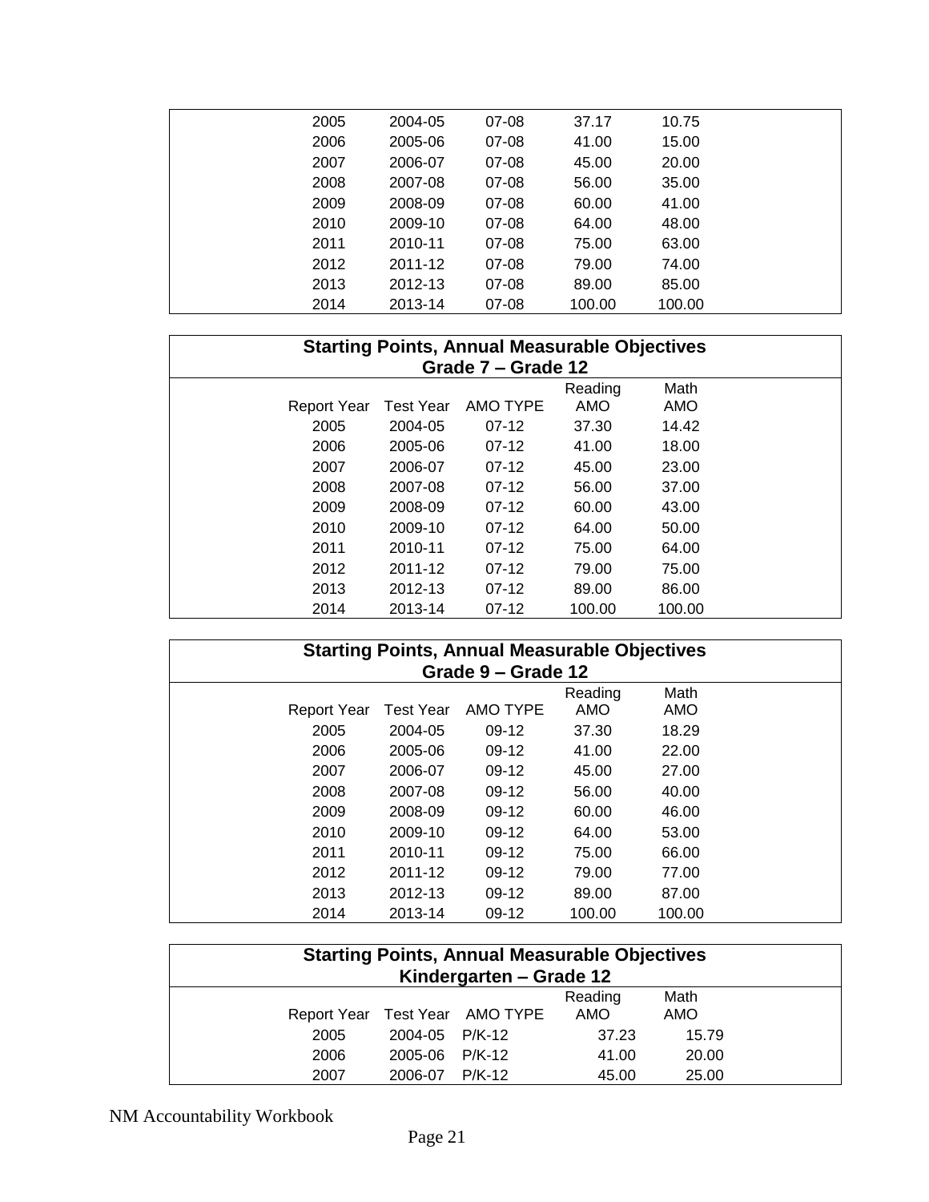| | | | | |
|---|---|---|---|---|
| 2005 | 2004-05 | 07-08 | 37.17 | 10.75 |
| 2006 | 2005-06 | 07-08 | 41.00 | 15.00 |
| 2007 | 2006-07 | 07-08 | 45.00 | 20.00 |
| 2008 | 2007-08 | 07-08 | 56.00 | 35.00 |
| 2009 | 2008-09 | 07-08 | 60.00 | 41.00 |
| 2010 | 2009-10 | 07-08 | 64.00 | 48.00 |
| 2011 | 2010-11 | 07-08 | 75.00 | 63.00 |
| 2012 | 2011-12 | 07-08 | 79.00 | 74.00 |
| 2013 | 2012-13 | 07-08 | 89.00 | 85.00 |
| 2014 | 2013-14 | 07-08 | 100.00 | 100.00 |

**Starting Points, Annual Measurable Objectives**
**Grade 7 – Grade 12**

| Report Year | Test Year | AMO TYPE | Reading AMO | Math AMO |
|---|---|---|---|---|
| 2005 | 2004-05 | 07-12 | 37.30 | 14.42 |
| 2006 | 2005-06 | 07-12 | 41.00 | 18.00 |
| 2007 | 2006-07 | 07-12 | 45.00 | 23.00 |
| 2008 | 2007-08 | 07-12 | 56.00 | 37.00 |
| 2009 | 2008-09 | 07-12 | 60.00 | 43.00 |
| 2010 | 2009-10 | 07-12 | 64.00 | 50.00 |
| 2011 | 2010-11 | 07-12 | 75.00 | 64.00 |
| 2012 | 2011-12 | 07-12 | 79.00 | 75.00 |
| 2013 | 2012-13 | 07-12 | 89.00 | 86.00 |
| 2014 | 2013-14 | 07-12 | 100.00 | 100.00 |

**Starting Points, Annual Measurable Objectives**
**Grade 9 – Grade 12**

| Report Year | Test Year | AMO TYPE | Reading AMO | Math AMO |
|---|---|---|---|---|
| 2005 | 2004-05 | 09-12 | 37.30 | 18.29 |
| 2006 | 2005-06 | 09-12 | 41.00 | 22.00 |
| 2007 | 2006-07 | 09-12 | 45.00 | 27.00 |
| 2008 | 2007-08 | 09-12 | 56.00 | 40.00 |
| 2009 | 2008-09 | 09-12 | 60.00 | 46.00 |
| 2010 | 2009-10 | 09-12 | 64.00 | 53.00 |
| 2011 | 2010-11 | 09-12 | 75.00 | 66.00 |
| 2012 | 2011-12 | 09-12 | 79.00 | 77.00 |
| 2013 | 2012-13 | 09-12 | 89.00 | 87.00 |
| 2014 | 2013-14 | 09-12 | 100.00 | 100.00 |

**Starting Points, Annual Measurable Objectives**
**Kindergarten – Grade 12**

| Report Year | Test Year | AMO TYPE | Reading AMO | Math AMO |
|---|---|---|---|---|
| 2005 | 2004-05 | P/K-12 | 37.23 | 15.79 |
| 2006 | 2005-06 | P/K-12 | 41.00 | 20.00 |
| 2007 | 2006-07 | P/K-12 | 45.00 | 25.00 |

NM Accountability Workbook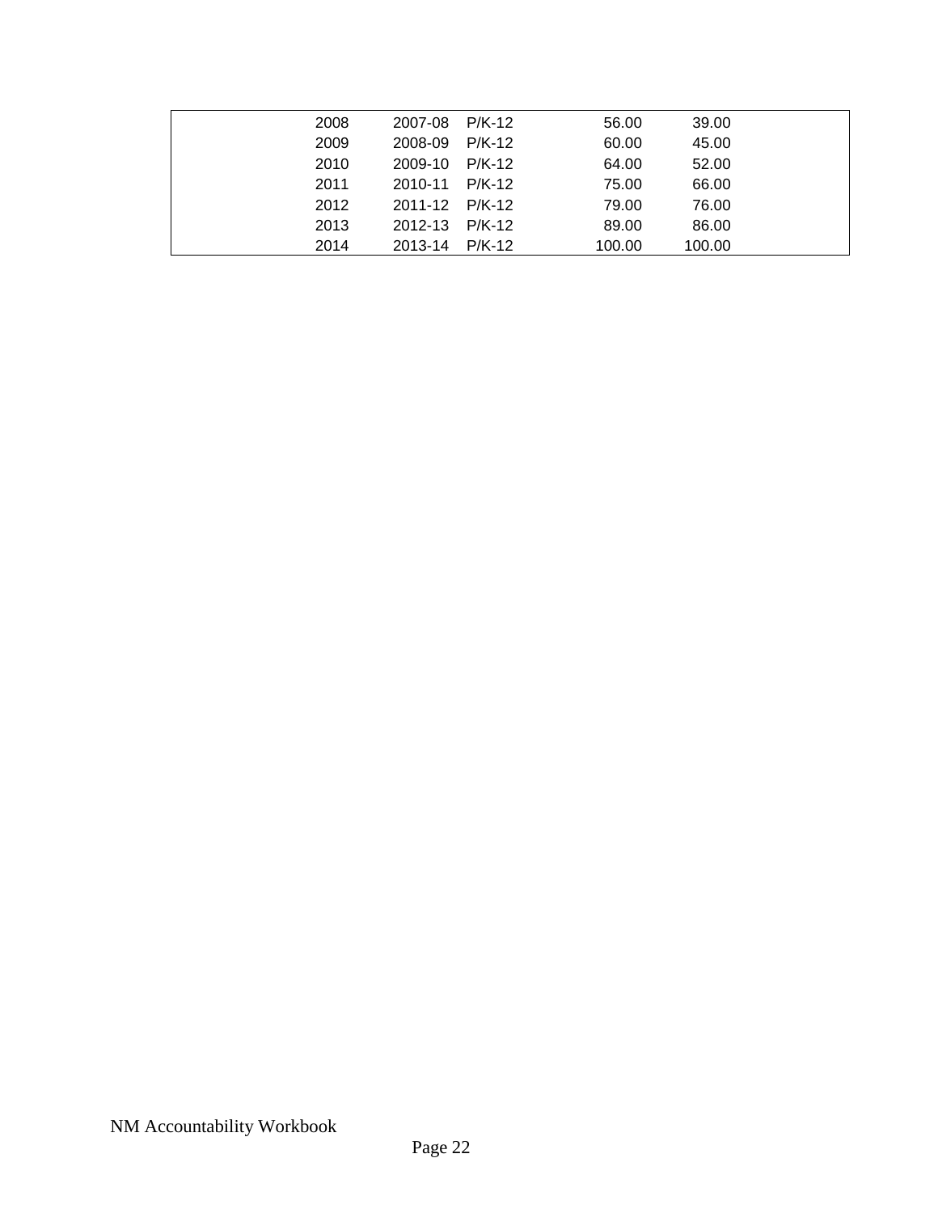| | | | | |
|---|---|---|---|---|
| 2008 | 2007-08 | P/K-12 | 56.00 | 39.00 |
| 2009 | 2008-09 | P/K-12 | 60.00 | 45.00 |
| 2010 | 2009-10 | P/K-12 | 64.00 | 52.00 |
| 2011 | 2010-11 | P/K-12 | 75.00 | 66.00 |
| 2012 | 2011-12 | P/K-12 | 79.00 | 76.00 |
| 2013 | 2012-13 | P/K-12 | 89.00 | 86.00 |
| 2014 | 2013-14 | P/K-12 | 100.00 | 100.00 |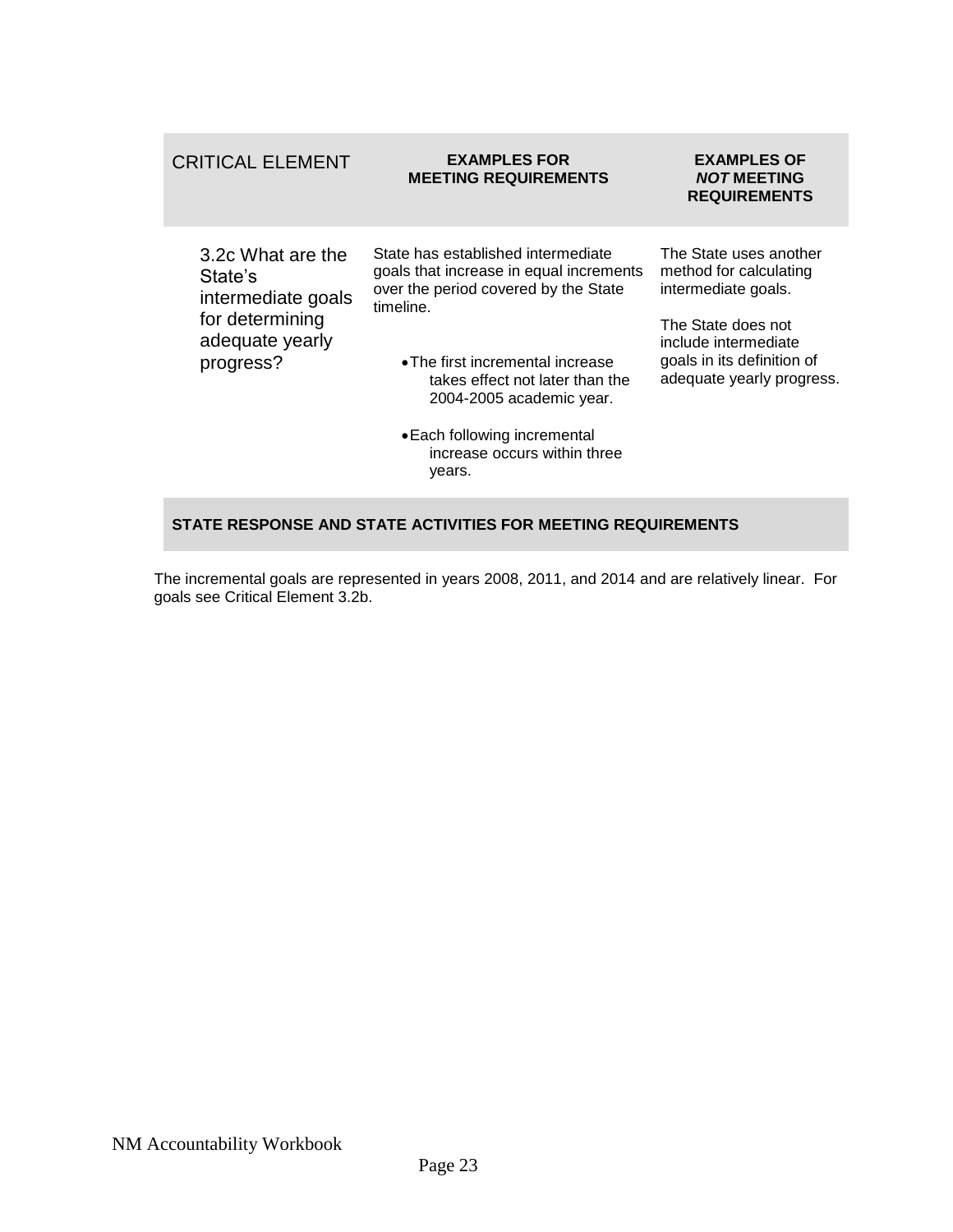| CRITICAL ELEMENT | EXAMPLES FOR MEETING REQUIREMENTS | EXAMPLES OF *NOT* MEETING REQUIREMENTS |
|---|---|---|
| 3.2c What are the State's intermediate goals for determining adequate yearly progress? | State has established intermediate goals that increase in equal increments over the period covered by the State timeline.<br>• The first incremental increase takes effect not later than the 2004-2005 academic year.<br>• Each following incremental increase occurs within three years. | The State uses another method for calculating intermediate goals.<br>The State does not include intermediate goals in its definition of adequate yearly progress. |

**STATE RESPONSE AND STATE ACTIVITIES FOR MEETING REQUIREMENTS**

The incremental goals are represented in years 2008, 2011, and 2014 and are relatively linear. For goals see Critical Element 3.2b.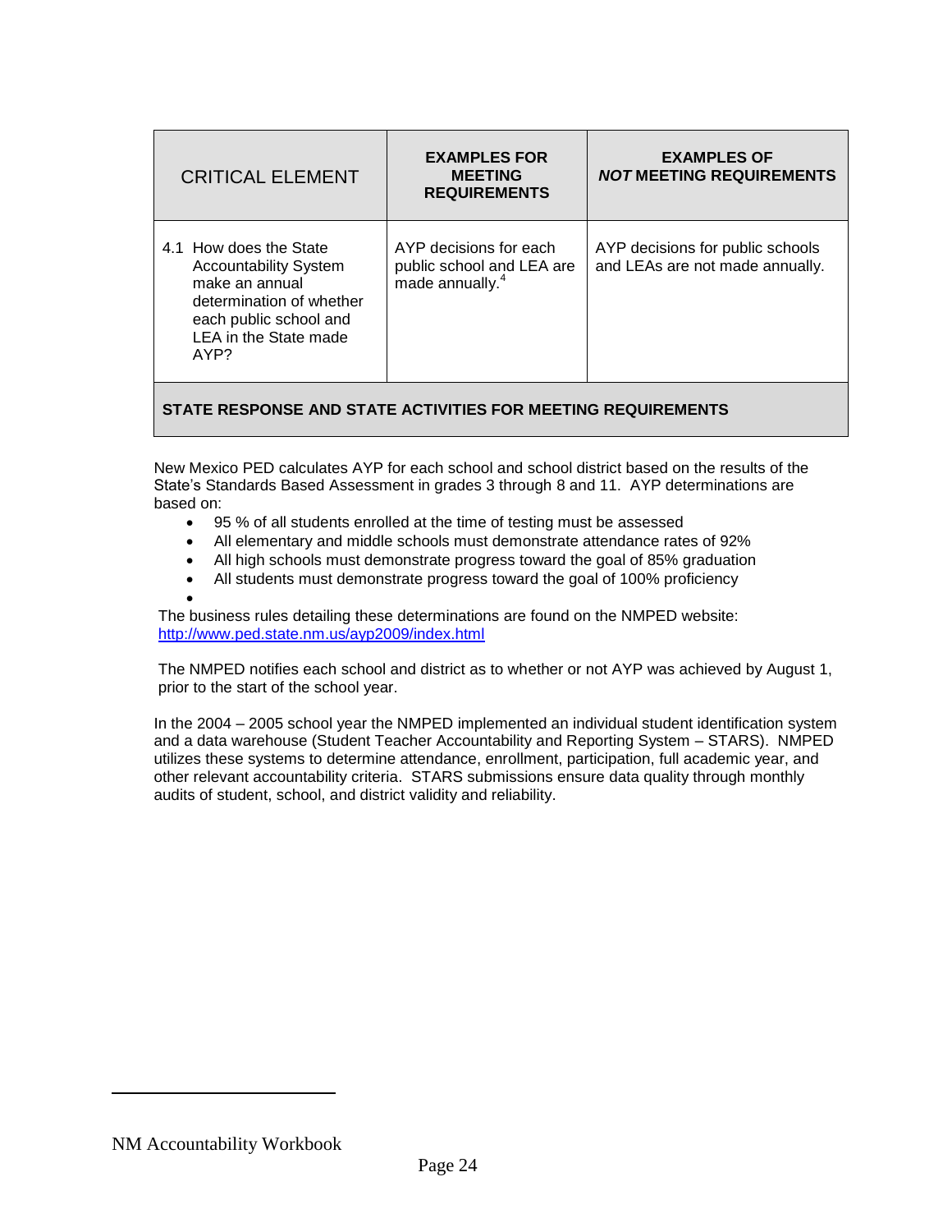| CRITICAL ELEMENT | EXAMPLES FOR MEETING REQUIREMENTS | EXAMPLES OF *NOT* MEETING REQUIREMENTS |
|---|---|---|
| 4.1 How does the State Accountability System make an annual determination of whether each public school and LEA in the State made AYP? | AYP decisions for each public school and LEA are made annually.[4] | AYP decisions for public schools and LEAs are not made annually. |

**STATE RESPONSE AND STATE ACTIVITIES FOR MEETING REQUIREMENTS**

New Mexico PED calculates AYP for each school and school district based on the results of the State's Standards Based Assessment in grades 3 through 8 and 11. AYP determinations are based on:

- 95 % of all students enrolled at the time of testing must be assessed
- All elementary and middle schools must demonstrate attendance rates of 92%
- All high schools must demonstrate progress toward the goal of 85% graduation
- All students must demonstrate progress toward the goal of 100% proficiency
-

The business rules detailing these determinations are found on the NMPED website: http://www.ped.state.nm.us/ayp2009/index.html

The NMPED notifies each school and district as to whether or not AYP was achieved by August 1, prior to the start of the school year.

In the 2004 – 2005 school year the NMPED implemented an individual student identification system and a data warehouse (Student Teacher Accountability and Reporting System – STARS). NMPED utilizes these systems to determine attendance, enrollment, participation, full academic year, and other relevant accountability criteria. STARS submissions ensure data quality through monthly audits of student, school, and district validity and reliability.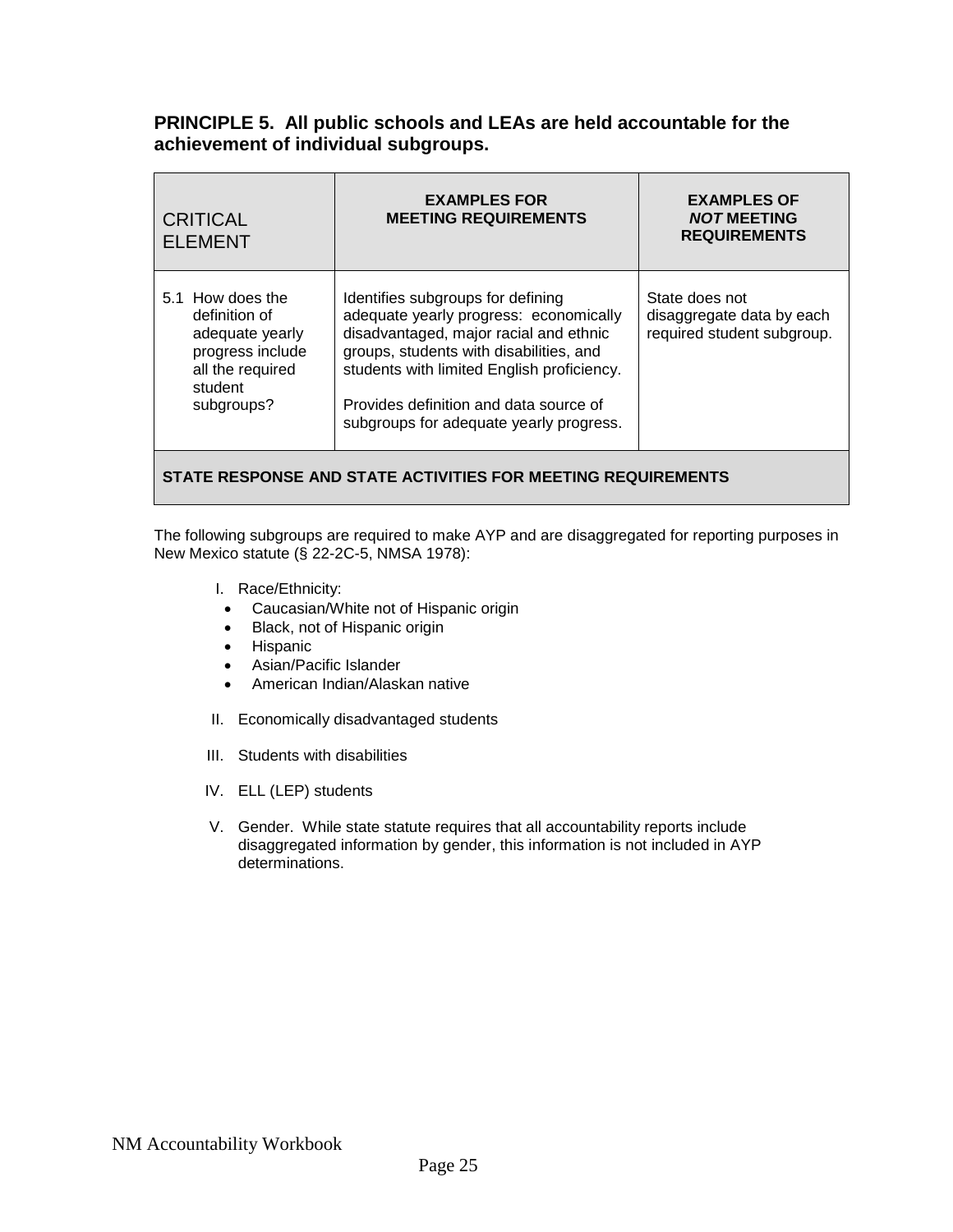## PRINCIPLE 5. All public schools and LEAs are held accountable for the achievement of individual subgroups.

| CRITICAL ELEMENT | EXAMPLES FOR MEETING REQUIREMENTS | EXAMPLES OF *NOT* MEETING REQUIREMENTS |
| --- | --- | --- |
| 5.1 How does the definition of adequate yearly progress include all the required student subgroups? | Identifies subgroups for defining adequate yearly progress: economically disadvantaged, major racial and ethnic groups, students with disabilities, and students with limited English proficiency.<br><br>Provides definition and data source of subgroups for adequate yearly progress. | State does not disaggregate data by each required student subgroup. |
| **STATE RESPONSE AND STATE ACTIVITIES FOR MEETING REQUIREMENTS** | | |

The following subgroups are required to make AYP and are disaggregated for reporting purposes in New Mexico statute (§ 22-2C-5, NMSA 1978):

I. Race/Ethnicity:
- Caucasian/White not of Hispanic origin
- Black, not of Hispanic origin
- Hispanic
- Asian/Pacific Islander
- American Indian/Alaskan native

II. Economically disadvantaged students

III. Students with disabilities

IV. ELL (LEP) students

V. Gender. While state statute requires that all accountability reports include disaggregated information by gender, this information is not included in AYP determinations.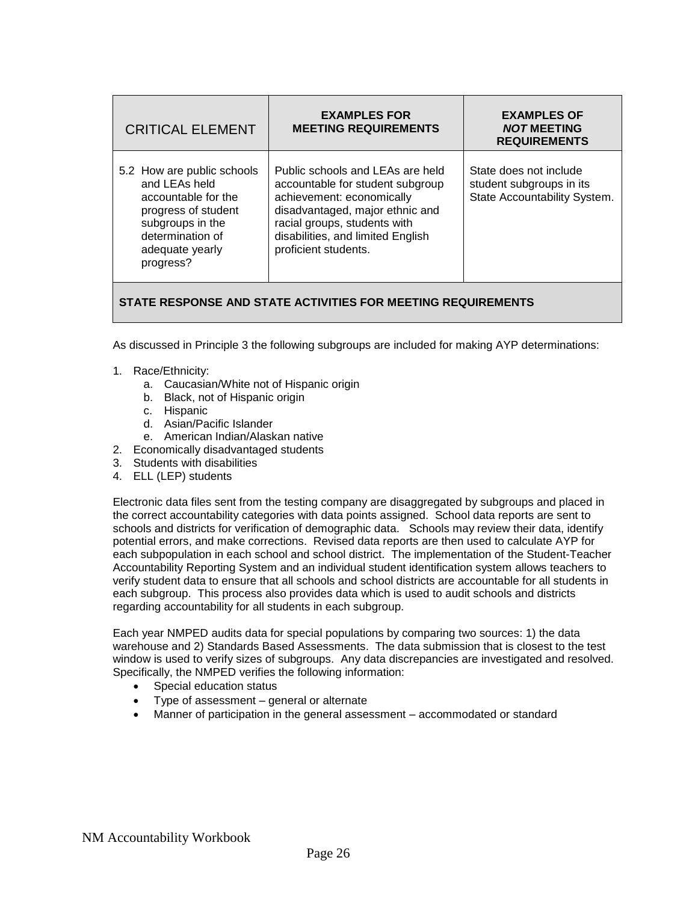| CRITICAL ELEMENT | EXAMPLES FOR MEETING REQUIREMENTS | EXAMPLES OF *NOT* MEETING REQUIREMENTS |
|---|---|---|
| 5.2 How are public schools and LEAs held accountable for the progress of student subgroups in the determination of adequate yearly progress? | Public schools and LEAs are held accountable for student subgroup achievement: economically disadvantaged, major ethnic and racial groups, students with disabilities, and limited English proficient students. | State does not include student subgroups in its State Accountability System. |

**STATE RESPONSE AND STATE ACTIVITIES FOR MEETING REQUIREMENTS**

As discussed in Principle 3 the following subgroups are included for making AYP determinations:

1. Race/Ethnicity:
   a. Caucasian/White not of Hispanic origin
   b. Black, not of Hispanic origin
   c. Hispanic
   d. Asian/Pacific Islander
   e. American Indian/Alaskan native
2. Economically disadvantaged students
3. Students with disabilities
4. ELL (LEP) students

Electronic data files sent from the testing company are disaggregated by subgroups and placed in the correct accountability categories with data points assigned. School data reports are sent to schools and districts for verification of demographic data. Schools may review their data, identify potential errors, and make corrections. Revised data reports are then used to calculate AYP for each subpopulation in each school and school district. The implementation of the Student-Teacher Accountability Reporting System and an individual student identification system allows teachers to verify student data to ensure that all schools and school districts are accountable for all students in each subgroup. This process also provides data which is used to audit schools and districts regarding accountability for all students in each subgroup.

Each year NMPED audits data for special populations by comparing two sources: 1) the data warehouse and 2) Standards Based Assessments. The data submission that is closest to the test window is used to verify sizes of subgroups. Any data discrepancies are investigated and resolved. Specifically, the NMPED verifies the following information:

- Special education status
- Type of assessment – general or alternate
- Manner of participation in the general assessment – accommodated or standard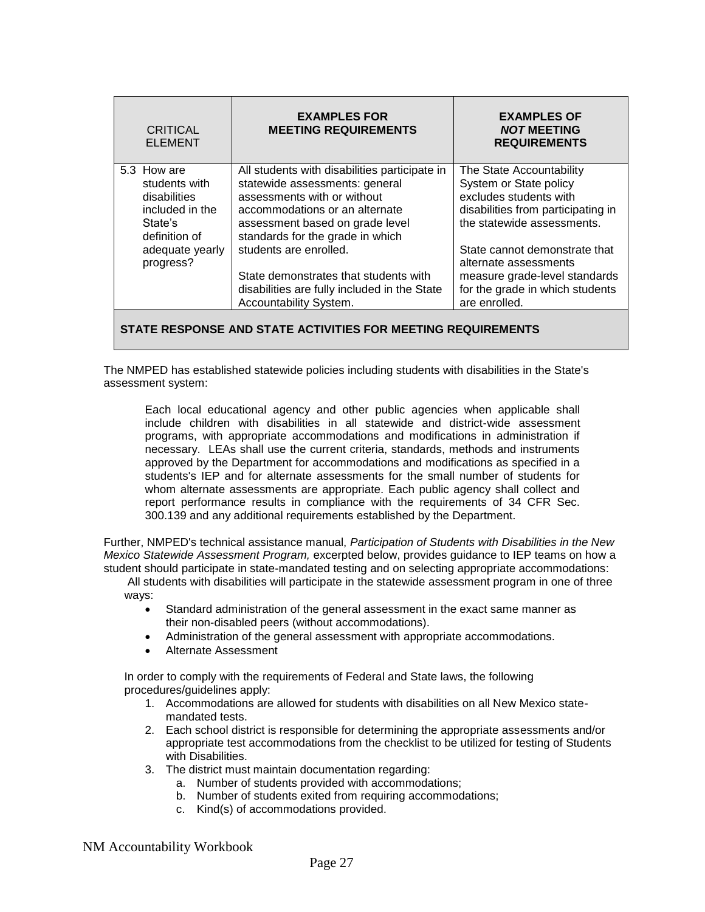| CRITICAL ELEMENT | EXAMPLES FOR MEETING REQUIREMENTS | EXAMPLES OF *NOT* MEETING REQUIREMENTS |
|---|---|---|
| 5.3 How are students with disabilities included in the State's definition of adequate yearly progress? | All students with disabilities participate in statewide assessments: general assessments with or without accommodations or an alternate assessment based on grade level standards for the grade in which students are enrolled.<br><br>State demonstrates that students with disabilities are fully included in the State Accountability System. | The State Accountability System or State policy excludes students with disabilities from participating in the statewide assessments.<br><br>State cannot demonstrate that alternate assessments measure grade-level standards for the grade in which students are enrolled. |

**STATE RESPONSE AND STATE ACTIVITIES FOR MEETING REQUIREMENTS**

The NMPED has established statewide policies including students with disabilities in the State's assessment system:

> Each local educational agency and other public agencies when applicable shall include children with disabilities in all statewide and district-wide assessment programs, with appropriate accommodations and modifications in administration if necessary. LEAs shall use the current criteria, standards, methods and instruments approved by the Department for accommodations and modifications as specified in a students's IEP and for alternate assessments for the small number of students for whom alternate assessments are appropriate. Each public agency shall collect and report performance results in compliance with the requirements of 34 CFR Sec. 300.139 and any additional requirements established by the Department.

Further, NMPED's technical assistance manual, *Participation of Students with Disabilities in the New Mexico Statewide Assessment Program,* excerpted below, provides guidance to IEP teams on how a student should participate in state-mandated testing and on selecting appropriate accommodations:

All students with disabilities will participate in the statewide assessment program in one of three ways:

- Standard administration of the general assessment in the exact same manner as their non-disabled peers (without accommodations).
- Administration of the general assessment with appropriate accommodations.
- Alternate Assessment

In order to comply with the requirements of Federal and State laws, the following procedures/guidelines apply:

1. Accommodations are allowed for students with disabilities on all New Mexico state-mandated tests.
2. Each school district is responsible for determining the appropriate assessments and/or appropriate test accommodations from the checklist to be utilized for testing of Students with Disabilities.
3. The district must maintain documentation regarding:
   a. Number of students provided with accommodations;
   b. Number of students exited from requiring accommodations;
   c. Kind(s) of accommodations provided.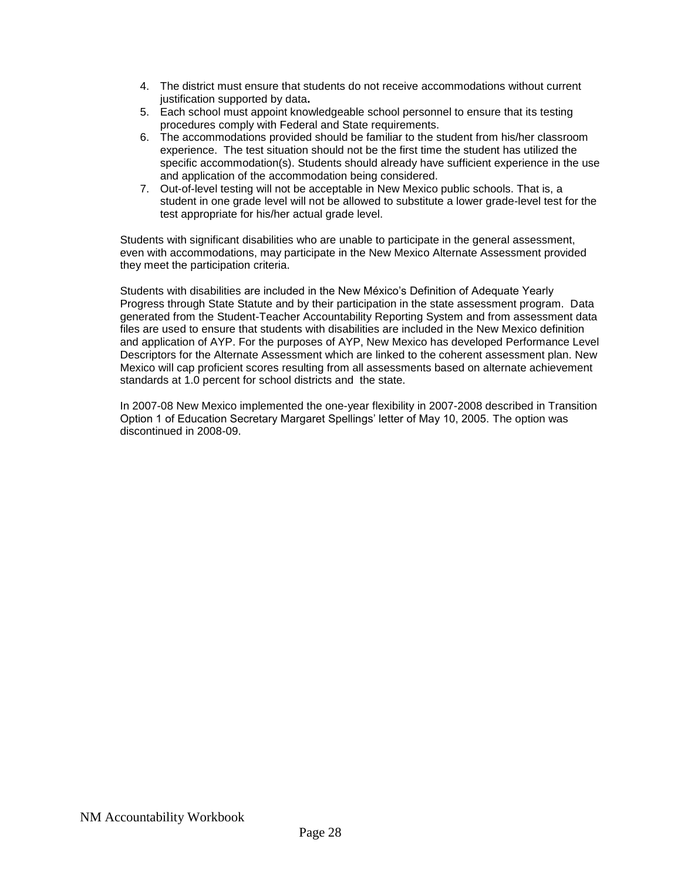4. The district must ensure that students do not receive accommodations without current justification supported by data**.**
5. Each school must appoint knowledgeable school personnel to ensure that its testing procedures comply with Federal and State requirements.
6. The accommodations provided should be familiar to the student from his/her classroom experience. The test situation should not be the first time the student has utilized the specific accommodation(s). Students should already have sufficient experience in the use and application of the accommodation being considered.
7. Out-of-level testing will not be acceptable in New Mexico public schools. That is, a student in one grade level will not be allowed to substitute a lower grade-level test for the test appropriate for his/her actual grade level.

Students with significant disabilities who are unable to participate in the general assessment, even with accommodations, may participate in the New Mexico Alternate Assessment provided they meet the participation criteria.

Students with disabilities are included in the New México's Definition of Adequate Yearly Progress through State Statute and by their participation in the state assessment program. Data generated from the Student-Teacher Accountability Reporting System and from assessment data files are used to ensure that students with disabilities are included in the New Mexico definition and application of AYP. For the purposes of AYP, New Mexico has developed Performance Level Descriptors for the Alternate Assessment which are linked to the coherent assessment plan. New Mexico will cap proficient scores resulting from all assessments based on alternate achievement standards at 1.0 percent for school districts and the state.

In 2007-08 New Mexico implemented the one-year flexibility in 2007-2008 described in Transition Option 1 of Education Secretary Margaret Spellings' letter of May 10, 2005. The option was discontinued in 2008-09.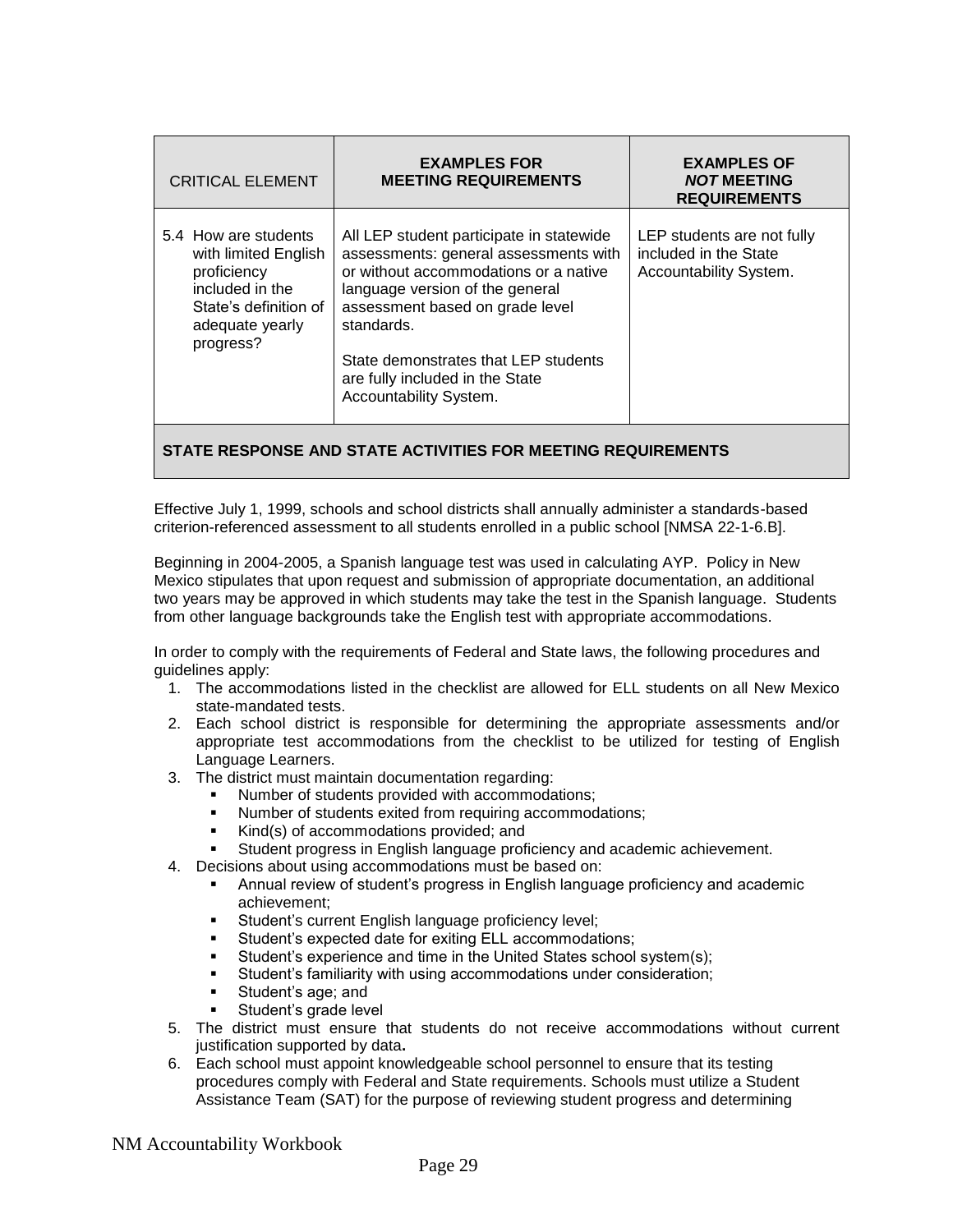| CRITICAL ELEMENT | EXAMPLES FOR MEETING REQUIREMENTS | EXAMPLES OF *NOT* MEETING REQUIREMENTS |
|---|---|---|
| 5.4 How are students with limited English proficiency included in the State's definition of adequate yearly progress? | All LEP student participate in statewide assessments: general assessments with or without accommodations or a native language version of the general assessment based on grade level standards.<br><br>State demonstrates that LEP students are fully included in the State Accountability System. | LEP students are not fully included in the State Accountability System. |

**STATE RESPONSE AND STATE ACTIVITIES FOR MEETING REQUIREMENTS**

Effective July 1, 1999, schools and school districts shall annually administer a standards-based criterion-referenced assessment to all students enrolled in a public school [NMSA 22-1-6.B].

Beginning in 2004-2005, a Spanish language test was used in calculating AYP. Policy in New Mexico stipulates that upon request and submission of appropriate documentation, an additional two years may be approved in which students may take the test in the Spanish language. Students from other language backgrounds take the English test with appropriate accommodations.

In order to comply with the requirements of Federal and State laws, the following procedures and guidelines apply:

1. The accommodations listed in the checklist are allowed for ELL students on all New Mexico state-mandated tests.
2. Each school district is responsible for determining the appropriate assessments and/or appropriate test accommodations from the checklist to be utilized for testing of English Language Learners.
3. The district must maintain documentation regarding:
   - Number of students provided with accommodations;
   - Number of students exited from requiring accommodations;
   - Kind(s) of accommodations provided; and
   - Student progress in English language proficiency and academic achievement.
4. Decisions about using accommodations must be based on:
   - Annual review of student's progress in English language proficiency and academic achievement;
   - Student's current English language proficiency level;
   - Student's expected date for exiting ELL accommodations;
   - Student's experience and time in the United States school system(s);
   - Student's familiarity with using accommodations under consideration;
   - Student's age; and
   - Student's grade level
5. The district must ensure that students do not receive accommodations without current justification supported by data**.**
6. Each school must appoint knowledgeable school personnel to ensure that its testing procedures comply with Federal and State requirements. Schools must utilize a Student Assistance Team (SAT) for the purpose of reviewing student progress and determining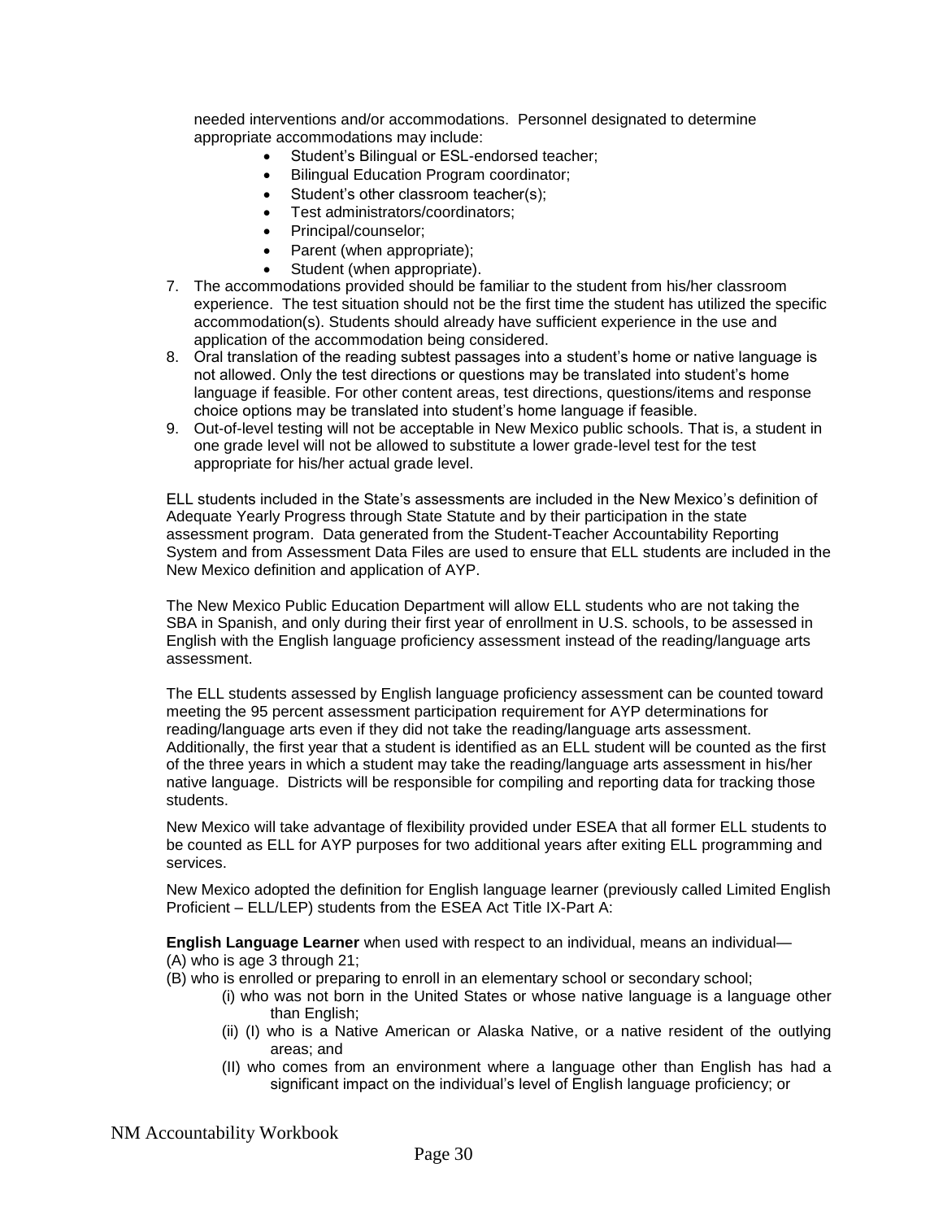needed interventions and/or accommodations. Personnel designated to determine appropriate accommodations may include:

- Student's Bilingual or ESL-endorsed teacher;
- Bilingual Education Program coordinator;
- Student's other classroom teacher(s);
- Test administrators/coordinators;
- Principal/counselor;
- Parent (when appropriate);
- Student (when appropriate).

7. The accommodations provided should be familiar to the student from his/her classroom experience. The test situation should not be the first time the student has utilized the specific accommodation(s). Students should already have sufficient experience in the use and application of the accommodation being considered.
8. Oral translation of the reading subtest passages into a student's home or native language is not allowed. Only the test directions or questions may be translated into student's home language if feasible. For other content areas, test directions, questions/items and response choice options may be translated into student's home language if feasible.
9. Out-of-level testing will not be acceptable in New Mexico public schools. That is, a student in one grade level will not be allowed to substitute a lower grade-level test for the test appropriate for his/her actual grade level.

ELL students included in the State's assessments are included in the New Mexico's definition of Adequate Yearly Progress through State Statute and by their participation in the state assessment program. Data generated from the Student-Teacher Accountability Reporting System and from Assessment Data Files are used to ensure that ELL students are included in the New Mexico definition and application of AYP.

The New Mexico Public Education Department will allow ELL students who are not taking the SBA in Spanish, and only during their first year of enrollment in U.S. schools, to be assessed in English with the English language proficiency assessment instead of the reading/language arts assessment.

The ELL students assessed by English language proficiency assessment can be counted toward meeting the 95 percent assessment participation requirement for AYP determinations for reading/language arts even if they did not take the reading/language arts assessment. Additionally, the first year that a student is identified as an ELL student will be counted as the first of the three years in which a student may take the reading/language arts assessment in his/her native language. Districts will be responsible for compiling and reporting data for tracking those students.

New Mexico will take advantage of flexibility provided under ESEA that all former ELL students to be counted as ELL for AYP purposes for two additional years after exiting ELL programming and services.

New Mexico adopted the definition for English language learner (previously called Limited English Proficient – ELL/LEP) students from the ESEA Act Title IX-Part A:

**English Language Learner** when used with respect to an individual, means an individual—
(A) who is age 3 through 21;
(B) who is enrolled or preparing to enroll in an elementary school or secondary school;

(i) who was not born in the United States or whose native language is a language other than English;

(ii) (I) who is a Native American or Alaska Native, or a native resident of the outlying areas; and

(II) who comes from an environment where a language other than English has had a significant impact on the individual's level of English language proficiency; or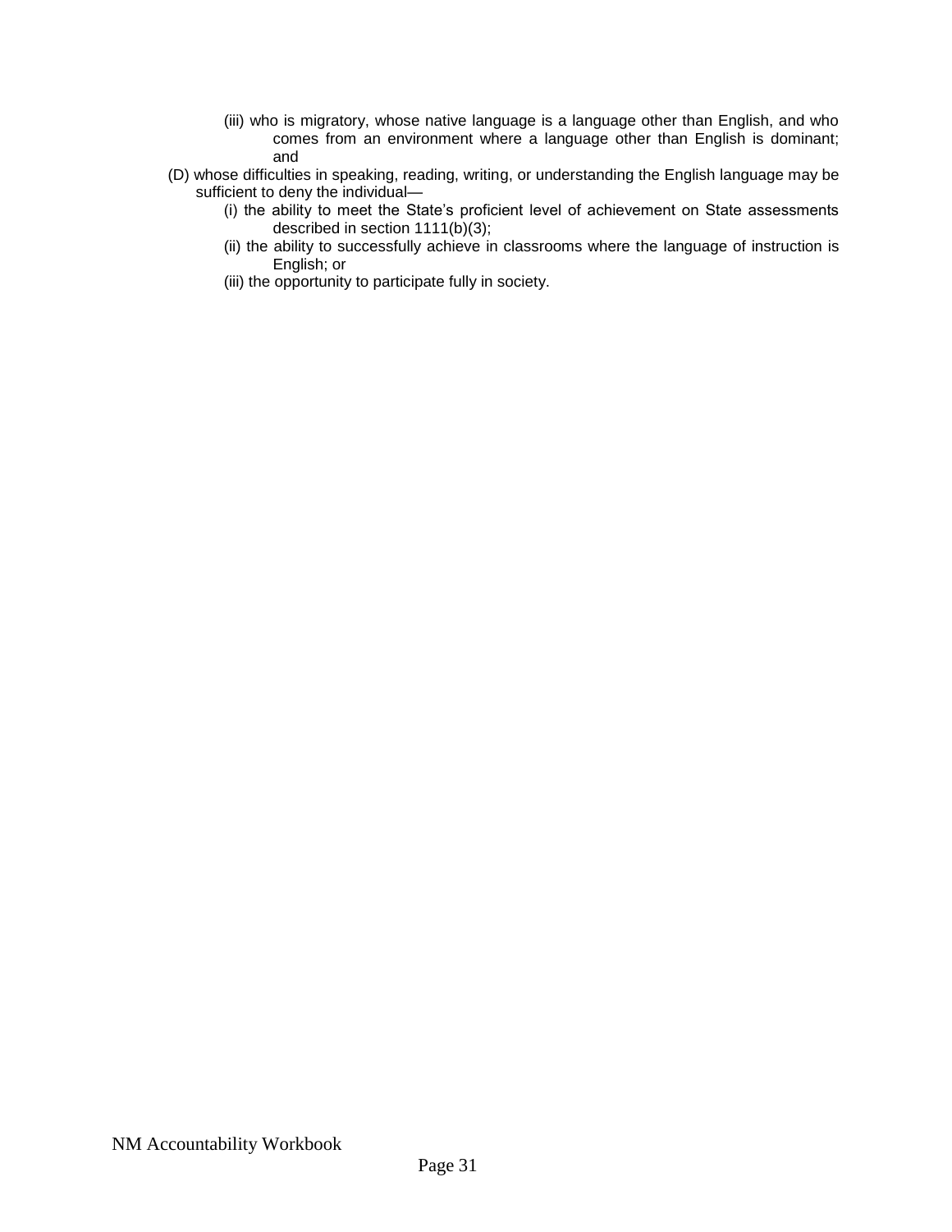(iii) who is migratory, whose native language is a language other than English, and who comes from an environment where a language other than English is dominant; and

(D) whose difficulties in speaking, reading, writing, or understanding the English language may be sufficient to deny the individual—

(i) the ability to meet the State's proficient level of achievement on State assessments described in section 1111(b)(3);

(ii) the ability to successfully achieve in classrooms where the language of instruction is English; or

(iii) the opportunity to participate fully in society.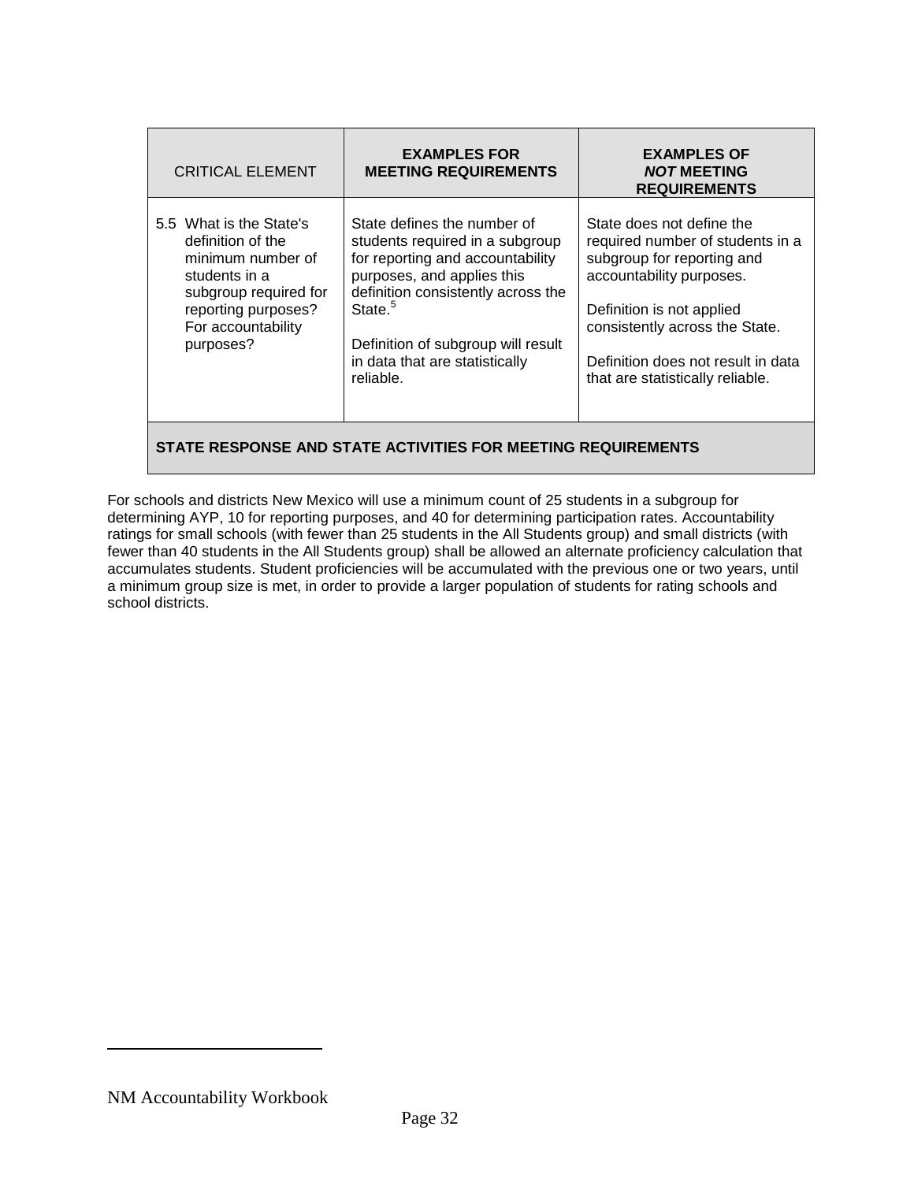| CRITICAL ELEMENT | EXAMPLES FOR MEETING REQUIREMENTS | EXAMPLES OF *NOT* MEETING REQUIREMENTS |
|---|---|---|
| 5.5 What is the State's definition of the minimum number of students in a subgroup required for reporting purposes? For accountability purposes? | State defines the number of students required in a subgroup for reporting and accountability purposes, and applies this definition consistently across the State.[5]<br><br>Definition of subgroup will result in data that are statistically reliable. | State does not define the required number of students in a subgroup for reporting and accountability purposes.<br><br>Definition is not applied consistently across the State.<br><br>Definition does not result in data that are statistically reliable. |

**STATE RESPONSE AND STATE ACTIVITIES FOR MEETING REQUIREMENTS**

For schools and districts New Mexico will use a minimum count of 25 students in a subgroup for determining AYP, 10 for reporting purposes, and 40 for determining participation rates. Accountability ratings for small schools (with fewer than 25 students in the All Students group) and small districts (with fewer than 40 students in the All Students group) shall be allowed an alternate proficiency calculation that accumulates students. Student proficiencies will be accumulated with the previous one or two years, until a minimum group size is met, in order to provide a larger population of students for rating schools and school districts.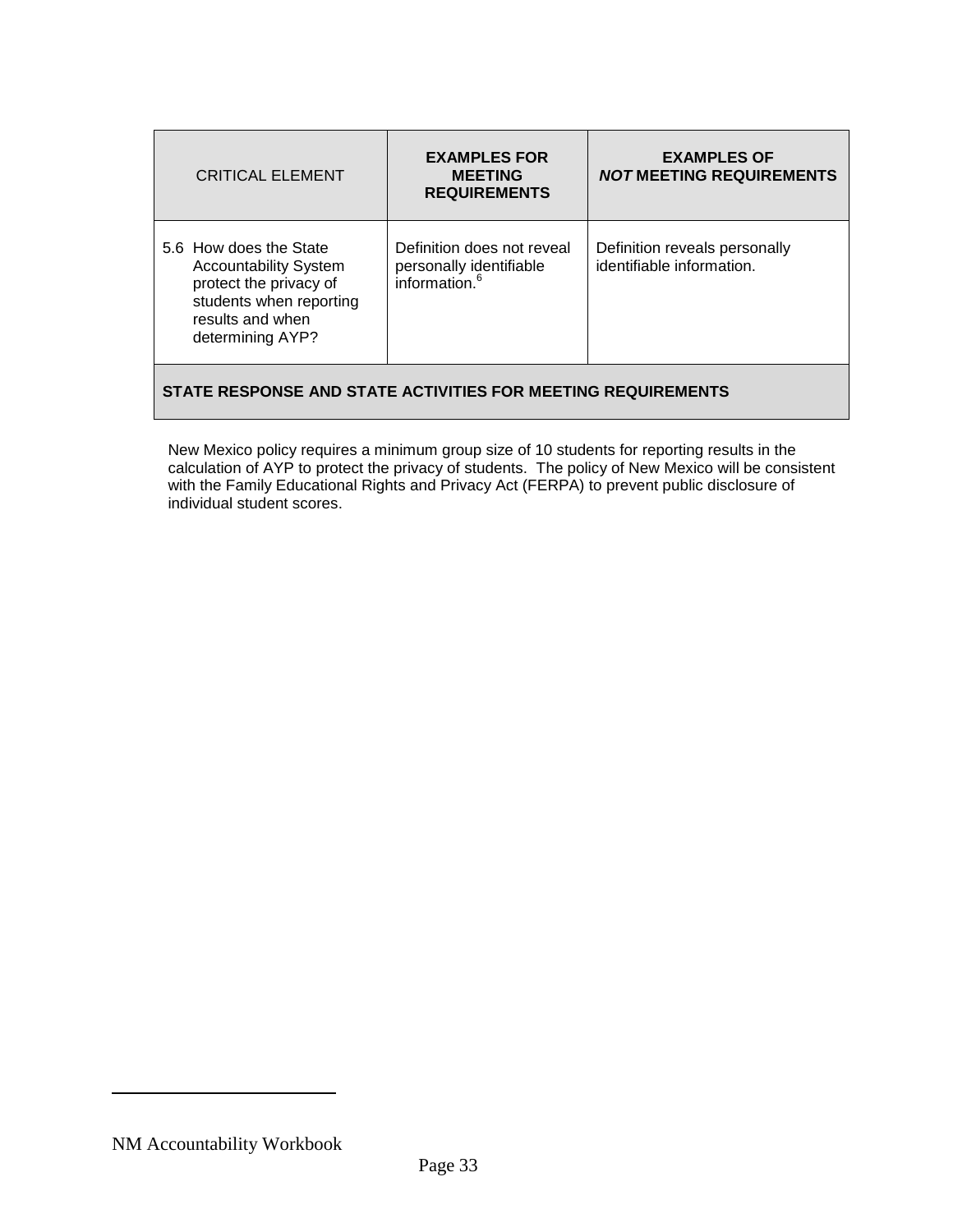| CRITICAL ELEMENT | EXAMPLES FOR MEETING REQUIREMENTS | EXAMPLES OF *NOT* MEETING REQUIREMENTS |
|---|---|---|
| 5.6 How does the State Accountability System protect the privacy of students when reporting results and when determining AYP? | Definition does not reveal personally identifiable information.[6] | Definition reveals personally identifiable information. |

**STATE RESPONSE AND STATE ACTIVITIES FOR MEETING REQUIREMENTS**

New Mexico policy requires a minimum group size of 10 students for reporting results in the calculation of AYP to protect the privacy of students. The policy of New Mexico will be consistent with the Family Educational Rights and Privacy Act (FERPA) to prevent public disclosure of individual student scores.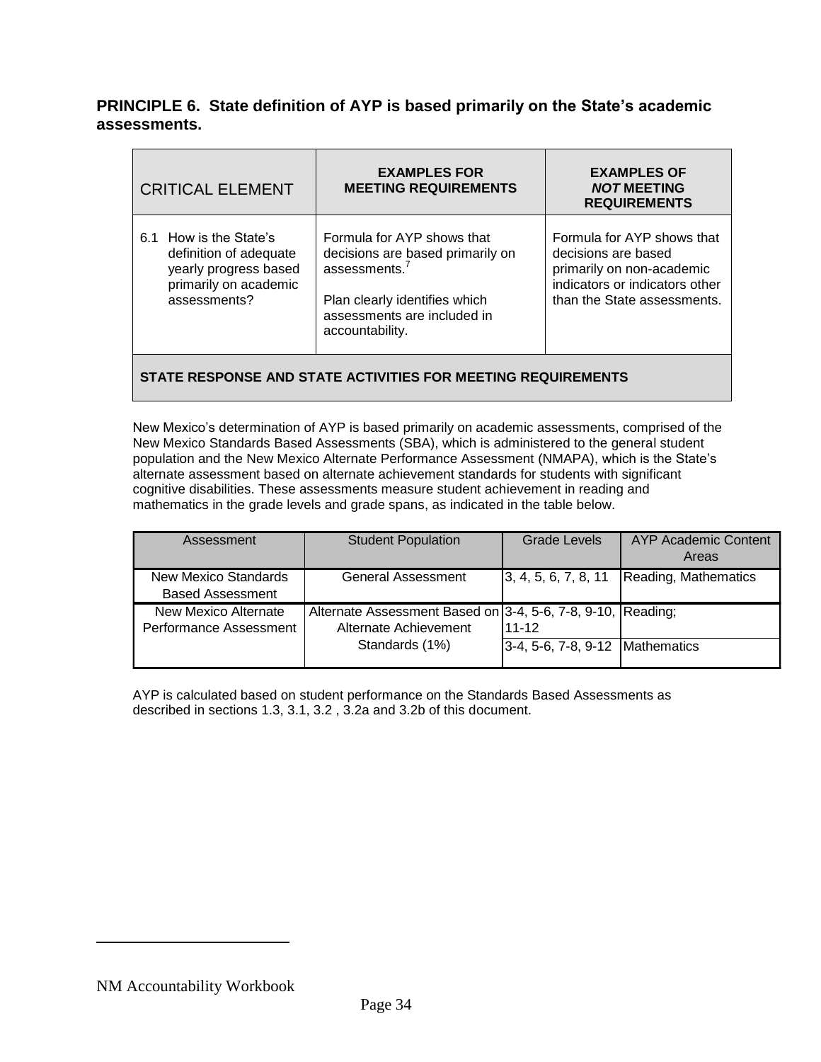## PRINCIPLE 6. State definition of AYP is based primarily on the State's academic assessments.

| CRITICAL ELEMENT | EXAMPLES FOR MEETING REQUIREMENTS | EXAMPLES OF *NOT* MEETING REQUIREMENTS |
|---|---|---|
| 6.1 How is the State's definition of adequate yearly progress based primarily on academic assessments? | Formula for AYP shows that decisions are based primarily on assessments.[7]<br><br>Plan clearly identifies which assessments are included in accountability. | Formula for AYP shows that decisions are based primarily on non-academic indicators or indicators other than the State assessments. |

**STATE RESPONSE AND STATE ACTIVITIES FOR MEETING REQUIREMENTS**

New Mexico's determination of AYP is based primarily on academic assessments, comprised of the New Mexico Standards Based Assessments (SBA), which is administered to the general student population and the New Mexico Alternate Performance Assessment (NMAPA), which is the State's alternate assessment based on alternate achievement standards for students with significant cognitive disabilities. These assessments measure student achievement in reading and mathematics in the grade levels and grade spans, as indicated in the table below.

| Assessment | Student Population | Grade Levels | AYP Academic Content Areas |
|---|---|---|---|
| New Mexico Standards Based Assessment | General Assessment | 3, 4, 5, 6, 7, 8, 11 | Reading, Mathematics |
| New Mexico Alternate Performance Assessment | Alternate Assessment Based on Alternate Achievement Standards (1%) | 3-4, 5-6, 7-8, 9-10, 11-12 | Reading; |
| | | 3-4, 5-6, 7-8, 9-12 | Mathematics |

AYP is calculated based on student performance on the Standards Based Assessments as described in sections 1.3, 3.1, 3.2 , 3.2a and 3.2b of this document.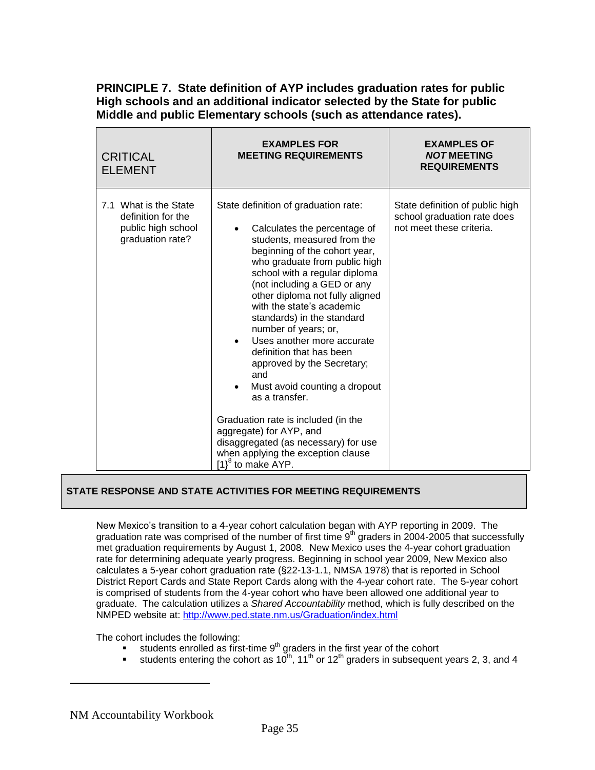**PRINCIPLE 7. State definition of AYP includes graduation rates for public High schools and an additional indicator selected by the State for public Middle and public Elementary schools (such as attendance rates).**

| CRITICAL ELEMENT | EXAMPLES FOR MEETING REQUIREMENTS | EXAMPLES OF *NOT* MEETING REQUIREMENTS |
|---|---|---|
| 7.1 What is the State definition for the public high school graduation rate? | State definition of graduation rate:<br>• Calculates the percentage of students, measured from the beginning of the cohort year, who graduate from public high school with a regular diploma (not including a GED or any other diploma not fully aligned with the state's academic standards) in the standard number of years; or,<br>• Uses another more accurate definition that has been approved by the Secretary; and<br>• Must avoid counting a dropout as a transfer.<br><br>Graduation rate is included (in the aggregate) for AYP, and disaggregated (as necessary) for use when applying the exception clause [1}[8] to make AYP. | State definition of public high school graduation rate does not meet these criteria. |

**STATE RESPONSE AND STATE ACTIVITIES FOR MEETING REQUIREMENTS**

New Mexico's transition to a 4-year cohort calculation began with AYP reporting in 2009. The graduation rate was comprised of the number of first time 9th graders in 2004-2005 that successfully met graduation requirements by August 1, 2008. New Mexico uses the 4-year cohort graduation rate for determining adequate yearly progress. Beginning in school year 2009, New Mexico also calculates a 5-year cohort graduation rate (§22-13-1.1, NMSA 1978) that is reported in School District Report Cards and State Report Cards along with the 4-year cohort rate. The 5-year cohort is comprised of students from the 4-year cohort who have been allowed one additional year to graduate. The calculation utilizes a *Shared Accountability* method, which is fully described on the NMPED website at: http://www.ped.state.nm.us/Graduation/index.html

The cohort includes the following:

- students enrolled as first-time 9th graders in the first year of the cohort
- students entering the cohort as 10th, 11th or 12th graders in subsequent years 2, 3, and 4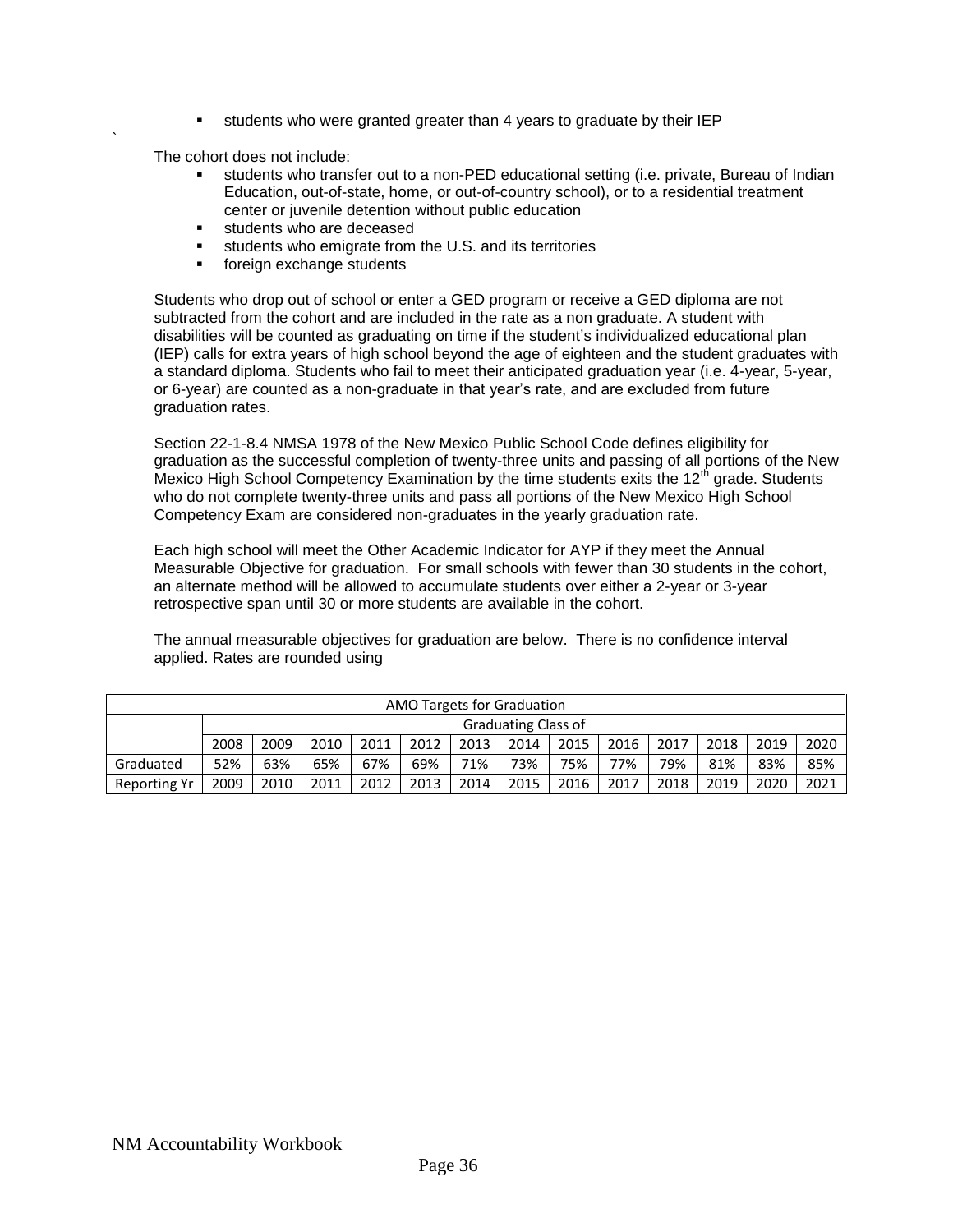- students who were granted greater than 4 years to graduate by their IEP

`

The cohort does not include:

- students who transfer out to a non-PED educational setting (i.e. private, Bureau of Indian Education, out-of-state, home, or out-of-country school), or to a residential treatment center or juvenile detention without public education
- students who are deceased
- students who emigrate from the U.S. and its territories
- foreign exchange students

Students who drop out of school or enter a GED program or receive a GED diploma are not subtracted from the cohort and are included in the rate as a non graduate. A student with disabilities will be counted as graduating on time if the student's individualized educational plan (IEP) calls for extra years of high school beyond the age of eighteen and the student graduates with a standard diploma. Students who fail to meet their anticipated graduation year (i.e. 4-year, 5-year, or 6-year) are counted as a non-graduate in that year's rate, and are excluded from future graduation rates.

Section 22-1-8.4 NMSA 1978 of the New Mexico Public School Code defines eligibility for graduation as the successful completion of twenty-three units and passing of all portions of the New Mexico High School Competency Examination by the time students exits the 12th grade. Students who do not complete twenty-three units and pass all portions of the New Mexico High School Competency Exam are considered non-graduates in the yearly graduation rate.

Each high school will meet the Other Academic Indicator for AYP if they meet the Annual Measurable Objective for graduation. For small schools with fewer than 30 students in the cohort, an alternate method will be allowed to accumulate students over either a 2-year or 3-year retrospective span until 30 or more students are available in the cohort.

The annual measurable objectives for graduation are below. There is no confidence interval applied. Rates are rounded using

| AMO Targets for Graduation | | | | | | | | | | | | | |
|---|---|---|---|---|---|---|---|---|---|---|---|---|---|
| | Graduating Class of | | | | | | | | | | | | |
| | 2008 | 2009 | 2010 | 2011 | 2012 | 2013 | 2014 | 2015 | 2016 | 2017 | 2018 | 2019 | 2020 |
| Graduated | 52% | 63% | 65% | 67% | 69% | 71% | 73% | 75% | 77% | 79% | 81% | 83% | 85% |
| Reporting Yr | 2009 | 2010 | 2011 | 2012 | 2013 | 2014 | 2015 | 2016 | 2017 | 2018 | 2019 | 2020 | 2021 |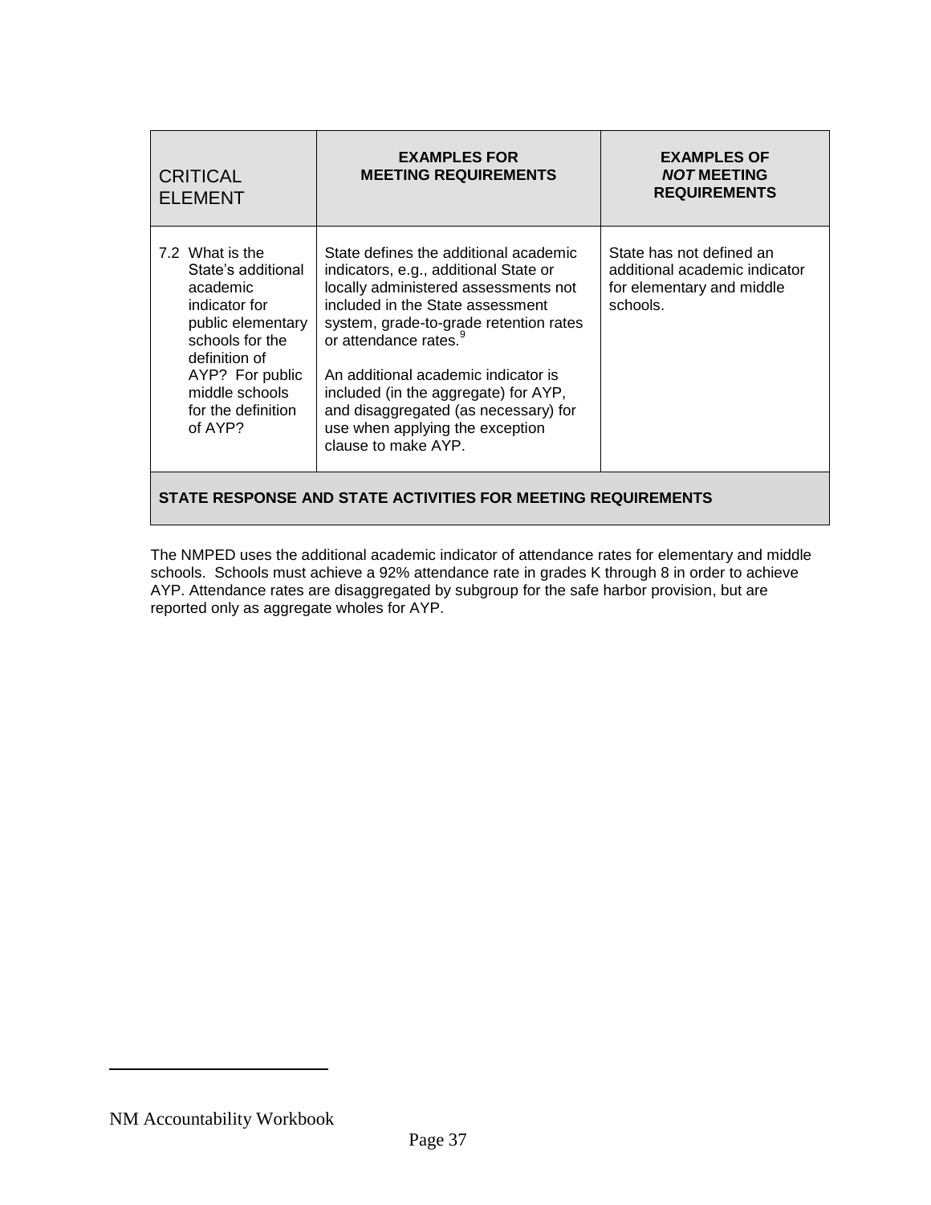| CRITICAL ELEMENT | EXAMPLES FOR MEETING REQUIREMENTS | EXAMPLES OF *NOT* MEETING REQUIREMENTS |
|---|---|---|
| 7.2 What is the State's additional academic indicator for public elementary schools for the definition of AYP? For public middle schools for the definition of AYP? | State defines the additional academic indicators, e.g., additional State or locally administered assessments not included in the State assessment system, grade-to-grade retention rates or attendance rates.[9]<br><br>An additional academic indicator is included (in the aggregate) for AYP, and disaggregated (as necessary) for use when applying the exception clause to make AYP. | State has not defined an additional academic indicator for elementary and middle schools. |

**STATE RESPONSE AND STATE ACTIVITIES FOR MEETING REQUIREMENTS**

The NMPED uses the additional academic indicator of attendance rates for elementary and middle schools. Schools must achieve a 92% attendance rate in grades K through 8 in order to achieve AYP. Attendance rates are disaggregated by subgroup for the safe harbor provision, but are reported only as aggregate wholes for AYP.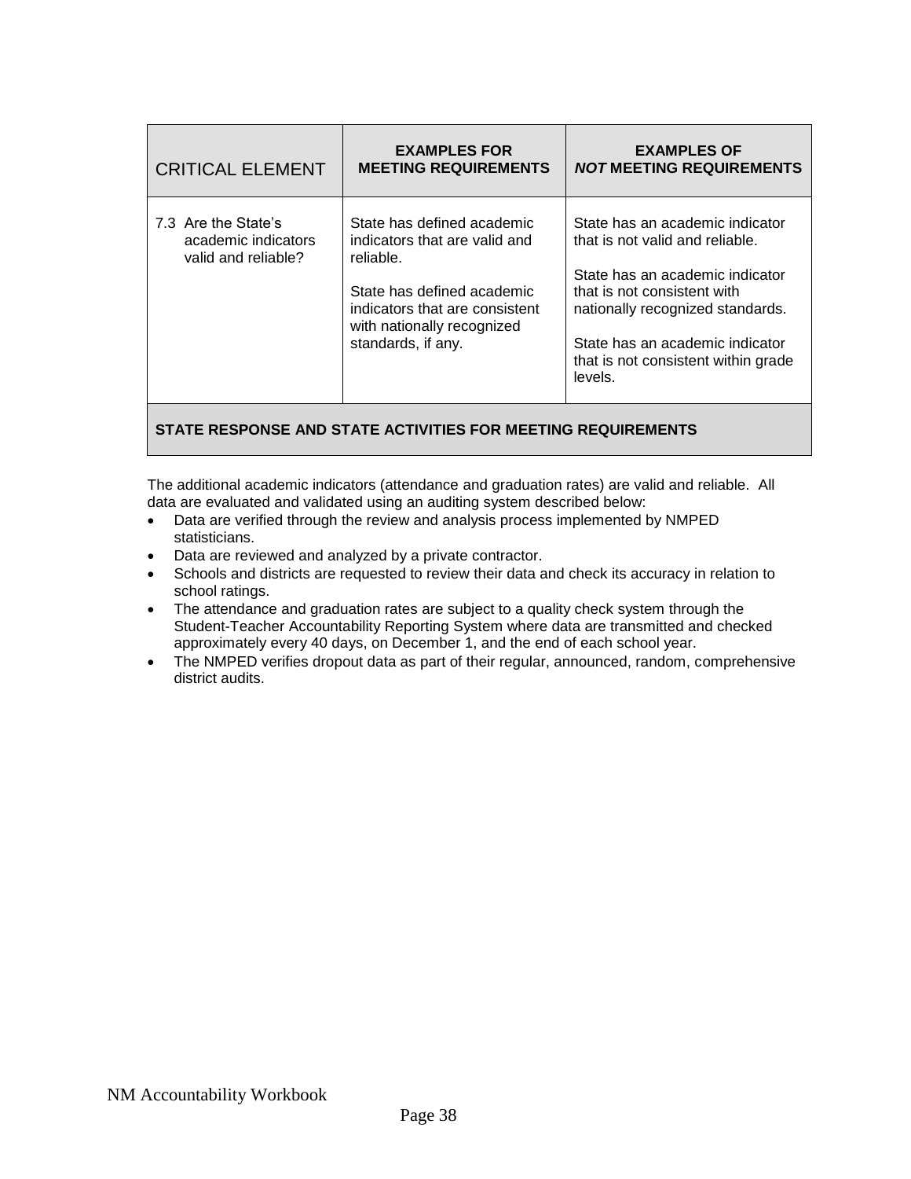| CRITICAL ELEMENT | EXAMPLES FOR MEETING REQUIREMENTS | EXAMPLES OF *NOT* MEETING REQUIREMENTS |
|---|---|---|
| 7.3 Are the State's academic indicators valid and reliable? | State has defined academic indicators that are valid and reliable.<br><br>State has defined academic indicators that are consistent with nationally recognized standards, if any. | State has an academic indicator that is not valid and reliable.<br><br>State has an academic indicator that is not consistent with nationally recognized standards.<br><br>State has an academic indicator that is not consistent within grade levels. |

**STATE RESPONSE AND STATE ACTIVITIES FOR MEETING REQUIREMENTS**

The additional academic indicators (attendance and graduation rates) are valid and reliable. All data are evaluated and validated using an auditing system described below:

- Data are verified through the review and analysis process implemented by NMPED statisticians.
- Data are reviewed and analyzed by a private contractor.
- Schools and districts are requested to review their data and check its accuracy in relation to school ratings.
- The attendance and graduation rates are subject to a quality check system through the Student-Teacher Accountability Reporting System where data are transmitted and checked approximately every 40 days, on December 1, and the end of each school year.
- The NMPED verifies dropout data as part of their regular, announced, random, comprehensive district audits.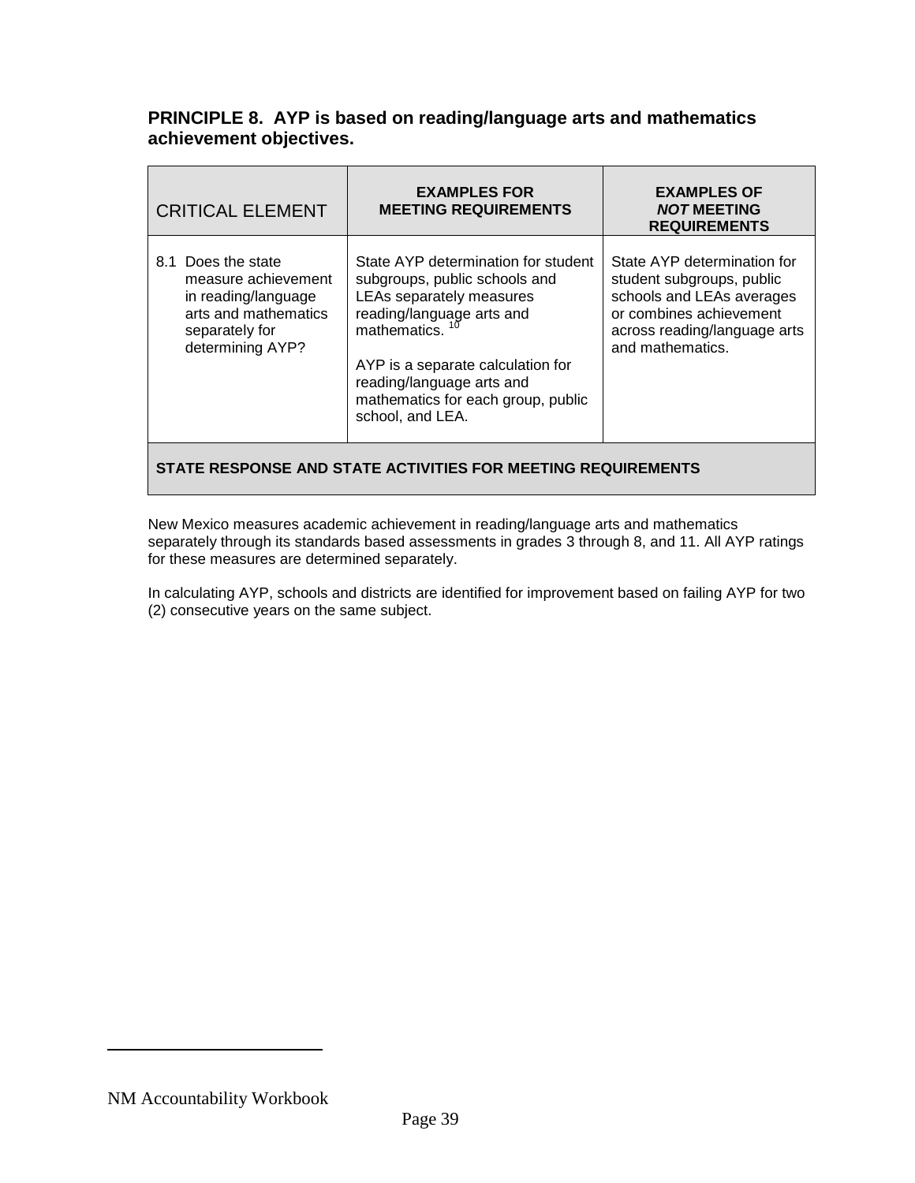## PRINCIPLE 8. AYP is based on reading/language arts and mathematics achievement objectives.

| CRITICAL ELEMENT | EXAMPLES FOR MEETING REQUIREMENTS | EXAMPLES OF *NOT* MEETING REQUIREMENTS |
|---|---|---|
| 8.1 Does the state measure achievement in reading/language arts and mathematics separately for determining AYP? | State AYP determination for student subgroups, public schools and LEAs separately measures reading/language arts and mathematics. [10]<br><br>AYP is a separate calculation for reading/language arts and mathematics for each group, public school, and LEA. | State AYP determination for student subgroups, public schools and LEAs averages or combines achievement across reading/language arts and mathematics. |
| **STATE RESPONSE AND STATE ACTIVITIES FOR MEETING REQUIREMENTS** | | |

New Mexico measures academic achievement in reading/language arts and mathematics separately through its standards based assessments in grades 3 through 8, and 11. All AYP ratings for these measures are determined separately.

In calculating AYP, schools and districts are identified for improvement based on failing AYP for two (2) consecutive years on the same subject.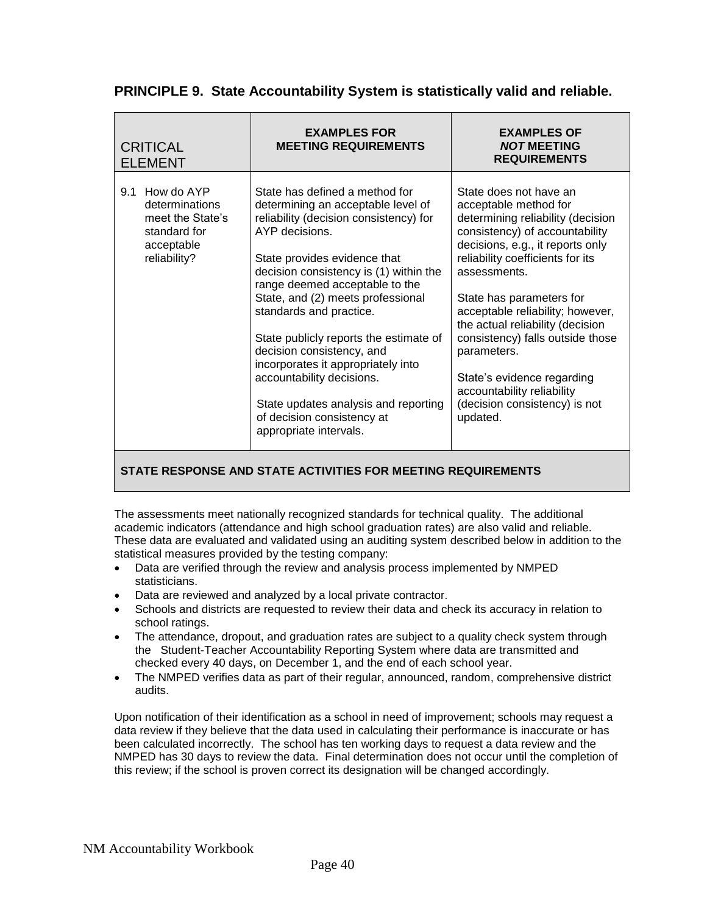## PRINCIPLE 9. State Accountability System is statistically valid and reliable.

| CRITICAL ELEMENT | EXAMPLES FOR MEETING REQUIREMENTS | EXAMPLES OF *NOT* MEETING REQUIREMENTS |
|---|---|---|
| 9.1 How do AYP determinations meet the State's standard for acceptable reliability? | State has defined a method for determining an acceptable level of reliability (decision consistency) for AYP decisions.<br><br>State provides evidence that decision consistency is (1) within the range deemed acceptable to the State, and (2) meets professional standards and practice.<br><br>State publicly reports the estimate of decision consistency, and incorporates it appropriately into accountability decisions.<br><br>State updates analysis and reporting of decision consistency at appropriate intervals. | State does not have an acceptable method for determining reliability (decision consistency) of accountability decisions, e.g., it reports only reliability coefficients for its assessments.<br><br>State has parameters for acceptable reliability; however, the actual reliability (decision consistency) falls outside those parameters.<br><br>State's evidence regarding accountability reliability (decision consistency) is not updated. |

**STATE RESPONSE AND STATE ACTIVITIES FOR MEETING REQUIREMENTS**

The assessments meet nationally recognized standards for technical quality. The additional academic indicators (attendance and high school graduation rates) are also valid and reliable. These data are evaluated and validated using an auditing system described below in addition to the statistical measures provided by the testing company:

- Data are verified through the review and analysis process implemented by NMPED statisticians.
- Data are reviewed and analyzed by a local private contractor.
- Schools and districts are requested to review their data and check its accuracy in relation to school ratings.
- The attendance, dropout, and graduation rates are subject to a quality check system through the Student-Teacher Accountability Reporting System where data are transmitted and checked every 40 days, on December 1, and the end of each school year.
- The NMPED verifies data as part of their regular, announced, random, comprehensive district audits.

Upon notification of their identification as a school in need of improvement; schools may request a data review if they believe that the data used in calculating their performance is inaccurate or has been calculated incorrectly. The school has ten working days to request a data review and the NMPED has 30 days to review the data. Final determination does not occur until the completion of this review; if the school is proven correct its designation will be changed accordingly.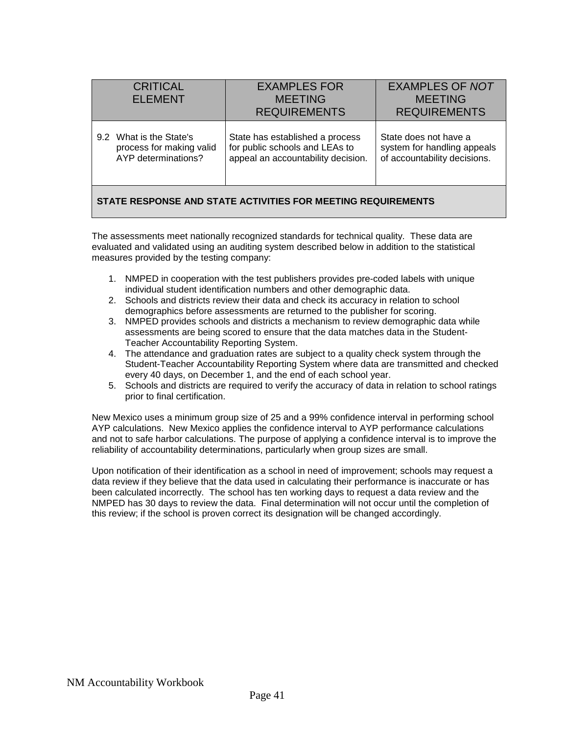| CRITICAL ELEMENT | EXAMPLES FOR MEETING REQUIREMENTS | EXAMPLES OF *NOT* MEETING REQUIREMENTS |
|---|---|---|
| 9.2 What is the State's process for making valid AYP determinations? | State has established a process for public schools and LEAs to appeal an accountability decision. | State does not have a system for handling appeals of accountability decisions. |
| **STATE RESPONSE AND STATE ACTIVITIES FOR MEETING REQUIREMENTS** | | |

The assessments meet nationally recognized standards for technical quality. These data are evaluated and validated using an auditing system described below in addition to the statistical measures provided by the testing company:

1. NMPED in cooperation with the test publishers provides pre-coded labels with unique individual student identification numbers and other demographic data.
2. Schools and districts review their data and check its accuracy in relation to school demographics before assessments are returned to the publisher for scoring.
3. NMPED provides schools and districts a mechanism to review demographic data while assessments are being scored to ensure that the data matches data in the Student-Teacher Accountability Reporting System.
4. The attendance and graduation rates are subject to a quality check system through the Student-Teacher Accountability Reporting System where data are transmitted and checked every 40 days, on December 1, and the end of each school year.
5. Schools and districts are required to verify the accuracy of data in relation to school ratings prior to final certification.

New Mexico uses a minimum group size of 25 and a 99% confidence interval in performing school AYP calculations. New Mexico applies the confidence interval to AYP performance calculations and not to safe harbor calculations. The purpose of applying a confidence interval is to improve the reliability of accountability determinations, particularly when group sizes are small.

Upon notification of their identification as a school in need of improvement; schools may request a data review if they believe that the data used in calculating their performance is inaccurate or has been calculated incorrectly. The school has ten working days to request a data review and the NMPED has 30 days to review the data. Final determination will not occur until the completion of this review; if the school is proven correct its designation will be changed accordingly.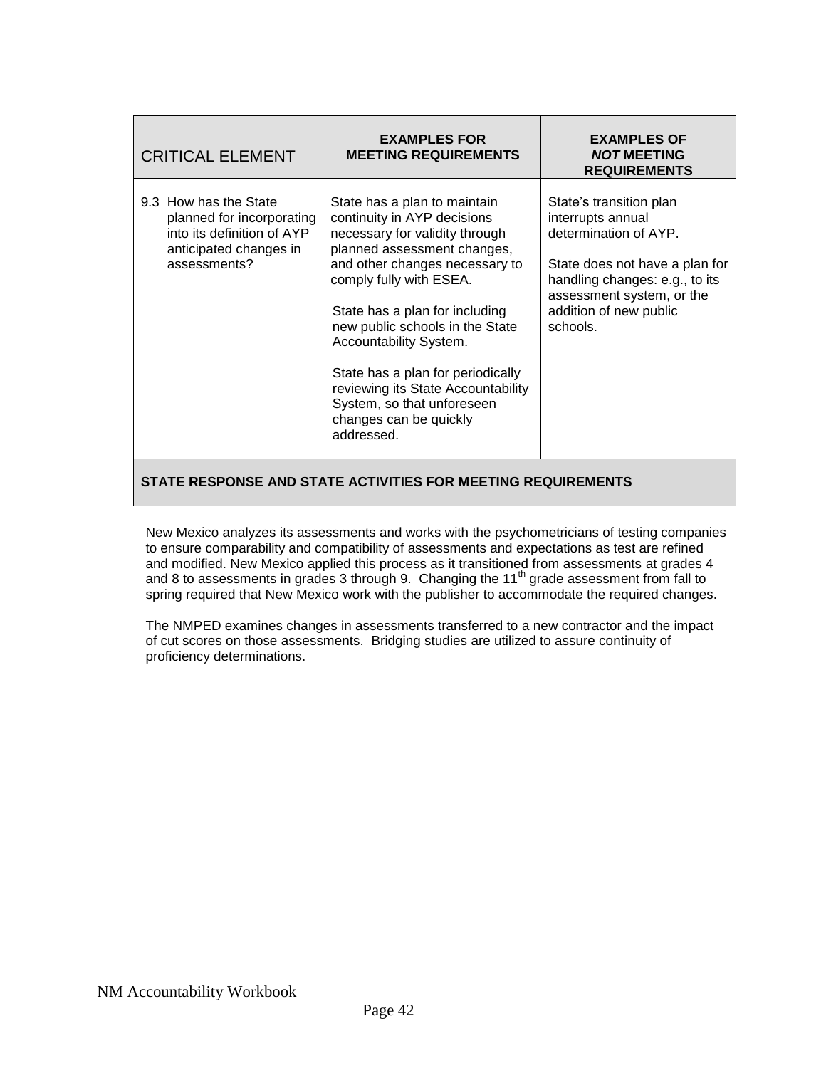| CRITICAL ELEMENT | EXAMPLES FOR MEETING REQUIREMENTS | EXAMPLES OF *NOT* MEETING REQUIREMENTS |
|---|---|---|
| 9.3 How has the State planned for incorporating into its definition of AYP anticipated changes in assessments? | State has a plan to maintain continuity in AYP decisions necessary for validity through planned assessment changes, and other changes necessary to comply fully with ESEA.<br><br>State has a plan for including new public schools in the State Accountability System.<br><br>State has a plan for periodically reviewing its State Accountability System, so that unforeseen changes can be quickly addressed. | State's transition plan interrupts annual determination of AYP.<br><br>State does not have a plan for handling changes: e.g., to its assessment system, or the addition of new public schools. |

**STATE RESPONSE AND STATE ACTIVITIES FOR MEETING REQUIREMENTS**

New Mexico analyzes its assessments and works with the psychometricians of testing companies to ensure comparability and compatibility of assessments and expectations as test are refined and modified. New Mexico applied this process as it transitioned from assessments at grades 4 and 8 to assessments in grades 3 through 9. Changing the 11th grade assessment from fall to spring required that New Mexico work with the publisher to accommodate the required changes.

The NMPED examines changes in assessments transferred to a new contractor and the impact of cut scores on those assessments. Bridging studies are utilized to assure continuity of proficiency determinations.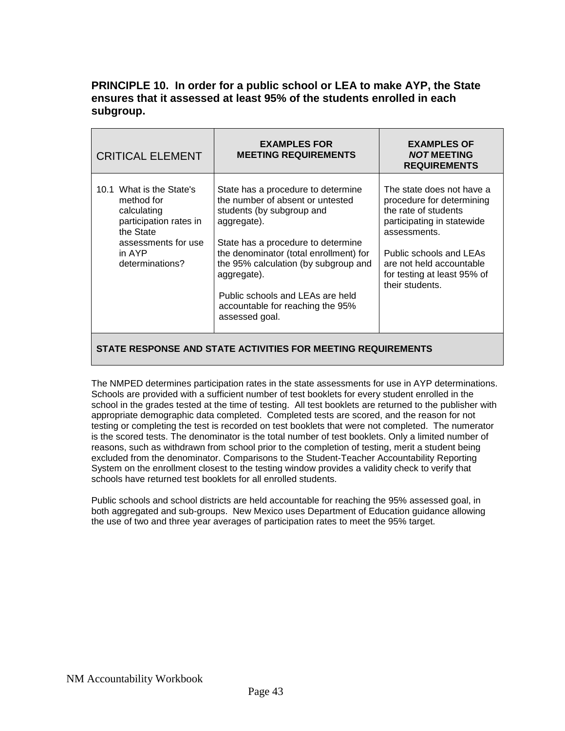**PRINCIPLE 10. In order for a public school or LEA to make AYP, the State ensures that it assessed at least 95% of the students enrolled in each subgroup.**

| CRITICAL ELEMENT | EXAMPLES FOR MEETING REQUIREMENTS | EXAMPLES OF *NOT* MEETING REQUIREMENTS |
|---|---|---|
| 10.1 What is the State's method for calculating participation rates in the State assessments for use in AYP determinations? | State has a procedure to determine the number of absent or untested students (by subgroup and aggregate).<br><br>State has a procedure to determine the denominator (total enrollment) for the 95% calculation (by subgroup and aggregate).<br><br>Public schools and LEAs are held accountable for reaching the 95% assessed goal. | The state does not have a procedure for determining the rate of students participating in statewide assessments.<br><br>Public schools and LEAs are not held accountable for testing at least 95% of their students. |

**STATE RESPONSE AND STATE ACTIVITIES FOR MEETING REQUIREMENTS**

The NMPED determines participation rates in the state assessments for use in AYP determinations. Schools are provided with a sufficient number of test booklets for every student enrolled in the school in the grades tested at the time of testing. All test booklets are returned to the publisher with appropriate demographic data completed. Completed tests are scored, and the reason for not testing or completing the test is recorded on test booklets that were not completed. The numerator is the scored tests. The denominator is the total number of test booklets. Only a limited number of reasons, such as withdrawn from school prior to the completion of testing, merit a student being excluded from the denominator. Comparisons to the Student-Teacher Accountability Reporting System on the enrollment closest to the testing window provides a validity check to verify that schools have returned test booklets for all enrolled students.

Public schools and school districts are held accountable for reaching the 95% assessed goal, in both aggregated and sub-groups. New Mexico uses Department of Education guidance allowing the use of two and three year averages of participation rates to meet the 95% target.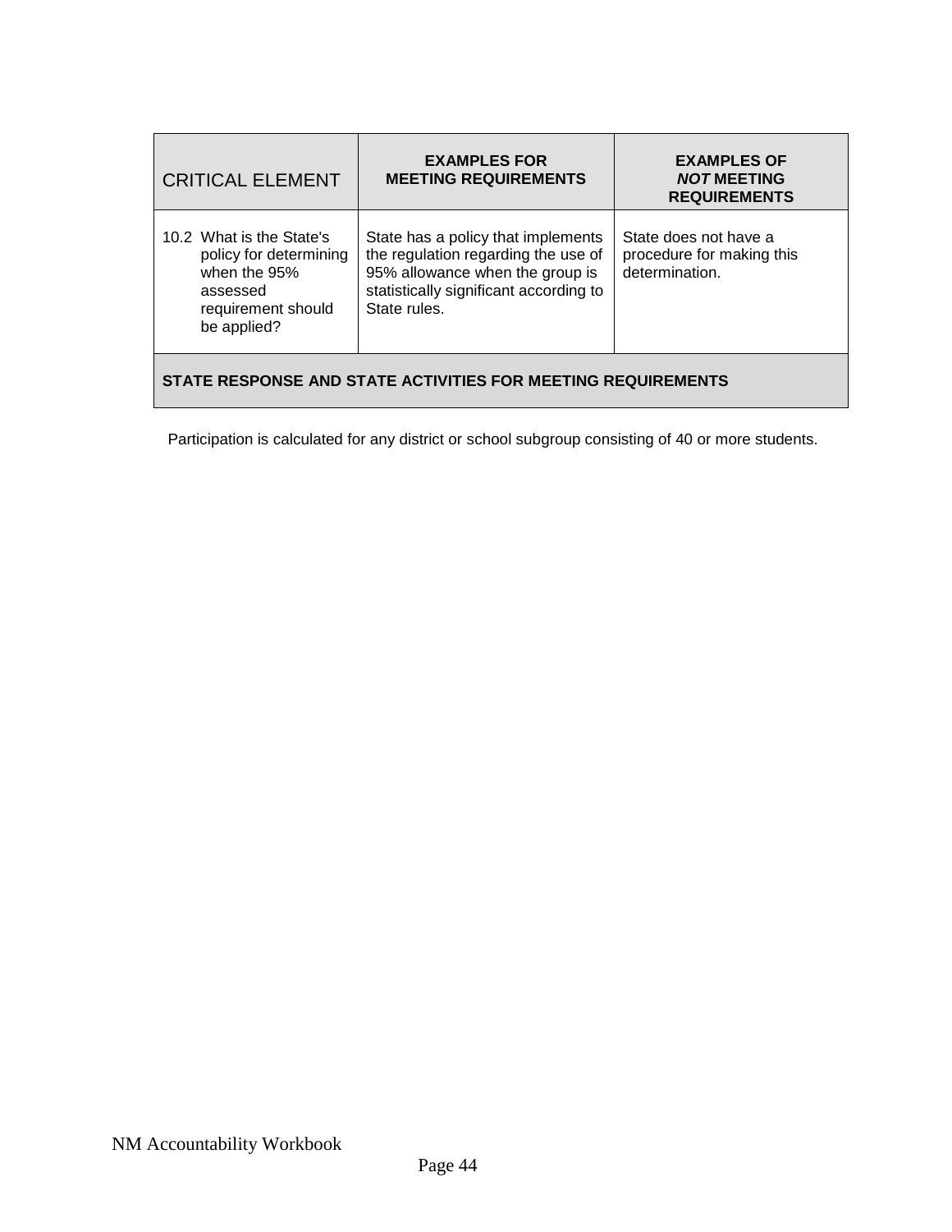| CRITICAL ELEMENT | EXAMPLES FOR MEETING REQUIREMENTS | EXAMPLES OF *NOT* MEETING REQUIREMENTS |
|---|---|---|
| 10.2 What is the State's policy for determining when the 95% assessed requirement should be applied? | State has a policy that implements the regulation regarding the use of 95% allowance when the group is statistically significant according to State rules. | State does not have a procedure for making this determination. |
| **STATE RESPONSE AND STATE ACTIVITIES FOR MEETING REQUIREMENTS** | | |

Participation is calculated for any district or school subgroup consisting of 40 or more students.